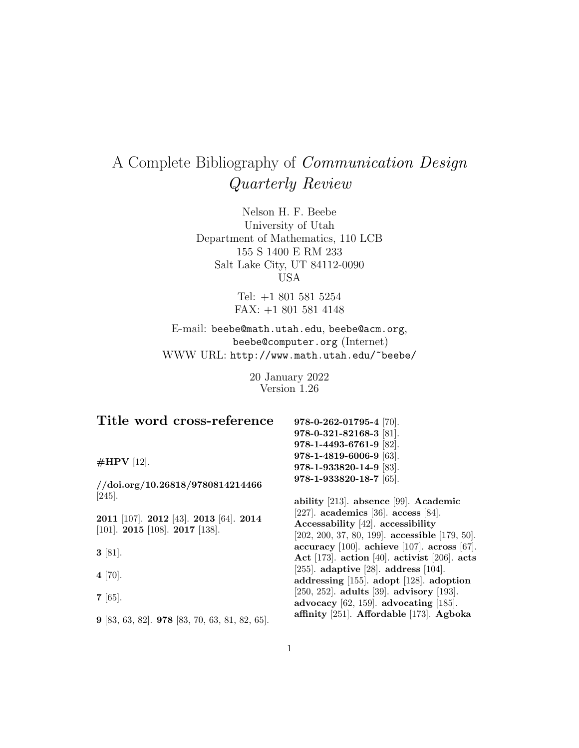# A Complete Bibliography of *Communication Design Quarterly Review*

Nelson H. F. Beebe
University of Utah
Department of Mathematics, 110 LCB
155 S 1400 E RM 233
Salt Lake City, UT 84112-0090
USA

Tel: +1 801 581 5254
FAX: +1 801 581 4148

E-mail: `beebe@math.utah.edu`, `beebe@acm.org`, `beebe@computer.org` (Internet)
WWW URL: `http://www.math.utah.edu/~beebe/`

20 January 2022
Version 1.26

## Title word cross-reference

**#HPV** [12].

**//doi.org/10.26818/9780814214466** [245].

**2011** [107]. **2012** [43]. **2013** [64]. **2014** [101]. **2015** [108]. **2017** [138].

**3** [81].

**4** [70].

**7** [65].

**9** [83, 63, 82]. **978** [83, 70, 63, 81, 82, 65].

**978-0-262-01795-4** [70]. **978-0-321-82168-3** [81]. **978-1-4493-6761-9** [82]. **978-1-4819-6006-9** [63]. **978-1-933820-14-9** [83]. **978-1-933820-18-7** [65].

**ability** [213]. **absence** [99]. **Academic** [227]. **academics** [36]. **access** [84]. **Accessability** [42]. **accessibility** [202, 200, 37, 80, 199]. **accessible** [179, 50]. **accuracy** [100]. **achieve** [107]. **across** [67]. **Act** [173]. **action** [40]. **activist** [206]. **acts** [255]. **adaptive** [28]. **address** [104]. **addressing** [155]. **adopt** [128]. **adoption** [250, 252]. **adults** [39]. **advisory** [193]. **advocacy** [62, 159]. **advocating** [185]. **affinity** [251]. **Affordable** [173]. **Agboka**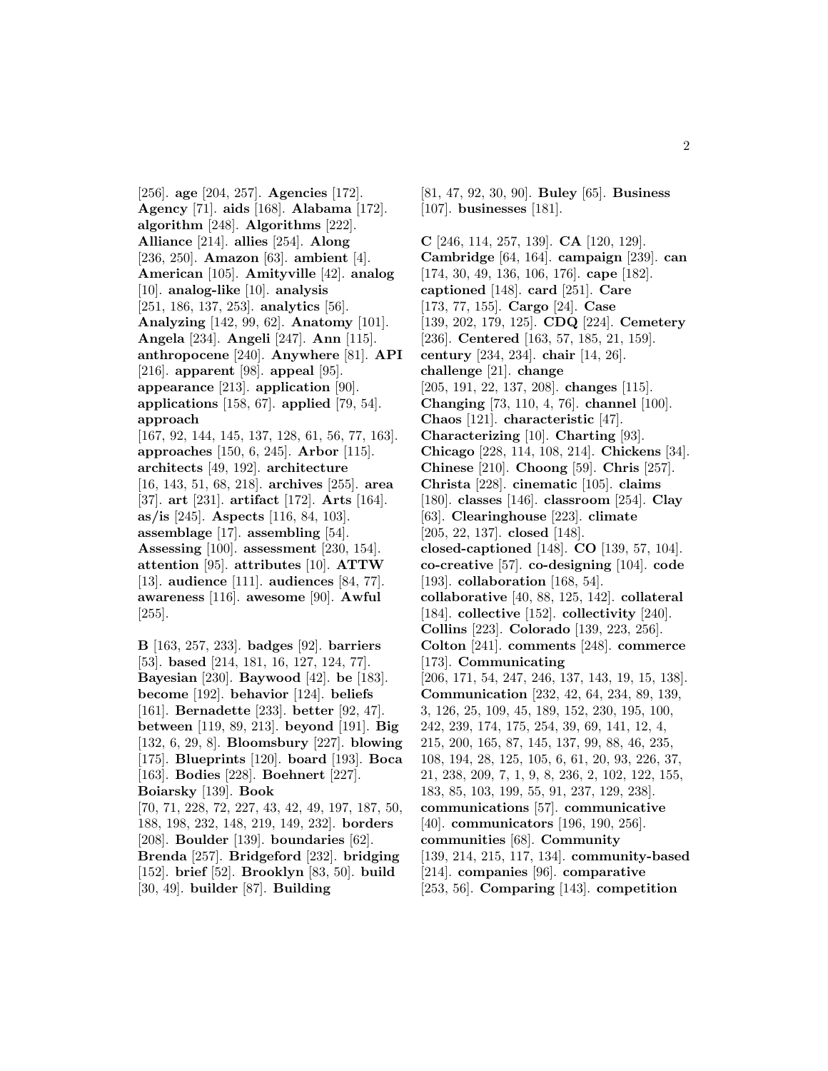[256]. **age** [204, 257]. **Agencies** [172]. **Agency** [71]. **aids** [168]. **Alabama** [172]. **algorithm** [248]. **Algorithms** [222]. **Alliance** [214]. **allies** [254]. **Along** [236, 250]. **Amazon** [63]. **ambient** [4]. **American** [105]. **Amityville** [42]. **analog** [10]. **analog-like** [10]. **analysis** [251, 186, 137, 253]. **analytics** [56]. **Analyzing** [142, 99, 62]. **Anatomy** [101]. **Angela** [234]. **Angeli** [247]. **Ann** [115]. **anthropocene** [240]. **Anywhere** [81]. **API** [216]. **apparent** [98]. **appeal** [95]. **appearance** [213]. **application** [90]. **applications** [158, 67]. **applied** [79, 54]. **approach** [167, 92, 144, 145, 137, 128, 61, 56, 77, 163]. **approaches** [150, 6, 245]. **Arbor** [115]. **architects** [49, 192]. **architecture** [16, 143, 51, 68, 218]. **archives** [255]. **area** [37]. **art** [231]. **artifact** [172]. **Arts** [164]. **as/is** [245]. **Aspects** [116, 84, 103]. **assemblage** [17]. **assembling** [54]. **Assessing** [100]. **assessment** [230, 154]. **attention** [95]. **attributes** [10]. **ATTW** [13]. **audience** [111]. **audiences** [84, 77]. **awareness** [116]. **awesome** [90]. **Awful** [255].

**B** [163, 257, 233]. **badges** [92]. **barriers** [53]. **based** [214, 181, 16, 127, 124, 77]. **Bayesian** [230]. **Baywood** [42]. **be** [183]. **become** [192]. **behavior** [124]. **beliefs** [161]. **Bernadette** [233]. **better** [92, 47]. **between** [119, 89, 213]. **beyond** [191]. **Big** [132, 6, 29, 8]. **Bloomsbury** [227]. **blowing** [175]. **Blueprints** [120]. **board** [193]. **Boca** [163]. **Bodies** [228]. **Boehnert** [227]. **Boiarsky** [139]. **Book** [70, 71, 228, 72, 227, 43, 42, 49, 197, 187, 50, 188, 198, 232, 148, 219, 149, 232]. **borders** [208]. **Boulder** [139]. **boundaries** [62]. **Brenda** [257]. **Bridgeford** [232]. **bridging** [152]. **brief** [52]. **Brooklyn** [83, 50]. **build** [30, 49]. **builder** [87]. **Building** [81, 47, 92, 30, 90]. **Buley** [65]. **Business** [107]. **businesses** [181].

**C** [246, 114, 257, 139]. **CA** [120, 129]. **Cambridge** [64, 164]. **campaign** [239]. **can** [174, 30, 49, 136, 106, 176]. **cape** [182]. **captioned** [148]. **card** [251]. **Care** [173, 77, 155]. **Cargo** [24]. **Case** [139, 202, 179, 125]. **CDQ** [224]. **Cemetery** [236]. **Centered** [163, 57, 185, 21, 159]. **century** [234, 234]. **chair** [14, 26]. **challenge** [21]. **change** [205, 191, 22, 137, 208]. **changes** [115]. **Changing** [73, 110, 4, 76]. **channel** [100]. **Chaos** [121]. **characteristic** [47]. **Characterizing** [10]. **Charting** [93]. **Chicago** [228, 114, 108, 214]. **Chickens** [34]. **Chinese** [210]. **Choong** [59]. **Chris** [257]. **Christa** [228]. **cinematic** [105]. **claims** [180]. **classes** [146]. **classroom** [254]. **Clay** [63]. **Clearinghouse** [223]. **climate** [205, 22, 137]. **closed** [148]. **closed-captioned** [148]. **CO** [139, 57, 104]. **co-creative** [57]. **co-designing** [104]. **code** [193]. **collaboration** [168, 54]. **collaborative** [40, 88, 125, 142]. **collateral** [184]. **collective** [152]. **collectivity** [240]. **Collins** [223]. **Colorado** [139, 223, 256]. **Colton** [241]. **comments** [248]. **commerce** [173]. **Communicating** [206, 171, 54, 247, 246, 137, 143, 19, 15, 138]. **Communication** [232, 42, 64, 234, 89, 139, 3, 126, 25, 109, 45, 189, 152, 230, 195, 100, 242, 239, 174, 175, 254, 39, 69, 141, 12, 4, 215, 200, 165, 87, 145, 137, 99, 88, 46, 235, 108, 194, 28, 125, 105, 6, 61, 20, 93, 226, 37, 21, 238, 209, 7, 1, 9, 8, 236, 2, 102, 122, 155, 183, 85, 103, 199, 55, 91, 237, 129, 238]. **communications** [57]. **communicative** [40]. **communicators** [196, 190, 256]. **communities** [68]. **Community** [139, 214, 215, 117, 134]. **community-based** [214]. **companies** [96]. **comparative** [253, 56]. **Comparing** [143]. **competition**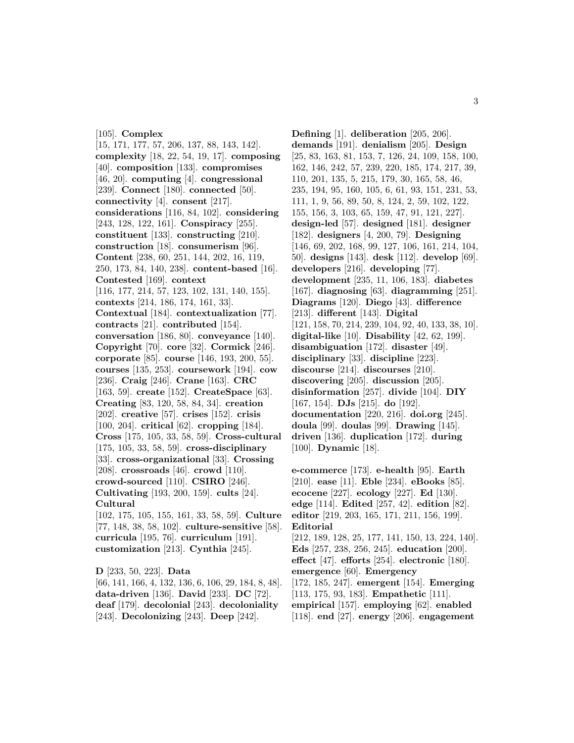[105]. **Complex** [15, 171, 177, 57, 206, 137, 88, 143, 142]. **complexity** [18, 22, 54, 19, 17]. **composing** [40]. **composition** [133]. **compromises** [46, 20]. **computing** [4]. **congressional** [239]. **Connect** [180]. **connected** [50]. **connectivity** [4]. **consent** [217]. **considerations** [116, 84, 102]. **considering** [243, 128, 122, 161]. **Conspiracy** [255]. **constituent** [133]. **constructing** [210]. **construction** [18]. **consumerism** [96]. **Content** [238, 60, 251, 144, 202, 16, 119, 250, 173, 84, 140, 238]. **content-based** [16]. **Contested** [169]. **context** [116, 177, 214, 57, 123, 102, 131, 140, 155]. **contexts** [214, 186, 174, 161, 33]. **Contextual** [184]. **contextualization** [77]. **contracts** [21]. **contributed** [154]. **conversation** [186, 80]. **conveyance** [140]. **Copyright** [70]. **core** [32]. **Cormick** [246]. **corporate** [85]. **course** [146, 193, 200, 55]. **courses** [135, 253]. **coursework** [194]. **cow** [236]. **Craig** [246]. **Crane** [163]. **CRC** [163, 59]. **create** [152]. **CreateSpace** [63]. **Creating** [83, 120, 58, 84, 34]. **creation** [202]. **creative** [57]. **crises** [152]. **crisis** [100, 204]. **critical** [62]. **cropping** [184]. **Cross** [175, 105, 33, 58, 59]. **Cross-cultural** [175, 105, 33, 58, 59]. **cross-disciplinary** [33]. **cross-organizational** [33]. **Crossing** [208]. **crossroads** [46]. **crowd** [110]. **crowd-sourced** [110]. **CSIRO** [246]. **Cultivating** [193, 200, 159]. **cults** [24]. **Cultural** [102, 175, 105, 155, 161, 33, 58, 59]. **Culture** [77, 148, 38, 58, 102]. **culture-sensitive** [58]. **curricula** [195, 76]. **curriculum** [191]. **customization** [213]. **Cynthia** [245].

**D** [233, 50, 223]. **Data** [66, 141, 166, 4, 132, 136, 6, 106, 29, 184, 8, 48]. **data-driven** [136]. **David** [233]. **DC** [72]. **deaf** [179]. **decolonial** [243]. **decoloniality** [243]. **Decolonizing** [243]. **Deep** [242]. **Defining** [1]. **deliberation** [205, 206]. **demands** [191]. **denialism** [205]. **Design** [25, 83, 163, 81, 153, 7, 126, 24, 109, 158, 100, 162, 146, 242, 57, 239, 220, 185, 174, 217, 39, 110, 201, 135, 5, 215, 179, 30, 165, 58, 46, 235, 194, 95, 160, 105, 6, 61, 93, 151, 231, 53, 111, 1, 9, 56, 89, 50, 8, 124, 2, 59, 102, 122, 155, 156, 3, 103, 65, 159, 47, 91, 121, 227]. **design-led** [57]. **designed** [181]. **designer** [182]. **designers** [4, 200, 79]. **Designing** [146, 69, 202, 168, 99, 127, 106, 161, 214, 104, 50]. **designs** [143]. **desk** [112]. **develop** [69]. **developers** [216]. **developing** [77]. **development** [235, 11, 106, 183]. **diabetes** [167]. **diagnosing** [63]. **diagramming** [251]. **Diagrams** [120]. **Diego** [43]. **difference** [213]. **different** [143]. **Digital** [121, 158, 70, 214, 239, 104, 92, 40, 133, 38, 10]. **digital-like** [10]. **Disability** [42, 62, 199]. **disambiguation** [172]. **disaster** [49]. **disciplinary** [33]. **discipline** [223]. **discourse** [214]. **discourses** [210]. **discovering** [205]. **discussion** [205]. **disinformation** [257]. **divide** [104]. **DIY** [167, 154]. **DJs** [215]. **do** [192]. **documentation** [220, 216]. **doi.org** [245]. **doula** [99]. **doulas** [99]. **Drawing** [145]. **driven** [136]. **duplication** [172]. **during** [100]. **Dynamic** [18].

**e-commerce** [173]. **e-health** [95]. **Earth** [210]. **ease** [11]. **Eble** [234]. **eBooks** [85]. **ecocene** [227]. **ecology** [227]. **Ed** [130]. **edge** [114]. **Edited** [257, 42]. **edition** [82]. **editor** [219, 203, 165, 171, 211, 156, 199]. **Editorial** [212, 189, 128, 25, 177, 141, 150, 13, 224, 140]. **Eds** [257, 238, 256, 245]. **education** [200]. **effect** [47]. **efforts** [254]. **electronic** [180]. **emergence** [60]. **Emergency** [172, 185, 247]. **emergent** [154]. **Emerging** [113, 175, 93, 183]. **Empathetic** [111]. **empirical** [157]. **employing** [62]. **enabled** [118]. **end** [27]. **energy** [206]. **engagement**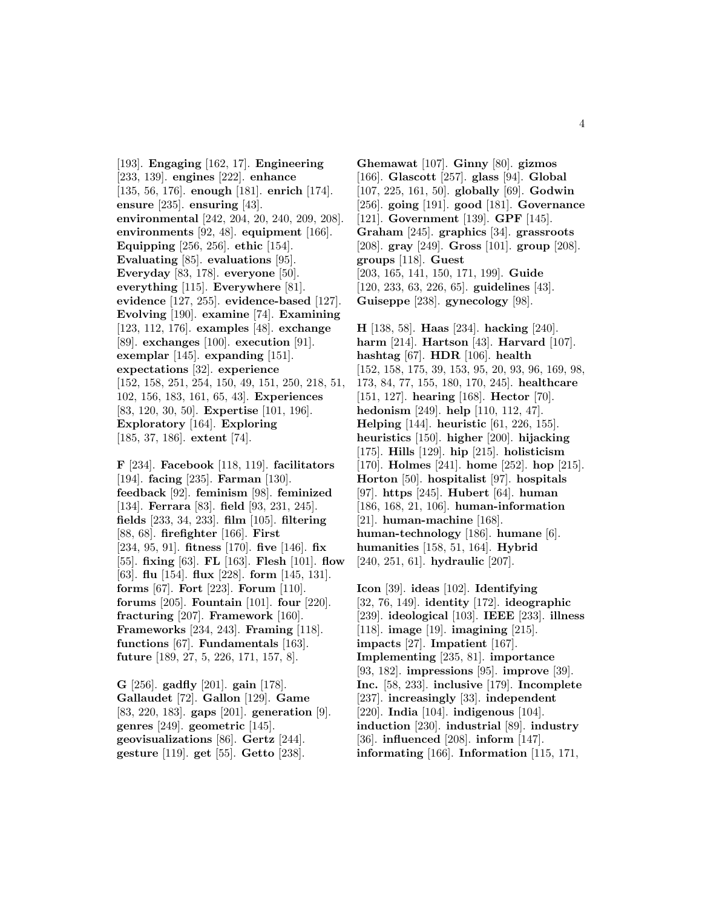[193]. **Engaging** [162, 17]. **Engineering** [233, 139]. **engines** [222]. **enhance** [135, 56, 176]. **enough** [181]. **enrich** [174]. **ensure** [235]. **ensuring** [43]. **environmental** [242, 204, 20, 240, 209, 208]. **environments** [92, 48]. **equipment** [166]. **Equipping** [256, 256]. **ethic** [154]. **Evaluating** [85]. **evaluations** [95]. **Everyday** [83, 178]. **everyone** [50]. **everything** [115]. **Everywhere** [81]. **evidence** [127, 255]. **evidence-based** [127]. **Evolving** [190]. **examine** [74]. **Examining** [123, 112, 176]. **examples** [48]. **exchange** [89]. **exchanges** [100]. **execution** [91]. **exemplar** [145]. **expanding** [151]. **expectations** [32]. **experience** [152, 158, 251, 254, 150, 49, 151, 250, 218, 51, 102, 156, 183, 161, 65, 43]. **Experiences** [83, 120, 30, 50]. **Expertise** [101, 196]. **Exploratory** [164]. **Exploring** [185, 37, 186]. **extent** [74].

**F** [234]. **Facebook** [118, 119]. **facilitators** [194]. **facing** [235]. **Farman** [130]. **feedback** [92]. **feminism** [98]. **feminized** [134]. **Ferrara** [83]. **field** [93, 231, 245]. **fields** [233, 34, 233]. **film** [105]. **filtering** [88, 68]. **firefighter** [166]. **First** [234, 95, 91]. **fitness** [170]. **five** [146]. **fix** [55]. **fixing** [63]. **FL** [163]. **Flesh** [101]. **flow** [63]. **flu** [154]. **flux** [228]. **form** [145, 131]. **forms** [67]. **Fort** [223]. **Forum** [110]. **forums** [205]. **Fountain** [101]. **four** [220]. **fracturing** [207]. **Framework** [160]. **Frameworks** [234, 243]. **Framing** [118]. **functions** [67]. **Fundamentals** [163]. **future** [189, 27, 5, 226, 171, 157, 8].

**G** [256]. **gadfly** [201]. **gain** [178]. **Gallaudet** [72]. **Gallon** [129]. **Game** [83, 220, 183]. **gaps** [201]. **generation** [9]. **genres** [249]. **geometric** [145]. **geovisualizations** [86]. **Gertz** [244]. **gesture** [119]. **get** [55]. **Getto** [238]. **Ghemawat** [107]. **Ginny** [80]. **gizmos** [166]. **Glascott** [257]. **glass** [94]. **Global** [107, 225, 161, 50]. **globally** [69]. **Godwin** [256]. **going** [191]. **good** [181]. **Governance** [121]. **Government** [139]. **GPF** [145]. **Graham** [245]. **graphics** [34]. **grassroots** [208]. **gray** [249]. **Gross** [101]. **group** [208]. **groups** [118]. **Guest** [203, 165, 141, 150, 171, 199]. **Guide** [120, 233, 63, 226, 65]. **guidelines** [43]. **Guiseppe** [238]. **gynecology** [98].

**H** [138, 58]. **Haas** [234]. **hacking** [240]. **harm** [214]. **Hartson** [43]. **Harvard** [107]. **hashtag** [67]. **HDR** [106]. **health** [152, 158, 175, 39, 153, 95, 20, 93, 96, 169, 98, 173, 84, 77, 155, 180, 170, 245]. **healthcare** [151, 127]. **hearing** [168]. **Hector** [70]. **hedonism** [249]. **help** [110, 112, 47]. **Helping** [144]. **heuristic** [61, 226, 155]. **heuristics** [150]. **higher** [200]. **hijacking** [175]. **Hills** [129]. **hip** [215]. **holisticism** [170]. **Holmes** [241]. **home** [252]. **hop** [215]. **Horton** [50]. **hospitalist** [97]. **hospitals** [97]. **https** [245]. **Hubert** [64]. **human** [186, 168, 21, 106]. **human-information** [21]. **human-machine** [168]. **human-technology** [186]. **humane** [6]. **humanities** [158, 51, 164]. **Hybrid** [240, 251, 61]. **hydraulic** [207].

**Icon** [39]. **ideas** [102]. **Identifying** [32, 76, 149]. **identity** [172]. **ideographic** [239]. **ideological** [103]. **IEEE** [233]. **illness** [118]. **image** [19]. **imagining** [215]. **impacts** [27]. **Impatient** [167]. **Implementing** [235, 81]. **importance** [93, 182]. **impressions** [95]. **improve** [39]. **Inc.** [58, 233]. **inclusive** [179]. **Incomplete** [237]. **increasingly** [33]. **independent** [220]. **India** [104]. **indigenous** [104]. **induction** [230]. **industrial** [89]. **industry** [36]. **influenced** [208]. **inform** [147]. **informating** [166]. **Information** [115, 171,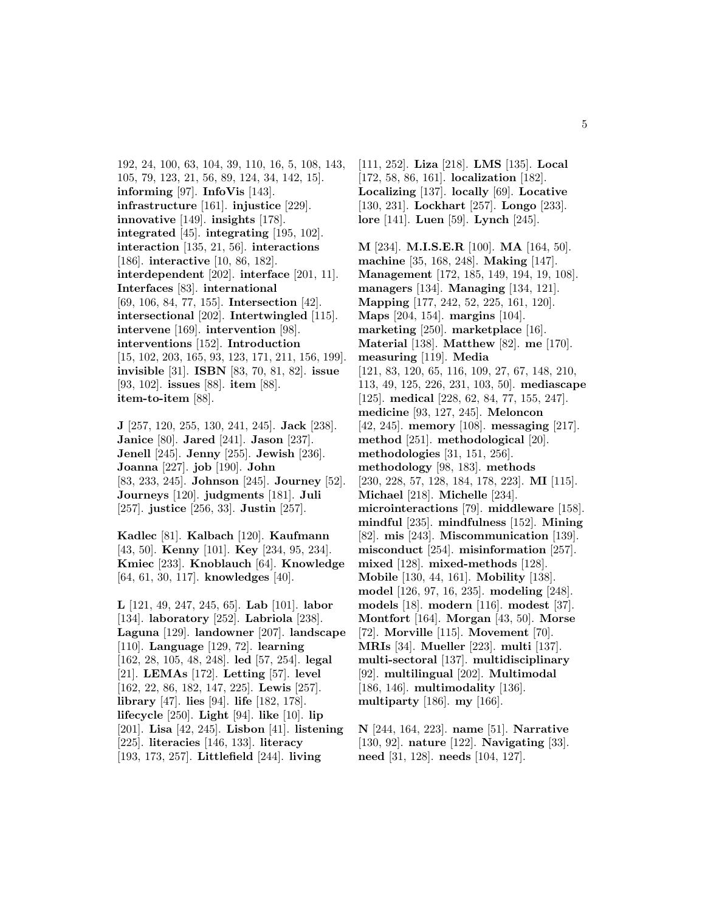192, 24, 100, 63, 104, 39, 110, 16, 5, 108, 143, 105, 79, 123, 21, 56, 89, 124, 34, 142, 15]. **informing** [97]. **InfoVis** [143]. **infrastructure** [161]. **injustice** [229]. **innovative** [149]. **insights** [178]. **integrated** [45]. **integrating** [195, 102]. **interaction** [135, 21, 56]. **interactions** [186]. **interactive** [10, 86, 182]. **interdependent** [202]. **interface** [201, 11]. **Interfaces** [83]. **international** [69, 106, 84, 77, 155]. **Intersection** [42]. **intersectional** [202]. **Intertwingled** [115]. **intervene** [169]. **intervention** [98]. **interventions** [152]. **Introduction** [15, 102, 203, 165, 93, 123, 171, 211, 156, 199]. **invisible** [31]. **ISBN** [83, 70, 81, 82]. **issue** [93, 102]. **issues** [88]. **item** [88]. **item-to-item** [88].

**J** [257, 120, 255, 130, 241, 245]. **Jack** [238]. **Janice** [80]. **Jared** [241]. **Jason** [237]. **Jenell** [245]. **Jenny** [255]. **Jewish** [236]. **Joanna** [227]. **job** [190]. **John** [83, 233, 245]. **Johnson** [245]. **Journey** [52]. **Journeys** [120]. **judgments** [181]. **Juli** [257]. **justice** [256, 33]. **Justin** [257].

**Kadlec** [81]. **Kalbach** [120]. **Kaufmann** [43, 50]. **Kenny** [101]. **Key** [234, 95, 234]. **Kmiec** [233]. **Knoblauch** [64]. **Knowledge** [64, 61, 30, 117]. **knowledges** [40].

**L** [121, 49, 247, 245, 65]. **Lab** [101]. **labor** [134]. **laboratory** [252]. **Labriola** [238]. **Laguna** [129]. **landowner** [207]. **landscape** [110]. **Language** [129, 72]. **learning** [162, 28, 105, 48, 248]. **led** [57, 254]. **legal** [21]. **LEMAs** [172]. **Letting** [57]. **level** [162, 22, 86, 182, 147, 225]. **Lewis** [257]. **library** [47]. **lies** [94]. **life** [182, 178]. **lifecycle** [250]. **Light** [94]. **like** [10]. **lip** [201]. **Lisa** [42, 245]. **Lisbon** [41]. **listening** [225]. **literacies** [146, 133]. **literacy** [193, 173, 257]. **Littlefield** [244]. **living** [111, 252]. **Liza** [218]. **LMS** [135]. **Local** [172, 58, 86, 161]. **localization** [182]. **Localizing** [137]. **locally** [69]. **Locative** [130, 231]. **Lockhart** [257]. **Longo** [233]. **lore** [141]. **Luen** [59]. **Lynch** [245].

**M** [234]. **M.I.S.E.R** [100]. **MA** [164, 50]. **machine** [35, 168, 248]. **Making** [147]. **Management** [172, 185, 149, 194, 19, 108]. **managers** [134]. **Managing** [134, 121]. **Mapping** [177, 242, 52, 225, 161, 120]. **Maps** [204, 154]. **margins** [104]. **marketing** [250]. **marketplace** [16]. **Material** [138]. **Matthew** [82]. **me** [170]. **measuring** [119]. **Media** [121, 83, 120, 65, 116, 109, 27, 67, 148, 210, 113, 49, 125, 226, 231, 103, 50]. **mediascape** [125]. **medical** [228, 62, 84, 77, 155, 247]. **medicine** [93, 127, 245]. **Meloncon** [42, 245]. **memory** [108]. **messaging** [217]. **method** [251]. **methodological** [20]. **methodologies** [31, 151, 256]. **methodology** [98, 183]. **methods** [230, 228, 57, 128, 184, 178, 223]. **MI** [115]. **Michael** [218]. **Michelle** [234]. **microinteractions** [79]. **middleware** [158]. **mindful** [235]. **mindfulness** [152]. **Mining** [82]. **mis** [243]. **Miscommunication** [139]. **misconduct** [254]. **misinformation** [257]. **mixed** [128]. **mixed-methods** [128]. **Mobile** [130, 44, 161]. **Mobility** [138]. **model** [126, 97, 16, 235]. **modeling** [248]. **models** [18]. **modern** [116]. **modest** [37]. **Montfort** [164]. **Morgan** [43, 50]. **Morse** [72]. **Morville** [115]. **Movement** [70]. **MRIs** [34]. **Mueller** [223]. **multi** [137]. **multi-sectoral** [137]. **multidisciplinary** [92]. **multilingual** [202]. **Multimodal** [186, 146]. **multimodality** [136]. **multiparty** [186]. **my** [166].

**N** [244, 164, 223]. **name** [51]. **Narrative** [130, 92]. **nature** [122]. **Navigating** [33]. **need** [31, 128]. **needs** [104, 127].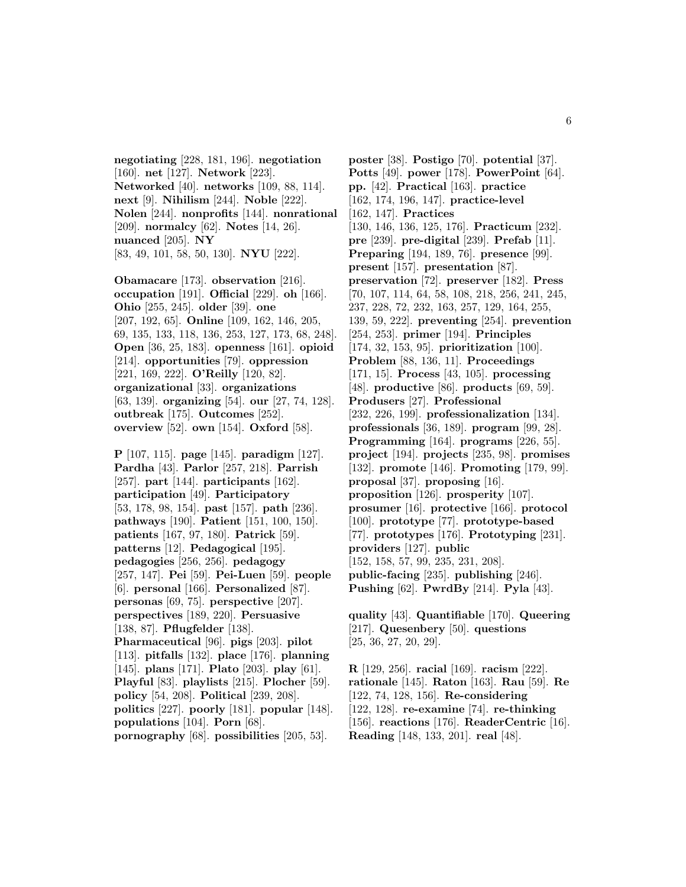**negotiating** [228, 181, 196]. **negotiation** [160]. **net** [127]. **Network** [223]. **Networked** [40]. **networks** [109, 88, 114]. **next** [9]. **Nihilism** [244]. **Noble** [222]. **Nolen** [244]. **nonprofits** [144]. **nonrational** [209]. **normalcy** [62]. **Notes** [14, 26]. **nuanced** [205]. **NY** [83, 49, 101, 58, 50, 130]. **NYU** [222].

**Obamacare** [173]. **observation** [216]. **occupation** [191]. **Official** [229]. **oh** [166]. **Ohio** [255, 245]. **older** [39]. **one** [207, 192, 65]. **Online** [109, 162, 146, 205, 69, 135, 133, 118, 136, 253, 127, 173, 68, 248]. **Open** [36, 25, 183]. **openness** [161]. **opioid** [214]. **opportunities** [79]. **oppression** [221, 169, 222]. **O'Reilly** [120, 82]. **organizational** [33]. **organizations** [63, 139]. **organizing** [54]. **our** [27, 74, 128]. **outbreak** [175]. **Outcomes** [252]. **overview** [52]. **own** [154]. **Oxford** [58].

**P** [107, 115]. **page** [145]. **paradigm** [127]. **Pardha** [43]. **Parlor** [257, 218]. **Parrish** [257]. **part** [144]. **participants** [162]. **participation** [49]. **Participatory** [53, 178, 98, 154]. **past** [157]. **path** [236]. **pathways** [190]. **Patient** [151, 100, 150]. **patients** [167, 97, 180]. **Patrick** [59]. **patterns** [12]. **Pedagogical** [195]. **pedagogies** [256, 256]. **pedagogy** [257, 147]. **Pei** [59]. **Pei-Luen** [59]. **people** [6]. **personal** [166]. **Personalized** [87]. **personas** [69, 75]. **perspective** [207]. **perspectives** [189, 220]. **Persuasive** [138, 87]. **Pflugfelder** [138]. **Pharmaceutical** [96]. **pigs** [203]. **pilot** [113]. **pitfalls** [132]. **place** [176]. **planning** [145]. **plans** [171]. **Plato** [203]. **play** [61]. **Playful** [83]. **playlists** [215]. **Plocher** [59]. **policy** [54, 208]. **Political** [239, 208]. **politics** [227]. **poorly** [181]. **popular** [148]. **populations** [104]. **Porn** [68]. **pornography** [68]. **possibilities** [205, 53]. **poster** [38]. **Postigo** [70]. **potential** [37]. **Potts** [49]. **power** [178]. **PowerPoint** [64]. **pp.** [42]. **Practical** [163]. **practice** [162, 174, 196, 147]. **practice-level** [162, 147]. **Practices** [130, 146, 136, 125, 176]. **Practicum** [232]. **pre** [239]. **pre-digital** [239]. **Prefab** [11]. **Preparing** [194, 189, 76]. **presence** [99]. **present** [157]. **presentation** [87]. **preservation** [72]. **preserver** [182]. **Press** [70, 107, 114, 64, 58, 108, 218, 256, 241, 245, 237, 228, 72, 232, 163, 257, 129, 164, 255, 139, 59, 222]. **preventing** [254]. **prevention** [254, 253]. **primer** [194]. **Principles** [174, 32, 153, 95]. **prioritization** [100]. **Problem** [88, 136, 11]. **Proceedings** [171, 15]. **Process** [43, 105]. **processing** [48]. **productive** [86]. **products** [69, 59]. **Produsers** [27]. **Professional** [232, 226, 199]. **professionalization** [134]. **professionals** [36, 189]. **program** [99, 28]. **Programming** [164]. **programs** [226, 55]. **project** [194]. **projects** [235, 98]. **promises** [132]. **promote** [146]. **Promoting** [179, 99]. **proposal** [37]. **proposing** [16]. **proposition** [126]. **prosperity** [107]. **prosumer** [16]. **protective** [166]. **protocol** [100]. **prototype** [77]. **prototype-based** [77]. **prototypes** [176]. **Prototyping** [231]. **providers** [127]. **public** [152, 158, 57, 99, 235, 231, 208]. **public-facing** [235]. **publishing** [246]. **Pushing** [62]. **PwrdBy** [214]. **Pyla** [43].

**quality** [43]. **Quantifiable** [170]. **Queering** [217]. **Quesenbery** [50]. **questions** [25, 36, 27, 20, 29].

**R** [129, 256]. **racial** [169]. **racism** [222]. **rationale** [145]. **Raton** [163]. **Rau** [59]. **Re** [122, 74, 128, 156]. **Re-considering** [122, 128]. **re-examine** [74]. **re-thinking** [156]. **reactions** [176]. **ReaderCentric** [16]. **Reading** [148, 133, 201]. **real** [48].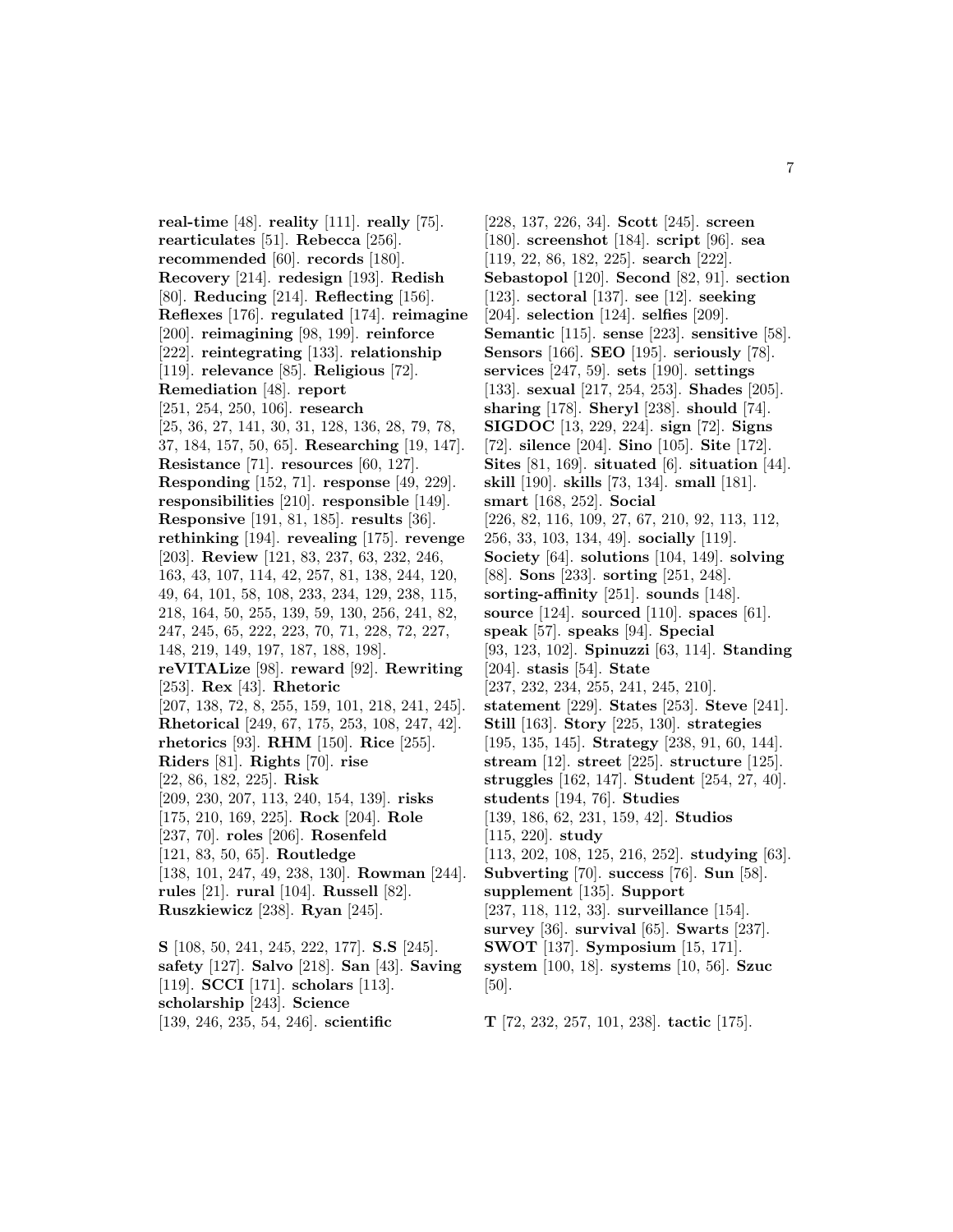**real-time** [48]. **reality** [111]. **really** [75]. **rearticulates** [51]. **Rebecca** [256]. **recommended** [60]. **records** [180]. **Recovery** [214]. **redesign** [193]. **Redish** [80]. **Reducing** [214]. **Reflecting** [156]. **Reflexes** [176]. **regulated** [174]. **reimagine** [200]. **reimagining** [98, 199]. **reinforce** [222]. **reintegrating** [133]. **relationship** [119]. **relevance** [85]. **Religious** [72]. **Remediation** [48]. **report** [251, 254, 250, 106]. **research** [25, 36, 27, 141, 30, 31, 128, 136, 28, 79, 78, 37, 184, 157, 50, 65]. **Researching** [19, 147]. **Resistance** [71]. **resources** [60, 127]. **Responding** [152, 71]. **response** [49, 229]. **responsibilities** [210]. **responsible** [149]. **Responsive** [191, 81, 185]. **results** [36]. **rethinking** [194]. **revealing** [175]. **revenge** [203]. **Review** [121, 83, 237, 63, 232, 246, 163, 43, 107, 114, 42, 257, 81, 138, 244, 120, 49, 64, 101, 58, 108, 233, 234, 129, 238, 115, 218, 164, 50, 255, 139, 59, 130, 256, 241, 82, 247, 245, 65, 222, 223, 70, 71, 228, 72, 227, 148, 219, 149, 197, 187, 188, 198]. **reVITALize** [98]. **reward** [92]. **Rewriting** [253]. **Rex** [43]. **Rhetoric** [207, 138, 72, 8, 255, 159, 101, 218, 241, 245]. **Rhetorical** [249, 67, 175, 253, 108, 247, 42]. **rhetorics** [93]. **RHM** [150]. **Rice** [255]. **Riders** [81]. **Rights** [70]. **rise** [22, 86, 182, 225]. **Risk** [209, 230, 207, 113, 240, 154, 139]. **risks** [175, 210, 169, 225]. **Rock** [204]. **Role** [237, 70]. **roles** [206]. **Rosenfeld** [121, 83, 50, 65]. **Routledge** [138, 101, 247, 49, 238, 130]. **Rowman** [244]. **rules** [21]. **rural** [104]. **Russell** [82]. **Ruszkiewicz** [238]. **Ryan** [245].

**S** [108, 50, 241, 245, 222, 177]. **S.S** [245]. **safety** [127]. **Salvo** [218]. **San** [43]. **Saving** [119]. **SCCI** [171]. **scholars** [113]. **scholarship** [243]. **Science** [139, 246, 235, 54, 246]. **scientific** [228, 137, 226, 34]. **Scott** [245]. **screen** [180]. **screenshot** [184]. **script** [96]. **sea** [119, 22, 86, 182, 225]. **search** [222]. **Sebastopol** [120]. **Second** [82, 91]. **section** [123]. **sectoral** [137]. **see** [12]. **seeking** [204]. **selection** [124]. **selfies** [209]. **Semantic** [115]. **sense** [223]. **sensitive** [58]. **Sensors** [166]. **SEO** [195]. **seriously** [78]. **services** [247, 59]. **sets** [190]. **settings** [133]. **sexual** [217, 254, 253]. **Shades** [205]. **sharing** [178]. **Sheryl** [238]. **should** [74]. **SIGDOC** [13, 229, 224]. **sign** [72]. **Signs** [72]. **silence** [204]. **Sino** [105]. **Site** [172]. **Sites** [81, 169]. **situated** [6]. **situation** [44]. **skill** [190]. **skills** [73, 134]. **small** [181]. **smart** [168, 252]. **Social** [226, 82, 116, 109, 27, 67, 210, 92, 113, 112, 256, 33, 103, 134, 49]. **socially** [119]. **Society** [64]. **solutions** [104, 149]. **solving** [88]. **Sons** [233]. **sorting** [251, 248]. **sorting-affinity** [251]. **sounds** [148]. **source** [124]. **sourced** [110]. **spaces** [61]. **speak** [57]. **speaks** [94]. **Special** [93, 123, 102]. **Spinuzzi** [63, 114]. **Standing** [204]. **stasis** [54]. **State** [237, 232, 234, 255, 241, 245, 210]. **statement** [229]. **States** [253]. **Steve** [241]. **Still** [163]. **Story** [225, 130]. **strategies** [195, 135, 145]. **Strategy** [238, 91, 60, 144]. **stream** [12]. **street** [225]. **structure** [125]. **struggles** [162, 147]. **Student** [254, 27, 40]. **students** [194, 76]. **Studies** [139, 186, 62, 231, 159, 42]. **Studios** [115, 220]. **study** [113, 202, 108, 125, 216, 252]. **studying** [63]. **Subverting** [70]. **success** [76]. **Sun** [58]. **supplement** [135]. **Support** [237, 118, 112, 33]. **surveillance** [154]. **survey** [36]. **survival** [65]. **Swarts** [237]. **SWOT** [137]. **Symposium** [15, 171]. **system** [100, 18]. **systems** [10, 56]. **Szuc** [50].

**T** [72, 232, 257, 101, 238]. **tactic** [175].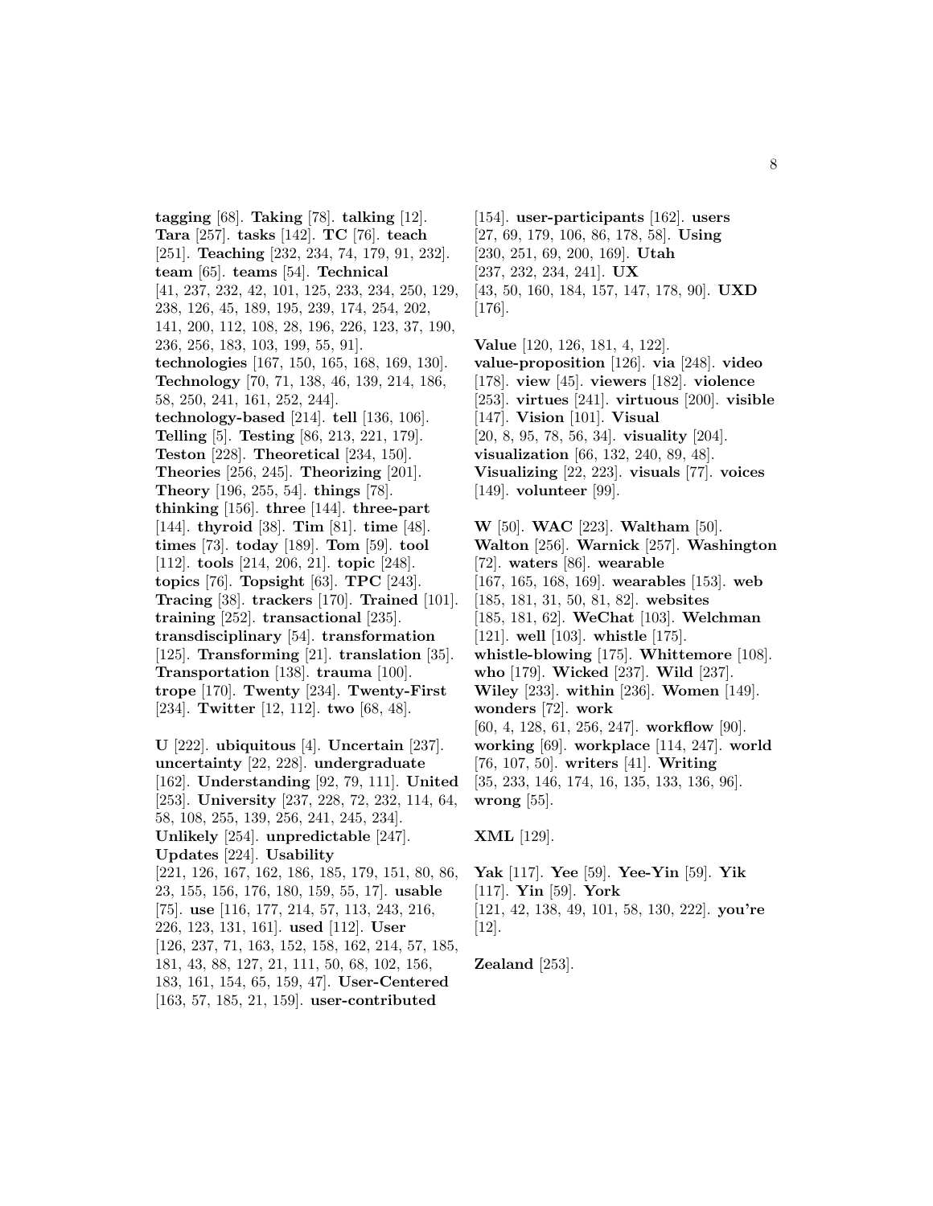**tagging** [68]. **Taking** [78]. **talking** [12]. **Tara** [257]. **tasks** [142]. **TC** [76]. **teach** [251]. **Teaching** [232, 234, 74, 179, 91, 232]. **team** [65]. **teams** [54]. **Technical** [41, 237, 232, 42, 101, 125, 233, 234, 250, 129, 238, 126, 45, 189, 195, 239, 174, 254, 202, 141, 200, 112, 108, 28, 196, 226, 123, 37, 190, 236, 256, 183, 103, 199, 55, 91]. **technologies** [167, 150, 165, 168, 169, 130]. **Technology** [70, 71, 138, 46, 139, 214, 186, 58, 250, 241, 161, 252, 244]. **technology-based** [214]. **tell** [136, 106]. **Telling** [5]. **Testing** [86, 213, 221, 179]. **Teston** [228]. **Theoretical** [234, 150]. **Theories** [256, 245]. **Theorizing** [201]. **Theory** [196, 255, 54]. **things** [78]. **thinking** [156]. **three** [144]. **three-part** [144]. **thyroid** [38]. **Tim** [81]. **time** [48]. **times** [73]. **today** [189]. **Tom** [59]. **tool** [112]. **tools** [214, 206, 21]. **topic** [248]. **topics** [76]. **Topsight** [63]. **TPC** [243]. **Tracing** [38]. **trackers** [170]. **Trained** [101]. **training** [252]. **transactional** [235]. **transdisciplinary** [54]. **transformation** [125]. **Transforming** [21]. **translation** [35]. **Transportation** [138]. **trauma** [100]. **trope** [170]. **Twenty** [234]. **Twenty-First** [234]. **Twitter** [12, 112]. **two** [68, 48].

**U** [222]. **ubiquitous** [4]. **Uncertain** [237]. **uncertainty** [22, 228]. **undergraduate** [162]. **Understanding** [92, 79, 111]. **United** [253]. **University** [237, 228, 72, 232, 114, 64, 58, 108, 255, 139, 256, 241, 245, 234]. **Unlikely** [254]. **unpredictable** [247]. **Updates** [224]. **Usability** [221, 126, 167, 162, 186, 185, 179, 151, 80, 86, 23, 155, 156, 176, 180, 159, 55, 17]. **usable** [75]. **use** [116, 177, 214, 57, 113, 243, 216, 226, 123, 131, 161]. **used** [112]. **User** [126, 237, 71, 163, 152, 158, 162, 214, 57, 185, 181, 43, 88, 127, 21, 111, 50, 68, 102, 156, 183, 161, 154, 65, 159, 47]. **User-Centered** [163, 57, 185, 21, 159]. **user-contributed** [154]. **user-participants** [162]. **users** [27, 69, 179, 106, 86, 178, 58]. **Using** [230, 251, 69, 200, 169]. **Utah** [237, 232, 234, 241]. **UX** [43, 50, 160, 184, 157, 147, 178, 90]. **UXD** [176].

**Value** [120, 126, 181, 4, 122]. **value-proposition** [126]. **via** [248]. **video** [178]. **view** [45]. **viewers** [182]. **violence** [253]. **virtues** [241]. **virtuous** [200]. **visible** [147]. **Vision** [101]. **Visual** [20, 8, 95, 78, 56, 34]. **visuality** [204]. **visualization** [66, 132, 240, 89, 48]. **Visualizing** [22, 223]. **visuals** [77]. **voices** [149]. **volunteer** [99].

**W** [50]. **WAC** [223]. **Waltham** [50]. **Walton** [256]. **Warnick** [257]. **Washington** [72]. **waters** [86]. **wearable** [167, 165, 168, 169]. **wearables** [153]. **web** [185, 181, 31, 50, 81, 82]. **websites** [185, 181, 62]. **WeChat** [103]. **Welchman** [121]. **well** [103]. **whistle** [175]. **whistle-blowing** [175]. **Whittemore** [108]. **who** [179]. **Wicked** [237]. **Wild** [237]. **Wiley** [233]. **within** [236]. **Women** [149]. **wonders** [72]. **work** [60, 4, 128, 61, 256, 247]. **workflow** [90]. **working** [69]. **workplace** [114, 247]. **world** [76, 107, 50]. **writers** [41]. **Writing** [35, 233, 146, 174, 16, 135, 133, 136, 96]. **wrong** [55].

**XML** [129].

**Yak** [117]. **Yee** [59]. **Yee-Yin** [59]. **Yik** [117]. **Yin** [59]. **York** [121, 42, 138, 49, 101, 58, 130, 222]. **you're** [12].

**Zealand** [253].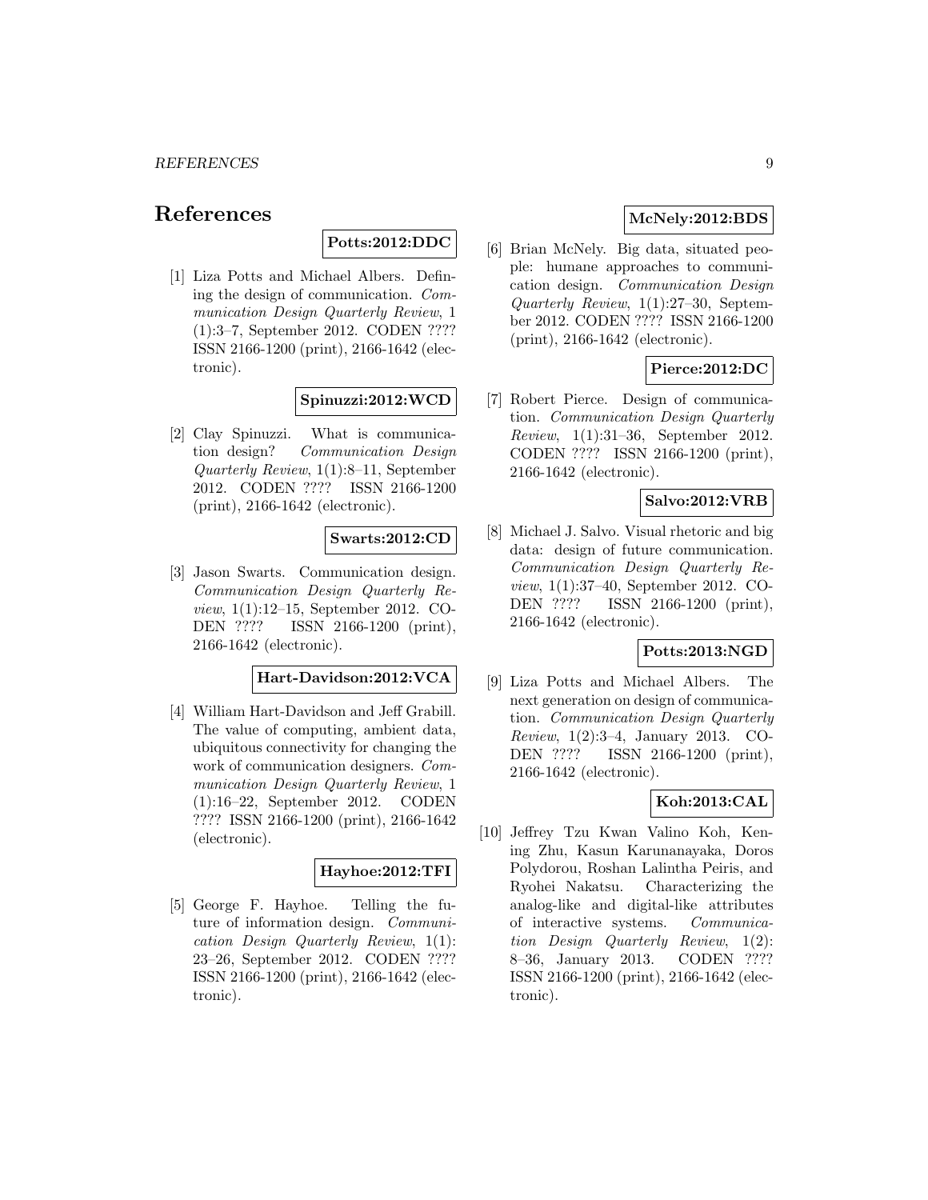# References

**Potts:2012:DDC**

[1] Liza Potts and Michael Albers. Defining the design of communication. *Communication Design Quarterly Review*, 1 (1):3–7, September 2012. CODEN ???? ISSN 2166-1200 (print), 2166-1642 (electronic).

**Spinuzzi:2012:WCD**

[2] Clay Spinuzzi. What is communication design? *Communication Design Quarterly Review*, 1(1):8–11, September 2012. CODEN ???? ISSN 2166-1200 (print), 2166-1642 (electronic).

**Swarts:2012:CD**

[3] Jason Swarts. Communication design. *Communication Design Quarterly Review*, 1(1):12–15, September 2012. CODEN ???? ISSN 2166-1200 (print), 2166-1642 (electronic).

**Hart-Davidson:2012:VCA**

[4] William Hart-Davidson and Jeff Grabill. The value of computing, ambient data, ubiquitous connectivity for changing the work of communication designers. *Communication Design Quarterly Review*, 1 (1):16–22, September 2012. CODEN ???? ISSN 2166-1200 (print), 2166-1642 (electronic).

**Hayhoe:2012:TFI**

[5] George F. Hayhoe. Telling the future of information design. *Communication Design Quarterly Review*, 1(1): 23–26, September 2012. CODEN ???? ISSN 2166-1200 (print), 2166-1642 (electronic).

**McNely:2012:BDS**

[6] Brian McNely. Big data, situated people: humane approaches to communication design. *Communication Design Quarterly Review*, 1(1):27–30, September 2012. CODEN ???? ISSN 2166-1200 (print), 2166-1642 (electronic).

**Pierce:2012:DC**

[7] Robert Pierce. Design of communication. *Communication Design Quarterly Review*, 1(1):31–36, September 2012. CODEN ???? ISSN 2166-1200 (print), 2166-1642 (electronic).

**Salvo:2012:VRB**

[8] Michael J. Salvo. Visual rhetoric and big data: design of future communication. *Communication Design Quarterly Review*, 1(1):37–40, September 2012. CODEN ???? ISSN 2166-1200 (print), 2166-1642 (electronic).

**Potts:2013:NGD**

[9] Liza Potts and Michael Albers. The next generation on design of communication. *Communication Design Quarterly Review*, 1(2):3–4, January 2013. CODEN ???? ISSN 2166-1200 (print), 2166-1642 (electronic).

**Koh:2013:CAL**

[10] Jeffrey Tzu Kwan Valino Koh, Kening Zhu, Kasun Karunanayaka, Doros Polydorou, Roshan Lalintha Peiris, and Ryohei Nakatsu. Characterizing the analog-like and digital-like attributes of interactive systems. *Communication Design Quarterly Review*, 1(2): 8–36, January 2013. CODEN ???? ISSN 2166-1200 (print), 2166-1642 (electronic).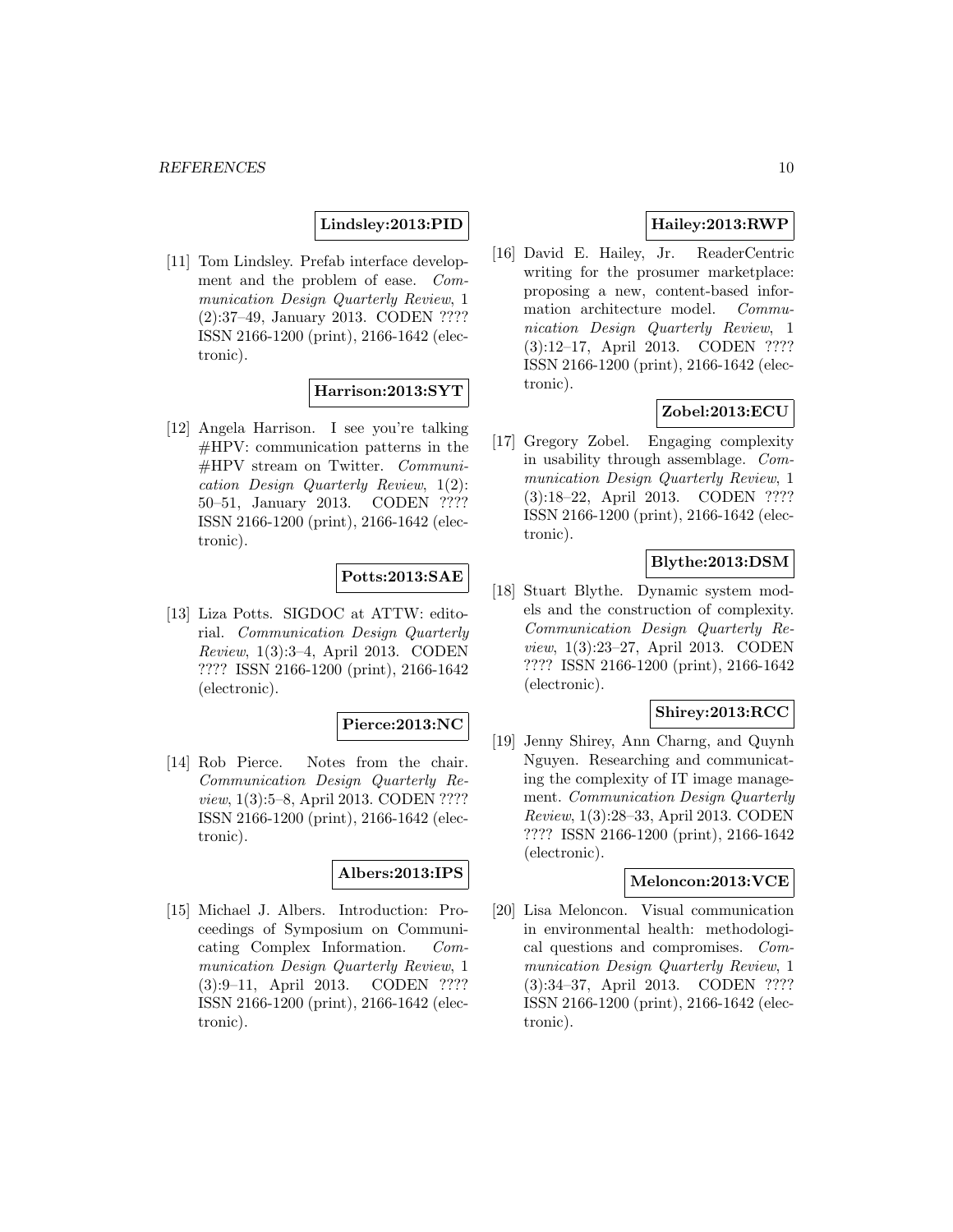**Lindsley:2013:PID**

[11] Tom Lindsley. Prefab interface development and the problem of ease. *Communication Design Quarterly Review*, 1 (2):37–49, January 2013. CODEN ???? ISSN 2166-1200 (print), 2166-1642 (electronic).

**Harrison:2013:SYT**

[12] Angela Harrison. I see you're talking #HPV: communication patterns in the #HPV stream on Twitter. *Communication Design Quarterly Review*, 1(2): 50–51, January 2013. CODEN ???? ISSN 2166-1200 (print), 2166-1642 (electronic).

**Potts:2013:SAE**

[13] Liza Potts. SIGDOC at ATTW: editorial. *Communication Design Quarterly Review*, 1(3):3–4, April 2013. CODEN ???? ISSN 2166-1200 (print), 2166-1642 (electronic).

**Pierce:2013:NC**

[14] Rob Pierce. Notes from the chair. *Communication Design Quarterly Review*, 1(3):5–8, April 2013. CODEN ???? ISSN 2166-1200 (print), 2166-1642 (electronic).

**Albers:2013:IPS**

[15] Michael J. Albers. Introduction: Proceedings of Symposium on Communicating Complex Information. *Communication Design Quarterly Review*, 1 (3):9–11, April 2013. CODEN ???? ISSN 2166-1200 (print), 2166-1642 (electronic).

**Hailey:2013:RWP**

[16] David E. Hailey, Jr. ReaderCentric writing for the prosumer marketplace: proposing a new, content-based information architecture model. *Communication Design Quarterly Review*, 1 (3):12–17, April 2013. CODEN ???? ISSN 2166-1200 (print), 2166-1642 (electronic).

**Zobel:2013:ECU**

[17] Gregory Zobel. Engaging complexity in usability through assemblage. *Communication Design Quarterly Review*, 1 (3):18–22, April 2013. CODEN ???? ISSN 2166-1200 (print), 2166-1642 (electronic).

**Blythe:2013:DSM**

[18] Stuart Blythe. Dynamic system models and the construction of complexity. *Communication Design Quarterly Review*, 1(3):23–27, April 2013. CODEN ???? ISSN 2166-1200 (print), 2166-1642 (electronic).

**Shirey:2013:RCC**

[19] Jenny Shirey, Ann Charng, and Quynh Nguyen. Researching and communicating the complexity of IT image management. *Communication Design Quarterly Review*, 1(3):28–33, April 2013. CODEN ???? ISSN 2166-1200 (print), 2166-1642 (electronic).

**Meloncon:2013:VCE**

[20] Lisa Meloncon. Visual communication in environmental health: methodological questions and compromises. *Communication Design Quarterly Review*, 1 (3):34–37, April 2013. CODEN ???? ISSN 2166-1200 (print), 2166-1642 (electronic).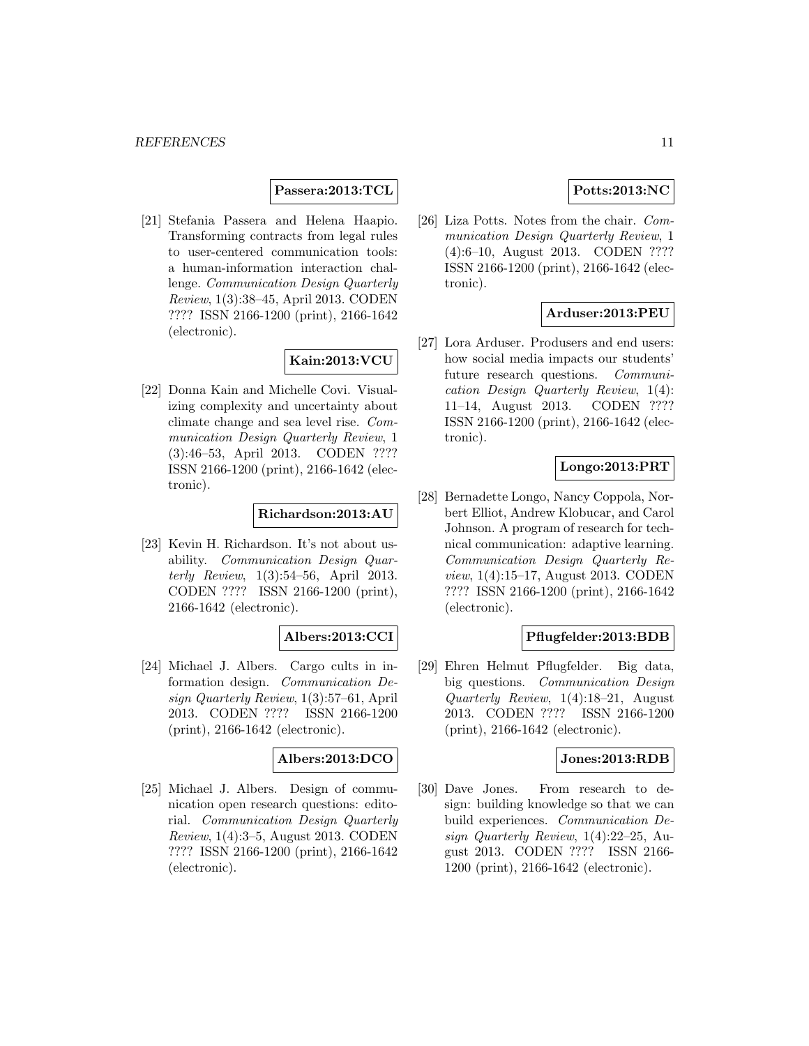**Passera:2013:TCL**

[21] Stefania Passera and Helena Haapio. Transforming contracts from legal rules to user-centered communication tools: a human-information interaction challenge. *Communication Design Quarterly Review*, 1(3):38–45, April 2013. CODEN ???? ISSN 2166-1200 (print), 2166-1642 (electronic).

**Kain:2013:VCU**

[22] Donna Kain and Michelle Covi. Visualizing complexity and uncertainty about climate change and sea level rise. *Communication Design Quarterly Review*, 1 (3):46–53, April 2013. CODEN ???? ISSN 2166-1200 (print), 2166-1642 (electronic).

**Richardson:2013:AU**

[23] Kevin H. Richardson. It's not about usability. *Communication Design Quarterly Review*, 1(3):54–56, April 2013. CODEN ???? ISSN 2166-1200 (print), 2166-1642 (electronic).

**Albers:2013:CCI**

[24] Michael J. Albers. Cargo cults in information design. *Communication Design Quarterly Review*, 1(3):57–61, April 2013. CODEN ???? ISSN 2166-1200 (print), 2166-1642 (electronic).

**Albers:2013:DCO**

[25] Michael J. Albers. Design of communication open research questions: editorial. *Communication Design Quarterly Review*, 1(4):3–5, August 2013. CODEN ???? ISSN 2166-1200 (print), 2166-1642 (electronic).

**Potts:2013:NC**

[26] Liza Potts. Notes from the chair. *Communication Design Quarterly Review*, 1 (4):6–10, August 2013. CODEN ???? ISSN 2166-1200 (print), 2166-1642 (electronic).

**Arduser:2013:PEU**

[27] Lora Arduser. Produsers and end users: how social media impacts our students' future research questions. *Communication Design Quarterly Review*, 1(4): 11–14, August 2013. CODEN ???? ISSN 2166-1200 (print), 2166-1642 (electronic).

**Longo:2013:PRT**

[28] Bernadette Longo, Nancy Coppola, Norbert Elliot, Andrew Klobucar, and Carol Johnson. A program of research for technical communication: adaptive learning. *Communication Design Quarterly Review*, 1(4):15–17, August 2013. CODEN ???? ISSN 2166-1200 (print), 2166-1642 (electronic).

**Pflugfelder:2013:BDB**

[29] Ehren Helmut Pflugfelder. Big data, big questions. *Communication Design Quarterly Review*, 1(4):18–21, August 2013. CODEN ???? ISSN 2166-1200 (print), 2166-1642 (electronic).

**Jones:2013:RDB**

[30] Dave Jones. From research to design: building knowledge so that we can build experiences. *Communication Design Quarterly Review*, 1(4):22–25, August 2013. CODEN ???? ISSN 2166-1200 (print), 2166-1642 (electronic).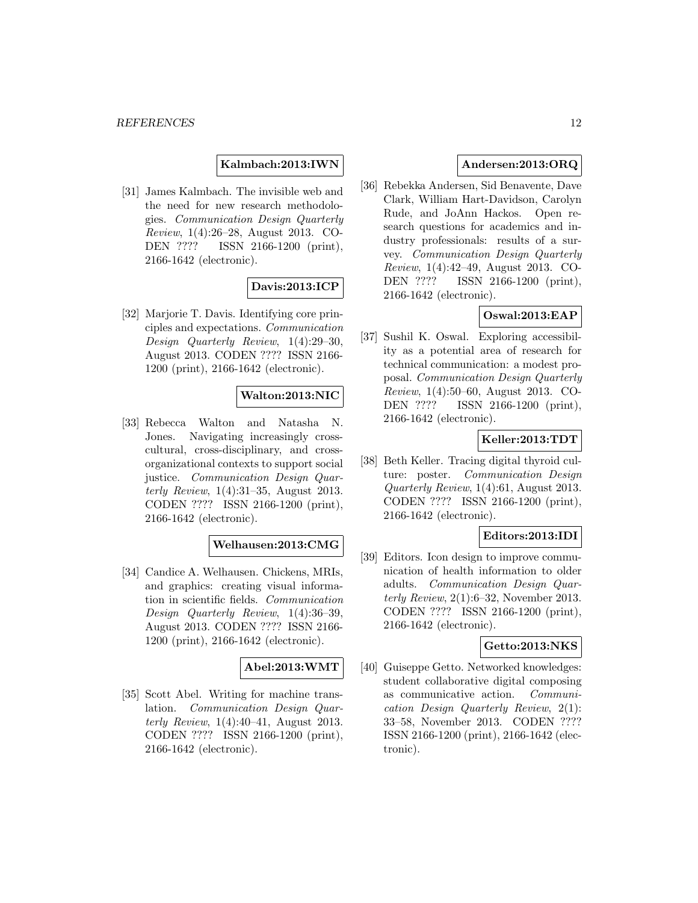**Kalmbach:2013:IWN**

[31] James Kalmbach. The invisible web and the need for new research methodologies. *Communication Design Quarterly Review*, 1(4):26–28, August 2013. CODEN ???? ISSN 2166-1200 (print), 2166-1642 (electronic).

**Davis:2013:ICP**

[32] Marjorie T. Davis. Identifying core principles and expectations. *Communication Design Quarterly Review*, 1(4):29–30, August 2013. CODEN ???? ISSN 2166-1200 (print), 2166-1642 (electronic).

**Walton:2013:NIC**

[33] Rebecca Walton and Natasha N. Jones. Navigating increasingly cross-cultural, cross-disciplinary, and cross-organizational contexts to support social justice. *Communication Design Quarterly Review*, 1(4):31–35, August 2013. CODEN ???? ISSN 2166-1200 (print), 2166-1642 (electronic).

**Welhausen:2013:CMG**

[34] Candice A. Welhausen. Chickens, MRIs, and graphics: creating visual information in scientific fields. *Communication Design Quarterly Review*, 1(4):36–39, August 2013. CODEN ???? ISSN 2166-1200 (print), 2166-1642 (electronic).

**Abel:2013:WMT**

[35] Scott Abel. Writing for machine translation. *Communication Design Quarterly Review*, 1(4):40–41, August 2013. CODEN ???? ISSN 2166-1200 (print), 2166-1642 (electronic).

**Andersen:2013:ORQ**

[36] Rebekka Andersen, Sid Benavente, Dave Clark, William Hart-Davidson, Carolyn Rude, and JoAnn Hackos. Open research questions for academics and industry professionals: results of a survey. *Communication Design Quarterly Review*, 1(4):42–49, August 2013. CODEN ???? ISSN 2166-1200 (print), 2166-1642 (electronic).

**Oswal:2013:EAP**

[37] Sushil K. Oswal. Exploring accessibility as a potential area of research for technical communication: a modest proposal. *Communication Design Quarterly Review*, 1(4):50–60, August 2013. CODEN ???? ISSN 2166-1200 (print), 2166-1642 (electronic).

**Keller:2013:TDT**

[38] Beth Keller. Tracing digital thyroid culture: poster. *Communication Design Quarterly Review*, 1(4):61, August 2013. CODEN ???? ISSN 2166-1200 (print), 2166-1642 (electronic).

**Editors:2013:IDI**

[39] Editors. Icon design to improve communication of health information to older adults. *Communication Design Quarterly Review*, 2(1):6–32, November 2013. CODEN ???? ISSN 2166-1200 (print), 2166-1642 (electronic).

**Getto:2013:NKS**

[40] Guiseppe Getto. Networked knowledges: student collaborative digital composing as communicative action. *Communication Design Quarterly Review*, 2(1): 33–58, November 2013. CODEN ???? ISSN 2166-1200 (print), 2166-1642 (electronic).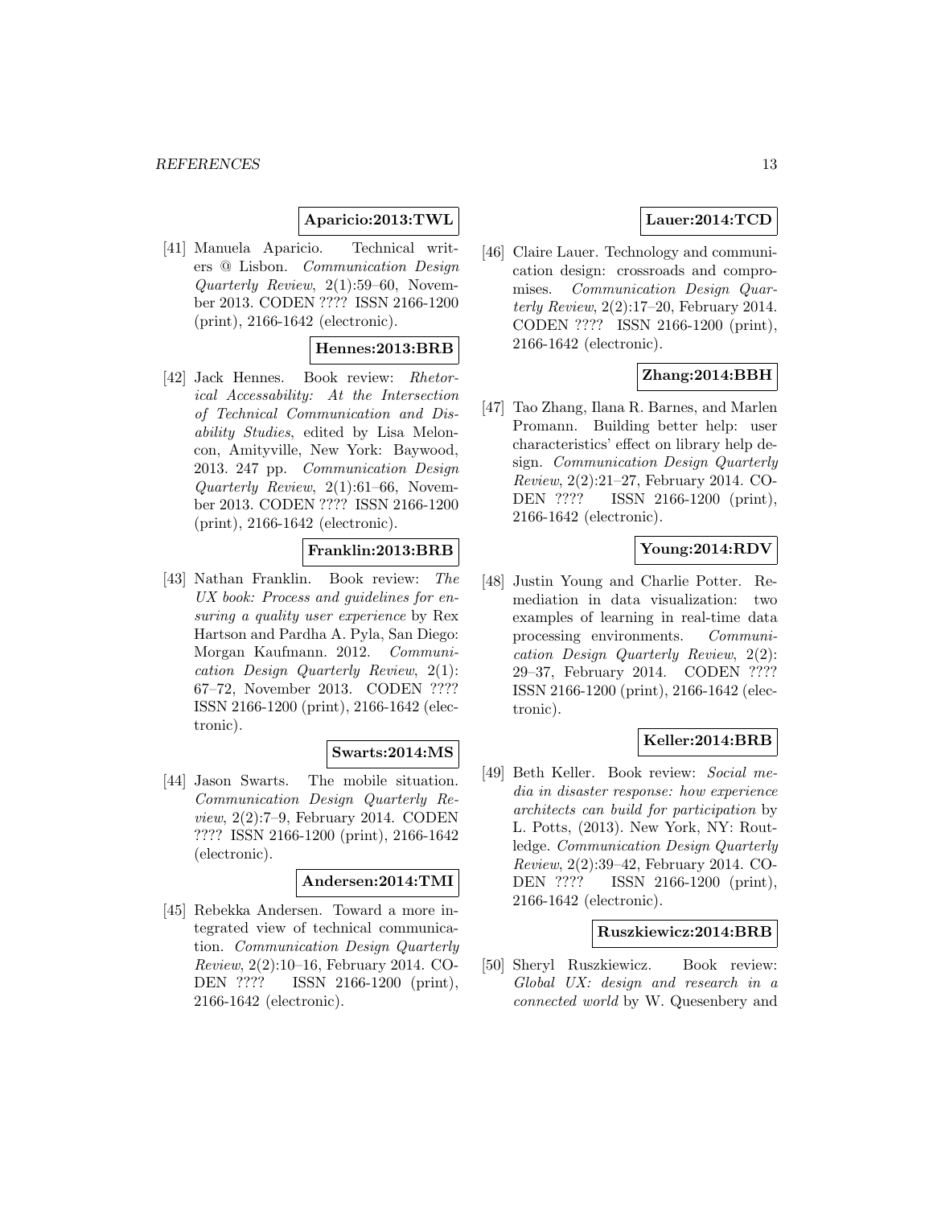**Aparicio:2013:TWL**

[41] Manuela Aparicio. Technical writers @ Lisbon. *Communication Design Quarterly Review*, 2(1):59–60, November 2013. CODEN ???? ISSN 2166-1200 (print), 2166-1642 (electronic).

**Hennes:2013:BRB**

[42] Jack Hennes. Book review: *Rhetorical Accessability: At the Intersection of Technical Communication and Disability Studies*, edited by Lisa Meloncon, Amityville, New York: Baywood, 2013. 247 pp. *Communication Design Quarterly Review*, 2(1):61–66, November 2013. CODEN ???? ISSN 2166-1200 (print), 2166-1642 (electronic).

**Franklin:2013:BRB**

[43] Nathan Franklin. Book review: *The UX book: Process and guidelines for ensuring a quality user experience* by Rex Hartson and Pardha A. Pyla, San Diego: Morgan Kaufmann. 2012. *Communication Design Quarterly Review*, 2(1): 67–72, November 2013. CODEN ???? ISSN 2166-1200 (print), 2166-1642 (electronic).

**Swarts:2014:MS**

[44] Jason Swarts. The mobile situation. *Communication Design Quarterly Review*, 2(2):7–9, February 2014. CODEN ???? ISSN 2166-1200 (print), 2166-1642 (electronic).

**Andersen:2014:TMI**

[45] Rebekka Andersen. Toward a more integrated view of technical communication. *Communication Design Quarterly Review*, 2(2):10–16, February 2014. CODEN ???? ISSN 2166-1200 (print), 2166-1642 (electronic).

**Lauer:2014:TCD**

[46] Claire Lauer. Technology and communication design: crossroads and compromises. *Communication Design Quarterly Review*, 2(2):17–20, February 2014. CODEN ???? ISSN 2166-1200 (print), 2166-1642 (electronic).

**Zhang:2014:BBH**

[47] Tao Zhang, Ilana R. Barnes, and Marlen Promann. Building better help: user characteristics' effect on library help design. *Communication Design Quarterly Review*, 2(2):21–27, February 2014. CODEN ???? ISSN 2166-1200 (print), 2166-1642 (electronic).

**Young:2014:RDV**

[48] Justin Young and Charlie Potter. Remediation in data visualization: two examples of learning in real-time data processing environments. *Communication Design Quarterly Review*, 2(2): 29–37, February 2014. CODEN ???? ISSN 2166-1200 (print), 2166-1642 (electronic).

**Keller:2014:BRB**

[49] Beth Keller. Book review: *Social media in disaster response: how experience architects can build for participation* by L. Potts, (2013). New York, NY: Routledge. *Communication Design Quarterly Review*, 2(2):39–42, February 2014. CODEN ???? ISSN 2166-1200 (print), 2166-1642 (electronic).

**Ruszkiewicz:2014:BRB**

[50] Sheryl Ruszkiewicz. Book review: *Global UX: design and research in a connected world* by W. Quesenbery and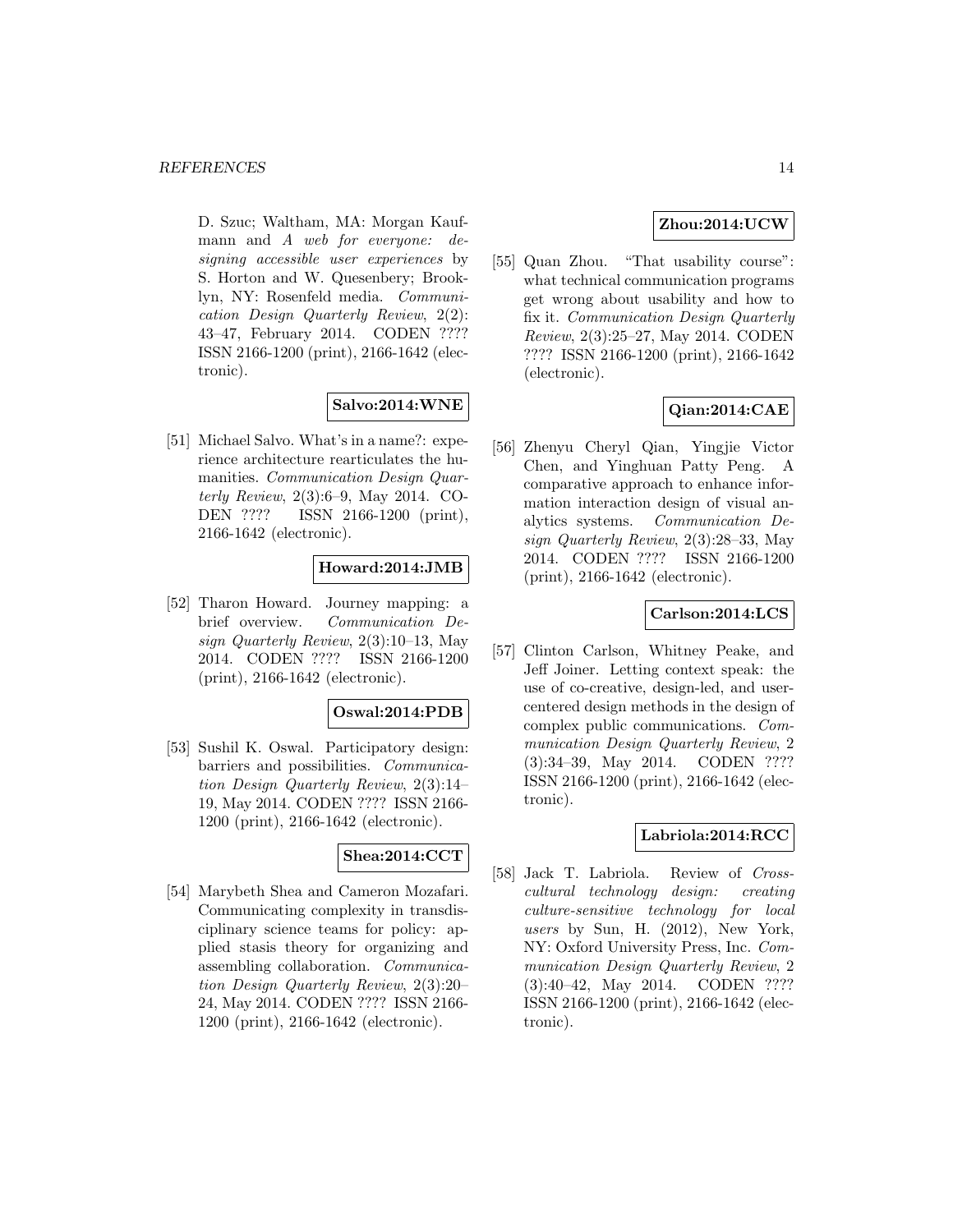D. Szuc; Waltham, MA: Morgan Kaufmann and *A web for everyone: designing accessible user experiences* by S. Horton and W. Quesenbery; Brooklyn, NY: Rosenfeld media. *Communication Design Quarterly Review*, 2(2): 43–47, February 2014. CODEN ???? ISSN 2166-1200 (print), 2166-1642 (electronic).

**Salvo:2014:WNE**

[51] Michael Salvo. What's in a name?: experience architecture rearticulates the humanities. *Communication Design Quarterly Review*, 2(3):6–9, May 2014. CODEN ???? ISSN 2166-1200 (print), 2166-1642 (electronic).

**Howard:2014:JMB**

[52] Tharon Howard. Journey mapping: a brief overview. *Communication Design Quarterly Review*, 2(3):10–13, May 2014. CODEN ???? ISSN 2166-1200 (print), 2166-1642 (electronic).

**Oswal:2014:PDB**

[53] Sushil K. Oswal. Participatory design: barriers and possibilities. *Communication Design Quarterly Review*, 2(3):14–19, May 2014. CODEN ???? ISSN 2166-1200 (print), 2166-1642 (electronic).

**Shea:2014:CCT**

[54] Marybeth Shea and Cameron Mozafari. Communicating complexity in transdisciplinary science teams for policy: applied stasis theory for organizing and assembling collaboration. *Communication Design Quarterly Review*, 2(3):20–24, May 2014. CODEN ???? ISSN 2166-1200 (print), 2166-1642 (electronic).

**Zhou:2014:UCW**

[55] Quan Zhou. "That usability course": what technical communication programs get wrong about usability and how to fix it. *Communication Design Quarterly Review*, 2(3):25–27, May 2014. CODEN ???? ISSN 2166-1200 (print), 2166-1642 (electronic).

**Qian:2014:CAE**

[56] Zhenyu Cheryl Qian, Yingjie Victor Chen, and Yinghuan Patty Peng. A comparative approach to enhance information interaction design of visual analytics systems. *Communication Design Quarterly Review*, 2(3):28–33, May 2014. CODEN ???? ISSN 2166-1200 (print), 2166-1642 (electronic).

**Carlson:2014:LCS**

[57] Clinton Carlson, Whitney Peake, and Jeff Joiner. Letting context speak: the use of co-creative, design-led, and user-centered design methods in the design of complex public communications. *Communication Design Quarterly Review*, 2 (3):34–39, May 2014. CODEN ???? ISSN 2166-1200 (print), 2166-1642 (electronic).

**Labriola:2014:RCC**

[58] Jack T. Labriola. Review of *Cross-cultural technology design: creating culture-sensitive technology for local users* by Sun, H. (2012), New York, NY: Oxford University Press, Inc. *Communication Design Quarterly Review*, 2 (3):40–42, May 2014. CODEN ???? ISSN 2166-1200 (print), 2166-1642 (electronic).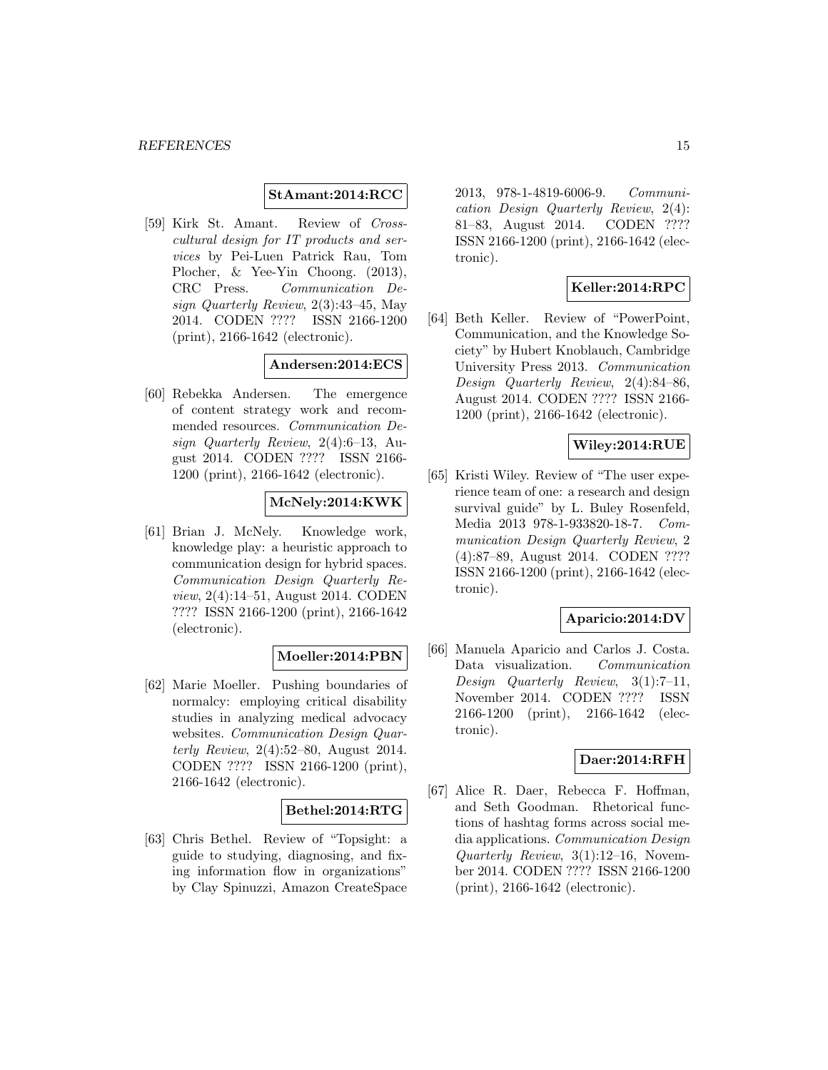**StAmant:2014:RCC**

[59] Kirk St. Amant. Review of *Cross-cultural design for IT products and services* by Pei-Luen Patrick Rau, Tom Plocher, & Yee-Yin Choong. (2013), CRC Press. *Communication Design Quarterly Review*, 2(3):43–45, May 2014. CODEN ???? ISSN 2166-1200 (print), 2166-1642 (electronic).

**Andersen:2014:ECS**

[60] Rebekka Andersen. The emergence of content strategy work and recommended resources. *Communication Design Quarterly Review*, 2(4):6–13, August 2014. CODEN ???? ISSN 2166-1200 (print), 2166-1642 (electronic).

**McNely:2014:KWK**

[61] Brian J. McNely. Knowledge work, knowledge play: a heuristic approach to communication design for hybrid spaces. *Communication Design Quarterly Review*, 2(4):14–51, August 2014. CODEN ???? ISSN 2166-1200 (print), 2166-1642 (electronic).

**Moeller:2014:PBN**

[62] Marie Moeller. Pushing boundaries of normalcy: employing critical disability studies in analyzing medical advocacy websites. *Communication Design Quarterly Review*, 2(4):52–80, August 2014. CODEN ???? ISSN 2166-1200 (print), 2166-1642 (electronic).

**Bethel:2014:RTG**

[63] Chris Bethel. Review of "Topsight: a guide to studying, diagnosing, and fixing information flow in organizations" by Clay Spinuzzi, Amazon CreateSpace 2013, 978-1-4819-6006-9. *Communication Design Quarterly Review*, 2(4): 81–83, August 2014. CODEN ???? ISSN 2166-1200 (print), 2166-1642 (electronic).

**Keller:2014:RPC**

[64] Beth Keller. Review of "PowerPoint, Communication, and the Knowledge Society" by Hubert Knoblauch, Cambridge University Press 2013. *Communication Design Quarterly Review*, 2(4):84–86, August 2014. CODEN ???? ISSN 2166-1200 (print), 2166-1642 (electronic).

**Wiley:2014:RUE**

[65] Kristi Wiley. Review of "The user experience team of one: a research and design survival guide" by L. Buley Rosenfeld, Media 2013 978-1-933820-18-7. *Communication Design Quarterly Review*, 2 (4):87–89, August 2014. CODEN ???? ISSN 2166-1200 (print), 2166-1642 (electronic).

**Aparicio:2014:DV**

[66] Manuela Aparicio and Carlos J. Costa. Data visualization. *Communication Design Quarterly Review*, 3(1):7–11, November 2014. CODEN ???? ISSN 2166-1200 (print), 2166-1642 (electronic).

**Daer:2014:RFH**

[67] Alice R. Daer, Rebecca F. Hoffman, and Seth Goodman. Rhetorical functions of hashtag forms across social media applications. *Communication Design Quarterly Review*, 3(1):12–16, November 2014. CODEN ???? ISSN 2166-1200 (print), 2166-1642 (electronic).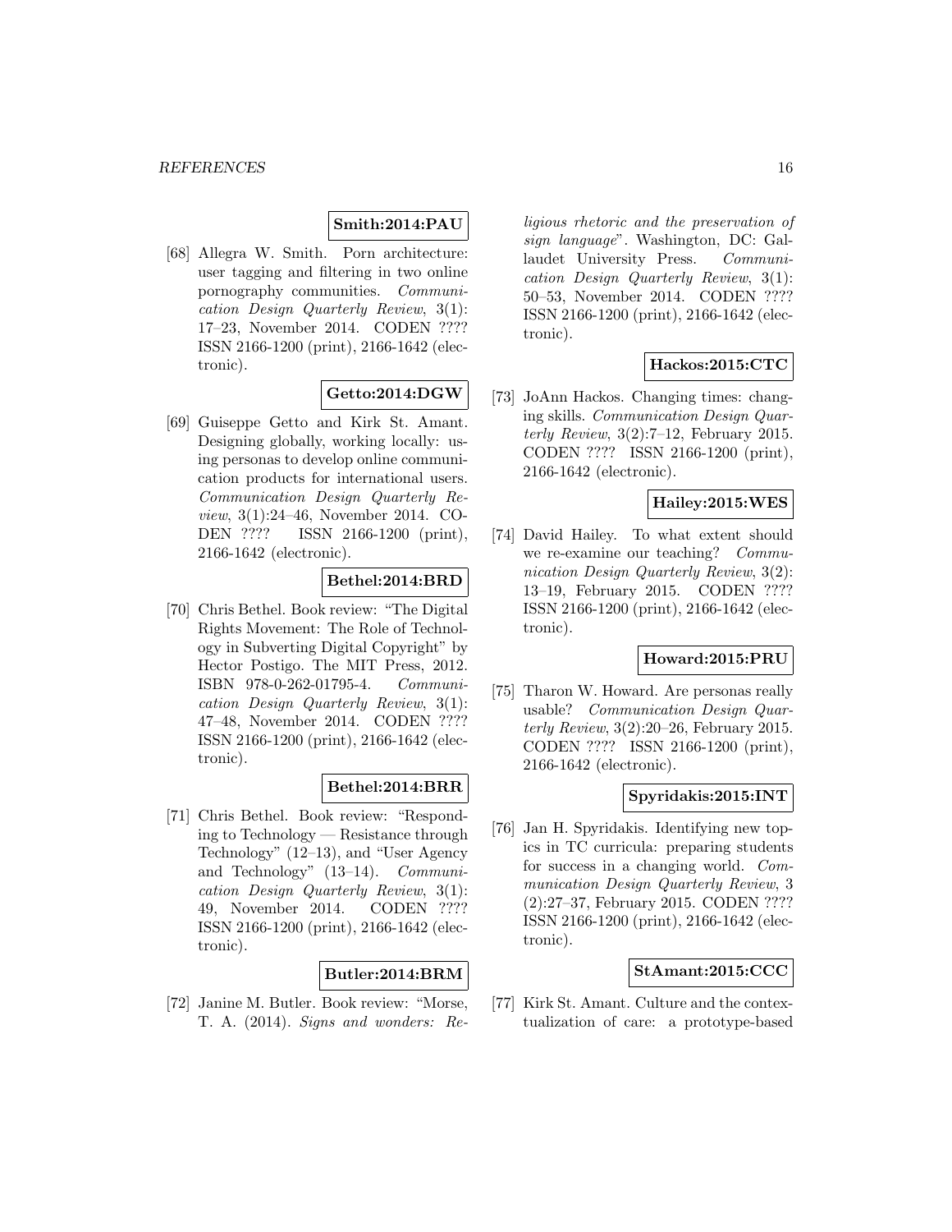**Smith:2014:PAU**

[68] Allegra W. Smith. Porn architecture: user tagging and filtering in two online pornography communities. *Communication Design Quarterly Review*, 3(1): 17–23, November 2014. CODEN ???? ISSN 2166-1200 (print), 2166-1642 (electronic).

**Getto:2014:DGW**

[69] Guiseppe Getto and Kirk St. Amant. Designing globally, working locally: using personas to develop online communication products for international users. *Communication Design Quarterly Review*, 3(1):24–46, November 2014. CODEN ???? ISSN 2166-1200 (print), 2166-1642 (electronic).

**Bethel:2014:BRD**

[70] Chris Bethel. Book review: "The Digital Rights Movement: The Role of Technology in Subverting Digital Copyright" by Hector Postigo. The MIT Press, 2012. ISBN 978-0-262-01795-4. *Communication Design Quarterly Review*, 3(1): 47–48, November 2014. CODEN ???? ISSN 2166-1200 (print), 2166-1642 (electronic).

**Bethel:2014:BRR**

[71] Chris Bethel. Book review: "Responding to Technology — Resistance through Technology" (12–13), and "User Agency and Technology" (13–14). *Communication Design Quarterly Review*, 3(1): 49, November 2014. CODEN ???? ISSN 2166-1200 (print), 2166-1642 (electronic).

**Butler:2014:BRM**

[72] Janine M. Butler. Book review: "Morse, T. A. (2014). *Signs and wonders: Religious rhetoric and the preservation of sign language*". Washington, DC: Gallaudet University Press. *Communication Design Quarterly Review*, 3(1): 50–53, November 2014. CODEN ???? ISSN 2166-1200 (print), 2166-1642 (electronic).

**Hackos:2015:CTC**

[73] JoAnn Hackos. Changing times: changing skills. *Communication Design Quarterly Review*, 3(2):7–12, February 2015. CODEN ???? ISSN 2166-1200 (print), 2166-1642 (electronic).

**Hailey:2015:WES**

[74] David Hailey. To what extent should we re-examine our teaching? *Communication Design Quarterly Review*, 3(2): 13–19, February 2015. CODEN ???? ISSN 2166-1200 (print), 2166-1642 (electronic).

**Howard:2015:PRU**

[75] Tharon W. Howard. Are personas really usable? *Communication Design Quarterly Review*, 3(2):20–26, February 2015. CODEN ???? ISSN 2166-1200 (print), 2166-1642 (electronic).

**Spyridakis:2015:INT**

[76] Jan H. Spyridakis. Identifying new topics in TC curricula: preparing students for success in a changing world. *Communication Design Quarterly Review*, 3 (2):27–37, February 2015. CODEN ???? ISSN 2166-1200 (print), 2166-1642 (electronic).

**StAmant:2015:CCC**

[77] Kirk St. Amant. Culture and the contextualization of care: a prototype-based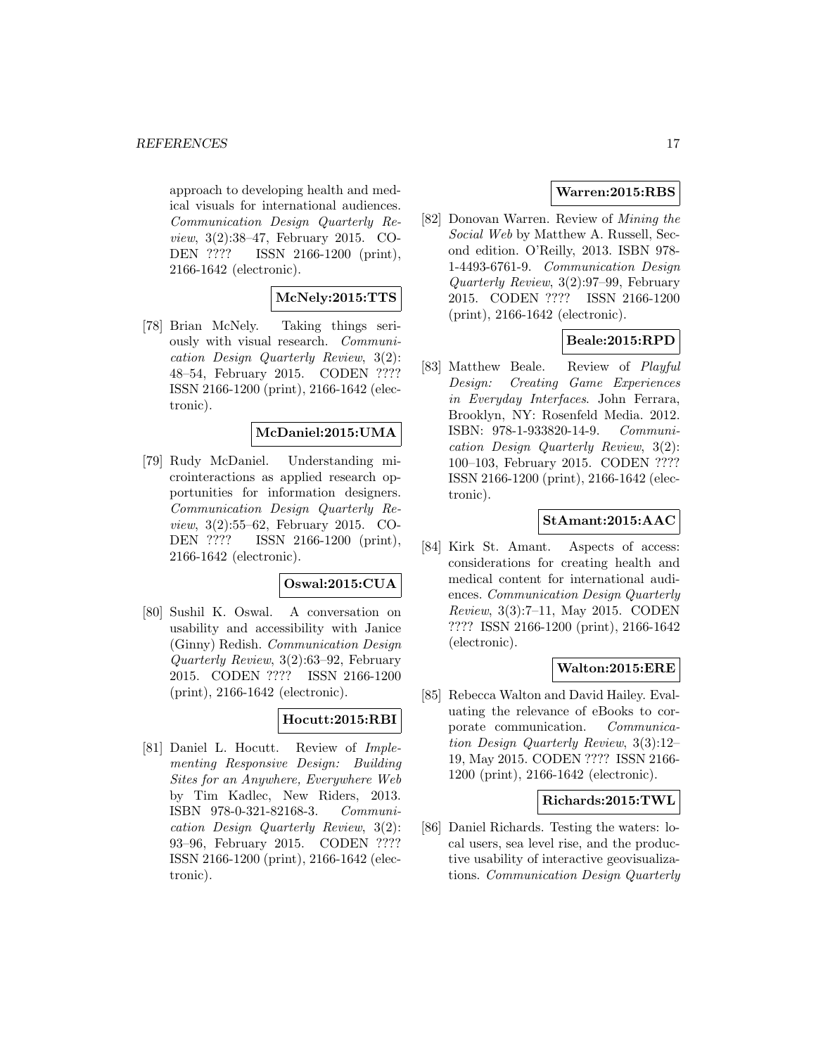approach to developing health and medical visuals for international audiences. *Communication Design Quarterly Review*, 3(2):38–47, February 2015. CODEN ???? ISSN 2166-1200 (print), 2166-1642 (electronic).

**McNely:2015:TTS**

[78] Brian McNely. Taking things seriously with visual research. *Communication Design Quarterly Review*, 3(2): 48–54, February 2015. CODEN ???? ISSN 2166-1200 (print), 2166-1642 (electronic).

**McDaniel:2015:UMA**

[79] Rudy McDaniel. Understanding microinteractions as applied research opportunities for information designers. *Communication Design Quarterly Review*, 3(2):55–62, February 2015. CODEN ???? ISSN 2166-1200 (print), 2166-1642 (electronic).

**Oswal:2015:CUA**

[80] Sushil K. Oswal. A conversation on usability and accessibility with Janice (Ginny) Redish. *Communication Design Quarterly Review*, 3(2):63–92, February 2015. CODEN ???? ISSN 2166-1200 (print), 2166-1642 (electronic).

**Hocutt:2015:RBI**

[81] Daniel L. Hocutt. Review of *Implementing Responsive Design: Building Sites for an Anywhere, Everywhere Web* by Tim Kadlec, New Riders, 2013. ISBN 978-0-321-82168-3. *Communication Design Quarterly Review*, 3(2): 93–96, February 2015. CODEN ???? ISSN 2166-1200 (print), 2166-1642 (electronic).

**Warren:2015:RBS**

[82] Donovan Warren. Review of *Mining the Social Web* by Matthew A. Russell, Second edition. O'Reilly, 2013. ISBN 978-1-4493-6761-9. *Communication Design Quarterly Review*, 3(2):97–99, February 2015. CODEN ???? ISSN 2166-1200 (print), 2166-1642 (electronic).

**Beale:2015:RPD**

[83] Matthew Beale. Review of *Playful Design: Creating Game Experiences in Everyday Interfaces*. John Ferrara, Brooklyn, NY: Rosenfeld Media. 2012. ISBN: 978-1-933820-14-9. *Communication Design Quarterly Review*, 3(2): 100–103, February 2015. CODEN ???? ISSN 2166-1200 (print), 2166-1642 (electronic).

**StAmant:2015:AAC**

[84] Kirk St. Amant. Aspects of access: considerations for creating health and medical content for international audiences. *Communication Design Quarterly Review*, 3(3):7–11, May 2015. CODEN ???? ISSN 2166-1200 (print), 2166-1642 (electronic).

**Walton:2015:ERE**

[85] Rebecca Walton and David Hailey. Evaluating the relevance of eBooks to corporate communication. *Communication Design Quarterly Review*, 3(3):12–19, May 2015. CODEN ???? ISSN 2166-1200 (print), 2166-1642 (electronic).

**Richards:2015:TWL**

[86] Daniel Richards. Testing the waters: local users, sea level rise, and the productive usability of interactive geovisualizations. *Communication Design Quarterly*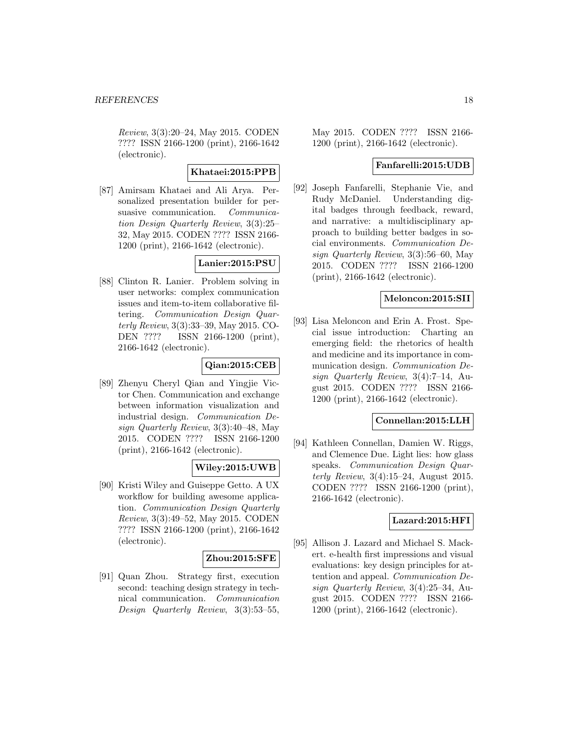*Review*, 3(3):20–24, May 2015. CODEN ???? ISSN 2166-1200 (print), 2166-1642 (electronic).

**Khataei:2015:PPB**

[87] Amirsam Khataei and Ali Arya. Personalized presentation builder for persuasive communication. *Communication Design Quarterly Review*, 3(3):25–32, May 2015. CODEN ???? ISSN 2166-1200 (print), 2166-1642 (electronic).

**Lanier:2015:PSU**

[88] Clinton R. Lanier. Problem solving in user networks: complex communication issues and item-to-item collaborative filtering. *Communication Design Quarterly Review*, 3(3):33–39, May 2015. CODEN ???? ISSN 2166-1200 (print), 2166-1642 (electronic).

**Qian:2015:CEB**

[89] Zhenyu Cheryl Qian and Yingjie Victor Chen. Communication and exchange between information visualization and industrial design. *Communication Design Quarterly Review*, 3(3):40–48, May 2015. CODEN ???? ISSN 2166-1200 (print), 2166-1642 (electronic).

**Wiley:2015:UWB**

[90] Kristi Wiley and Guiseppe Getto. A UX workflow for building awesome application. *Communication Design Quarterly Review*, 3(3):49–52, May 2015. CODEN ???? ISSN 2166-1200 (print), 2166-1642 (electronic).

**Zhou:2015:SFE**

[91] Quan Zhou. Strategy first, execution second: teaching design strategy in technical communication. *Communication Design Quarterly Review*, 3(3):53–55, May 2015. CODEN ???? ISSN 2166-1200 (print), 2166-1642 (electronic).

**Fanfarelli:2015:UDB**

[92] Joseph Fanfarelli, Stephanie Vie, and Rudy McDaniel. Understanding digital badges through feedback, reward, and narrative: a multidisciplinary approach to building better badges in social environments. *Communication Design Quarterly Review*, 3(3):56–60, May 2015. CODEN ???? ISSN 2166-1200 (print), 2166-1642 (electronic).

**Meloncon:2015:SII**

[93] Lisa Meloncon and Erin A. Frost. Special issue introduction: Charting an emerging field: the rhetorics of health and medicine and its importance in communication design. *Communication Design Quarterly Review*, 3(4):7–14, August 2015. CODEN ???? ISSN 2166-1200 (print), 2166-1642 (electronic).

**Connellan:2015:LLH**

[94] Kathleen Connellan, Damien W. Riggs, and Clemence Due. Light lies: how glass speaks. *Communication Design Quarterly Review*, 3(4):15–24, August 2015. CODEN ???? ISSN 2166-1200 (print), 2166-1642 (electronic).

**Lazard:2015:HFI**

[95] Allison J. Lazard and Michael S. Mackert. e-health first impressions and visual evaluations: key design principles for attention and appeal. *Communication Design Quarterly Review*, 3(4):25–34, August 2015. CODEN ???? ISSN 2166-1200 (print), 2166-1642 (electronic).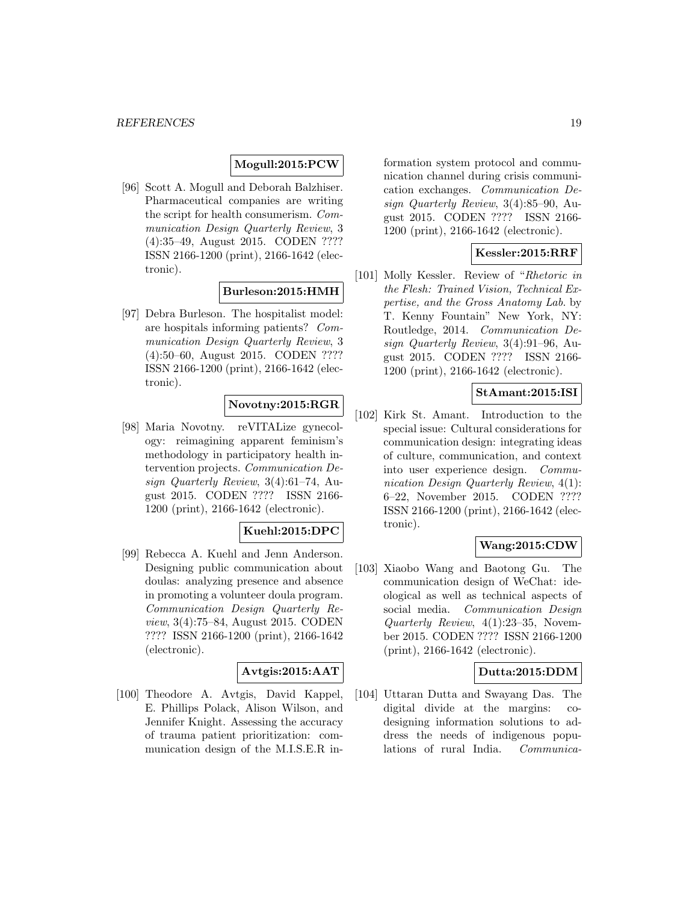**Mogull:2015:PCW**

[96] Scott A. Mogull and Deborah Balzhiser. Pharmaceutical companies are writing the script for health consumerism. *Communication Design Quarterly Review*, 3 (4):35–49, August 2015. CODEN ???? ISSN 2166-1200 (print), 2166-1642 (electronic).

**Burleson:2015:HMH**

[97] Debra Burleson. The hospitalist model: are hospitals informing patients? *Communication Design Quarterly Review*, 3 (4):50–60, August 2015. CODEN ???? ISSN 2166-1200 (print), 2166-1642 (electronic).

**Novotny:2015:RGR**

[98] Maria Novotny. reVITALize gynecology: reimagining apparent feminism's methodology in participatory health intervention projects. *Communication Design Quarterly Review*, 3(4):61–74, August 2015. CODEN ???? ISSN 2166-1200 (print), 2166-1642 (electronic).

**Kuehl:2015:DPC**

[99] Rebecca A. Kuehl and Jenn Anderson. Designing public communication about doulas: analyzing presence and absence in promoting a volunteer doula program. *Communication Design Quarterly Review*, 3(4):75–84, August 2015. CODEN ???? ISSN 2166-1200 (print), 2166-1642 (electronic).

**Avtgis:2015:AAT**

[100] Theodore A. Avtgis, David Kappel, E. Phillips Polack, Alison Wilson, and Jennifer Knight. Assessing the accuracy of trauma patient prioritization: communication design of the M.I.S.E.R information system protocol and communication channel during crisis communication exchanges. *Communication Design Quarterly Review*, 3(4):85–90, August 2015. CODEN ???? ISSN 2166-1200 (print), 2166-1642 (electronic).

**Kessler:2015:RRF**

[101] Molly Kessler. Review of "*Rhetoric in the Flesh: Trained Vision, Technical Expertise, and the Gross Anatomy Lab.* by T. Kenny Fountain" New York, NY: Routledge, 2014. *Communication Design Quarterly Review*, 3(4):91–96, August 2015. CODEN ???? ISSN 2166-1200 (print), 2166-1642 (electronic).

**StAmant:2015:ISI**

[102] Kirk St. Amant. Introduction to the special issue: Cultural considerations for communication design: integrating ideas of culture, communication, and context into user experience design. *Communication Design Quarterly Review*, 4(1): 6–22, November 2015. CODEN ???? ISSN 2166-1200 (print), 2166-1642 (electronic).

**Wang:2015:CDW**

[103] Xiaobo Wang and Baotong Gu. The communication design of WeChat: ideological as well as technical aspects of social media. *Communication Design Quarterly Review*, 4(1):23–35, November 2015. CODEN ???? ISSN 2166-1200 (print), 2166-1642 (electronic).

**Dutta:2015:DDM**

[104] Uttaran Dutta and Swayang Das. The digital divide at the margins: co-designing information solutions to address the needs of indigenous populations of rural India. *Communica-*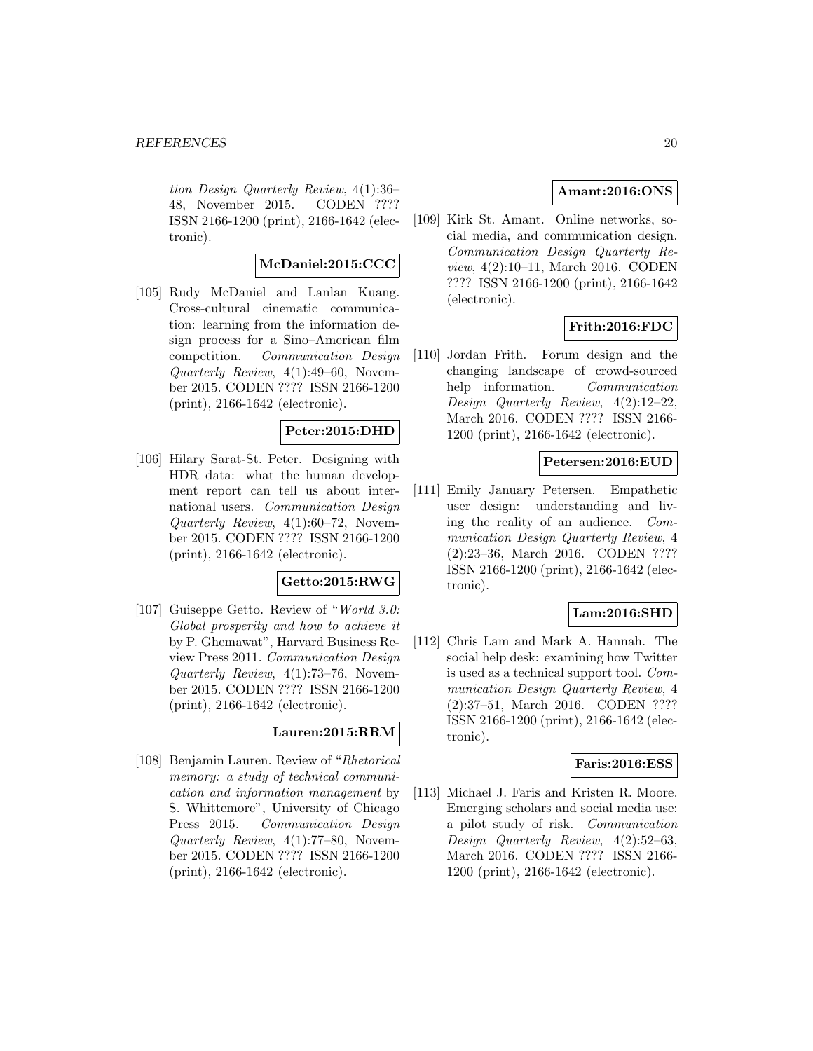tion Design Quarterly Review, 4(1):36–48, November 2015. CODEN ???? ISSN 2166-1200 (print), 2166-1642 (electronic).

**McDaniel:2015:CCC**

[105] Rudy McDaniel and Lanlan Kuang. Cross-cultural cinematic communication: learning from the information design process for a Sino–American film competition. *Communication Design Quarterly Review*, 4(1):49–60, November 2015. CODEN ???? ISSN 2166-1200 (print), 2166-1642 (electronic).

**Peter:2015:DHD**

[106] Hilary Sarat-St. Peter. Designing with HDR data: what the human development report can tell us about international users. *Communication Design Quarterly Review*, 4(1):60–72, November 2015. CODEN ???? ISSN 2166-1200 (print), 2166-1642 (electronic).

**Getto:2015:RWG**

[107] Guiseppe Getto. Review of "*World 3.0: Global prosperity and how to achieve it* by P. Ghemawat", Harvard Business Review Press 2011. *Communication Design Quarterly Review*, 4(1):73–76, November 2015. CODEN ???? ISSN 2166-1200 (print), 2166-1642 (electronic).

**Lauren:2015:RRM**

[108] Benjamin Lauren. Review of "*Rhetorical memory: a study of technical communication and information management* by S. Whittemore", University of Chicago Press 2015. *Communication Design Quarterly Review*, 4(1):77–80, November 2015. CODEN ???? ISSN 2166-1200 (print), 2166-1642 (electronic).

**Amant:2016:ONS**

[109] Kirk St. Amant. Online networks, social media, and communication design. *Communication Design Quarterly Review*, 4(2):10–11, March 2016. CODEN ???? ISSN 2166-1200 (print), 2166-1642 (electronic).

**Frith:2016:FDC**

[110] Jordan Frith. Forum design and the changing landscape of crowd-sourced help information. *Communication Design Quarterly Review*, 4(2):12–22, March 2016. CODEN ???? ISSN 2166-1200 (print), 2166-1642 (electronic).

**Petersen:2016:EUD**

[111] Emily January Petersen. Empathetic user design: understanding and living the reality of an audience. *Communication Design Quarterly Review*, 4 (2):23–36, March 2016. CODEN ???? ISSN 2166-1200 (print), 2166-1642 (electronic).

**Lam:2016:SHD**

[112] Chris Lam and Mark A. Hannah. The social help desk: examining how Twitter is used as a technical support tool. *Communication Design Quarterly Review*, 4 (2):37–51, March 2016. CODEN ???? ISSN 2166-1200 (print), 2166-1642 (electronic).

**Faris:2016:ESS**

[113] Michael J. Faris and Kristen R. Moore. Emerging scholars and social media use: a pilot study of risk. *Communication Design Quarterly Review*, 4(2):52–63, March 2016. CODEN ???? ISSN 2166-1200 (print), 2166-1642 (electronic).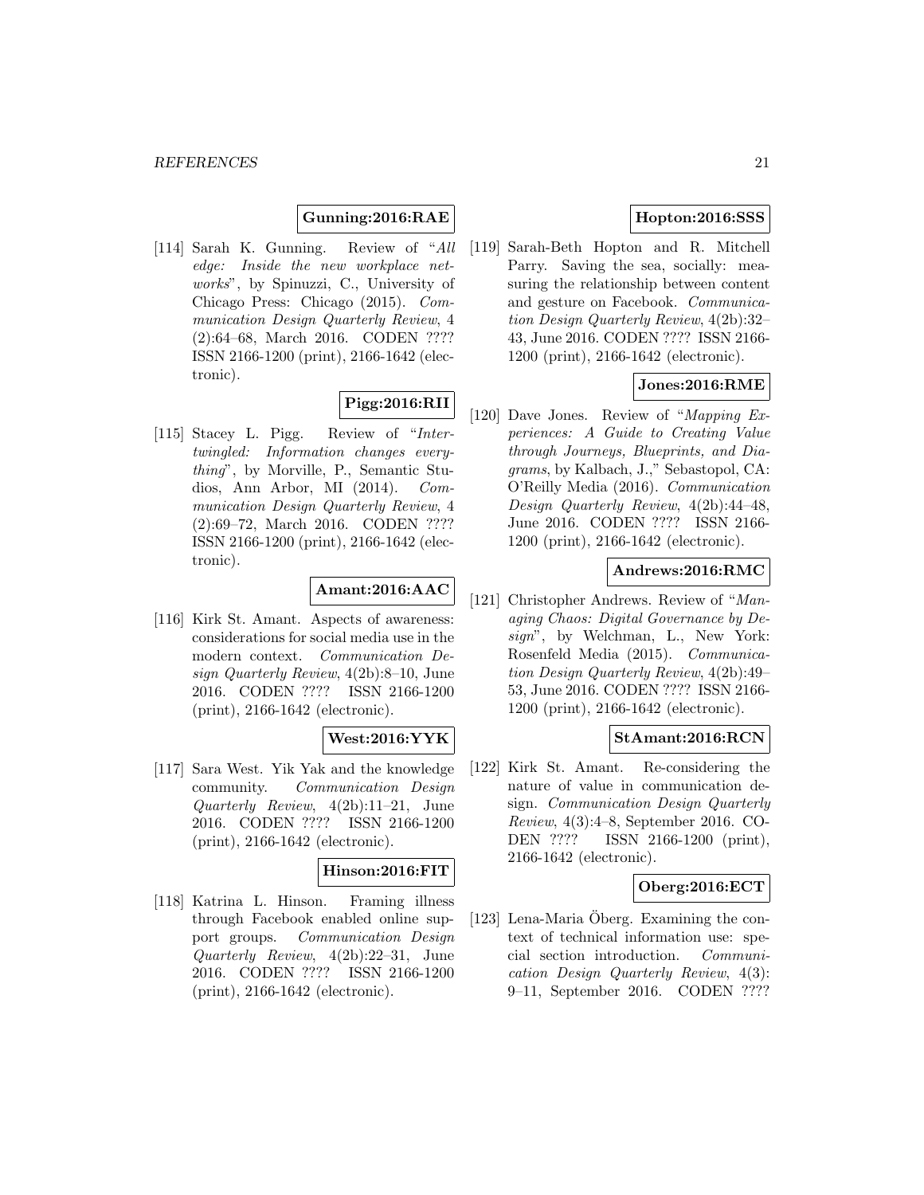**Gunning:2016:RAE**

[114] Sarah K. Gunning. Review of "*All edge: Inside the new workplace networks*", by Spinuzzi, C., University of Chicago Press: Chicago (2015). *Communication Design Quarterly Review*, 4 (2):64–68, March 2016. CODEN ???? ISSN 2166-1200 (print), 2166-1642 (electronic).

**Pigg:2016:RII**

[115] Stacey L. Pigg. Review of "*Intertwingled: Information changes everything*", by Morville, P., Semantic Studios, Ann Arbor, MI (2014). *Communication Design Quarterly Review*, 4 (2):69–72, March 2016. CODEN ???? ISSN 2166-1200 (print), 2166-1642 (electronic).

**Amant:2016:AAC**

[116] Kirk St. Amant. Aspects of awareness: considerations for social media use in the modern context. *Communication Design Quarterly Review*, 4(2b):8–10, June 2016. CODEN ???? ISSN 2166-1200 (print), 2166-1642 (electronic).

**West:2016:YYK**

[117] Sara West. Yik Yak and the knowledge community. *Communication Design Quarterly Review*, 4(2b):11–21, June 2016. CODEN ???? ISSN 2166-1200 (print), 2166-1642 (electronic).

**Hinson:2016:FIT**

[118] Katrina L. Hinson. Framing illness through Facebook enabled online support groups. *Communication Design Quarterly Review*, 4(2b):22–31, June 2016. CODEN ???? ISSN 2166-1200 (print), 2166-1642 (electronic).

**Hopton:2016:SSS**

[119] Sarah-Beth Hopton and R. Mitchell Parry. Saving the sea, socially: measuring the relationship between content and gesture on Facebook. *Communication Design Quarterly Review*, 4(2b):32–43, June 2016. CODEN ???? ISSN 2166-1200 (print), 2166-1642 (electronic).

**Jones:2016:RME**

[120] Dave Jones. Review of "*Mapping Experiences: A Guide to Creating Value through Journeys, Blueprints, and Diagrams*, by Kalbach, J.," Sebastopol, CA: O'Reilly Media (2016). *Communication Design Quarterly Review*, 4(2b):44–48, June 2016. CODEN ???? ISSN 2166-1200 (print), 2166-1642 (electronic).

**Andrews:2016:RMC**

[121] Christopher Andrews. Review of "*Managing Chaos: Digital Governance by Design*", by Welchman, L., New York: Rosenfeld Media (2015). *Communication Design Quarterly Review*, 4(2b):49–53, June 2016. CODEN ???? ISSN 2166-1200 (print), 2166-1642 (electronic).

**StAmant:2016:RCN**

[122] Kirk St. Amant. Re-considering the nature of value in communication design. *Communication Design Quarterly Review*, 4(3):4–8, September 2016. CODEN ???? ISSN 2166-1200 (print), 2166-1642 (electronic).

**Oberg:2016:ECT**

[123] Lena-Maria Öberg. Examining the context of technical information use: special section introduction. *Communication Design Quarterly Review*, 4(3): 9–11, September 2016. CODEN ????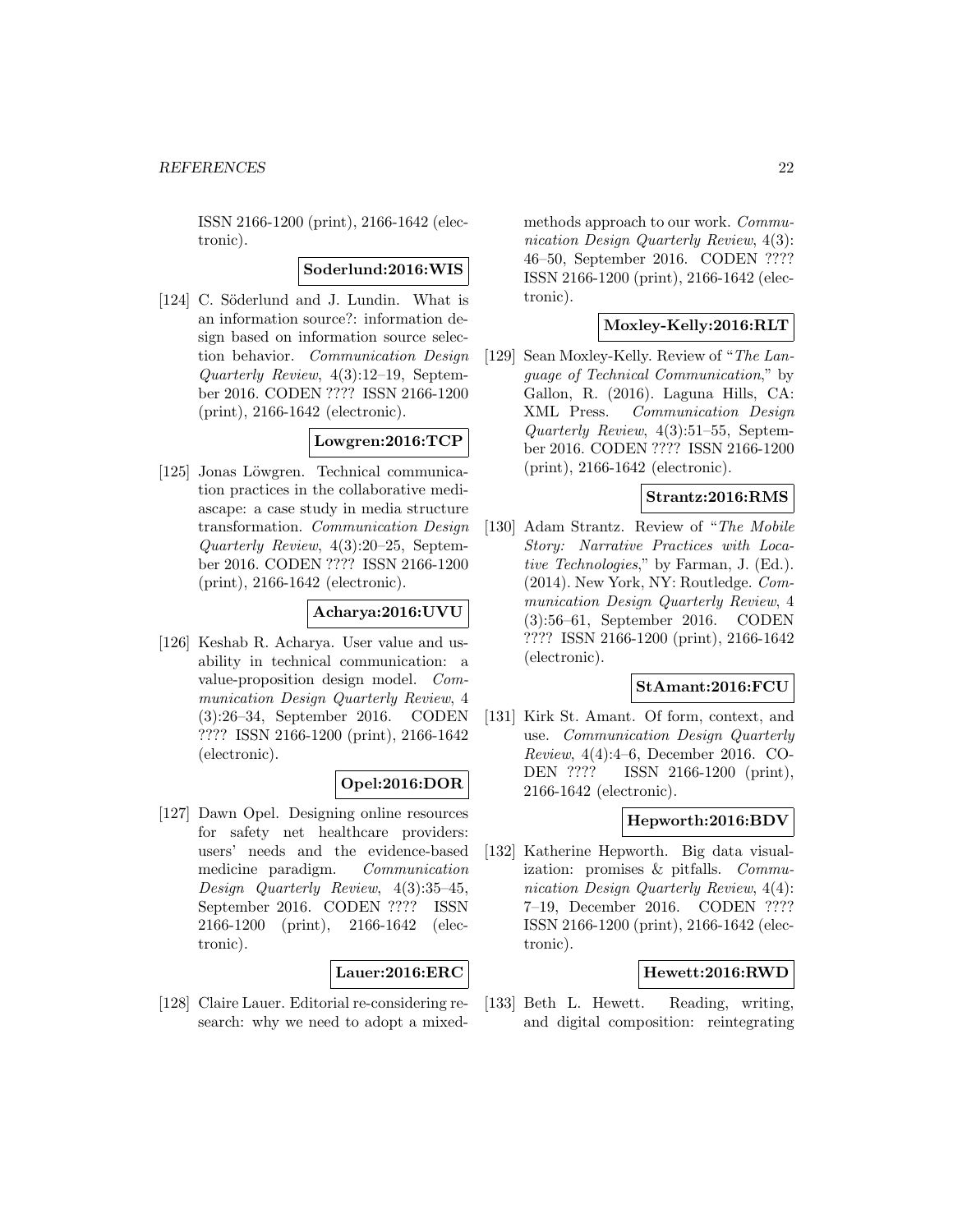ISSN 2166-1200 (print), 2166-1642 (electronic).

**Soderlund:2016:WIS**

[124] C. Söderlund and J. Lundin. What is an information source?: information design based on information source selection behavior. *Communication Design Quarterly Review*, 4(3):12–19, September 2016. CODEN ???? ISSN 2166-1200 (print), 2166-1642 (electronic).

**Lowgren:2016:TCP**

[125] Jonas Löwgren. Technical communication practices in the collaborative mediascape: a case study in media structure transformation. *Communication Design Quarterly Review*, 4(3):20–25, September 2016. CODEN ???? ISSN 2166-1200 (print), 2166-1642 (electronic).

**Acharya:2016:UVU**

[126] Keshab R. Acharya. User value and usability in technical communication: a value-proposition design model. *Communication Design Quarterly Review*, 4 (3):26–34, September 2016. CODEN ???? ISSN 2166-1200 (print), 2166-1642 (electronic).

**Opel:2016:DOR**

[127] Dawn Opel. Designing online resources for safety net healthcare providers: users' needs and the evidence-based medicine paradigm. *Communication Design Quarterly Review*, 4(3):35–45, September 2016. CODEN ???? ISSN 2166-1200 (print), 2166-1642 (electronic).

**Lauer:2016:ERC**

[128] Claire Lauer. Editorial re-considering research: why we need to adopt a mixed-methods approach to our work. *Communication Design Quarterly Review*, 4(3): 46–50, September 2016. CODEN ???? ISSN 2166-1200 (print), 2166-1642 (electronic).

**Moxley-Kelly:2016:RLT**

[129] Sean Moxley-Kelly. Review of "*The Language of Technical Communication*," by Gallon, R. (2016). Laguna Hills, CA: XML Press. *Communication Design Quarterly Review*, 4(3):51–55, September 2016. CODEN ???? ISSN 2166-1200 (print), 2166-1642 (electronic).

**Strantz:2016:RMS**

[130] Adam Strantz. Review of "*The Mobile Story: Narrative Practices with Locative Technologies*," by Farman, J. (Ed.). (2014). New York, NY: Routledge. *Communication Design Quarterly Review*, 4 (3):56–61, September 2016. CODEN ???? ISSN 2166-1200 (print), 2166-1642 (electronic).

**StAmant:2016:FCU**

[131] Kirk St. Amant. Of form, context, and use. *Communication Design Quarterly Review*, 4(4):4–6, December 2016. CODEN ???? ISSN 2166-1200 (print), 2166-1642 (electronic).

**Hepworth:2016:BDV**

[132] Katherine Hepworth. Big data visualization: promises & pitfalls. *Communication Design Quarterly Review*, 4(4): 7–19, December 2016. CODEN ???? ISSN 2166-1200 (print), 2166-1642 (electronic).

**Hewett:2016:RWD**

[133] Beth L. Hewett. Reading, writing, and digital composition: reintegrating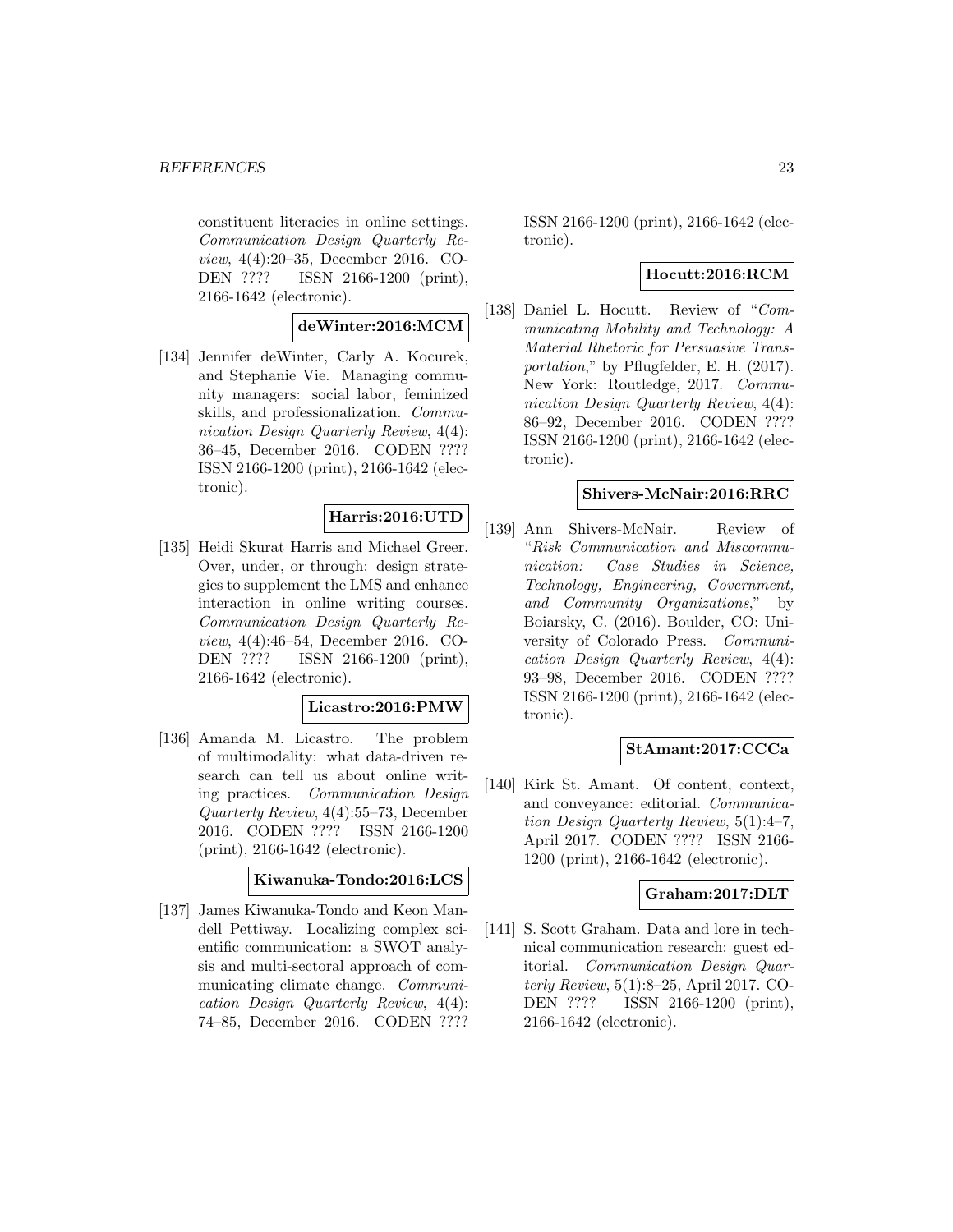constituent literacies in online settings. *Communication Design Quarterly Review*, 4(4):20–35, December 2016. CODEN ???? ISSN 2166-1200 (print), 2166-1642 (electronic).

**deWinter:2016:MCM**

[134] Jennifer deWinter, Carly A. Kocurek, and Stephanie Vie. Managing community managers: social labor, feminized skills, and professionalization. *Communication Design Quarterly Review*, 4(4): 36–45, December 2016. CODEN ???? ISSN 2166-1200 (print), 2166-1642 (electronic).

**Harris:2016:UTD**

[135] Heidi Skurat Harris and Michael Greer. Over, under, or through: design strategies to supplement the LMS and enhance interaction in online writing courses. *Communication Design Quarterly Review*, 4(4):46–54, December 2016. CODEN ???? ISSN 2166-1200 (print), 2166-1642 (electronic).

**Licastro:2016:PMW**

[136] Amanda M. Licastro. The problem of multimodality: what data-driven research can tell us about online writing practices. *Communication Design Quarterly Review*, 4(4):55–73, December 2016. CODEN ???? ISSN 2166-1200 (print), 2166-1642 (electronic).

**Kiwanuka-Tondo:2016:LCS**

[137] James Kiwanuka-Tondo and Keon Mandell Pettiway. Localizing complex scientific communication: a SWOT analysis and multi-sectoral approach of communicating climate change. *Communication Design Quarterly Review*, 4(4): 74–85, December 2016. CODEN ???? ISSN 2166-1200 (print), 2166-1642 (electronic).

**Hocutt:2016:RCM**

[138] Daniel L. Hocutt. Review of "*Communicating Mobility and Technology: A Material Rhetoric for Persuasive Transportation*," by Pflugfelder, E. H. (2017). New York: Routledge, 2017. *Communication Design Quarterly Review*, 4(4): 86–92, December 2016. CODEN ???? ISSN 2166-1200 (print), 2166-1642 (electronic).

**Shivers-McNair:2016:RRC**

[139] Ann Shivers-McNair. Review of "*Risk Communication and Miscommunication: Case Studies in Science, Technology, Engineering, Government, and Community Organizations*," by Boiarsky, C. (2016). Boulder, CO: University of Colorado Press. *Communication Design Quarterly Review*, 4(4): 93–98, December 2016. CODEN ???? ISSN 2166-1200 (print), 2166-1642 (electronic).

**StAmant:2017:CCCa**

[140] Kirk St. Amant. Of content, context, and conveyance: editorial. *Communication Design Quarterly Review*, 5(1):4–7, April 2017. CODEN ???? ISSN 2166-1200 (print), 2166-1642 (electronic).

**Graham:2017:DLT**

[141] S. Scott Graham. Data and lore in technical communication research: guest editorial. *Communication Design Quarterly Review*, 5(1):8–25, April 2017. CODEN ???? ISSN 2166-1200 (print), 2166-1642 (electronic).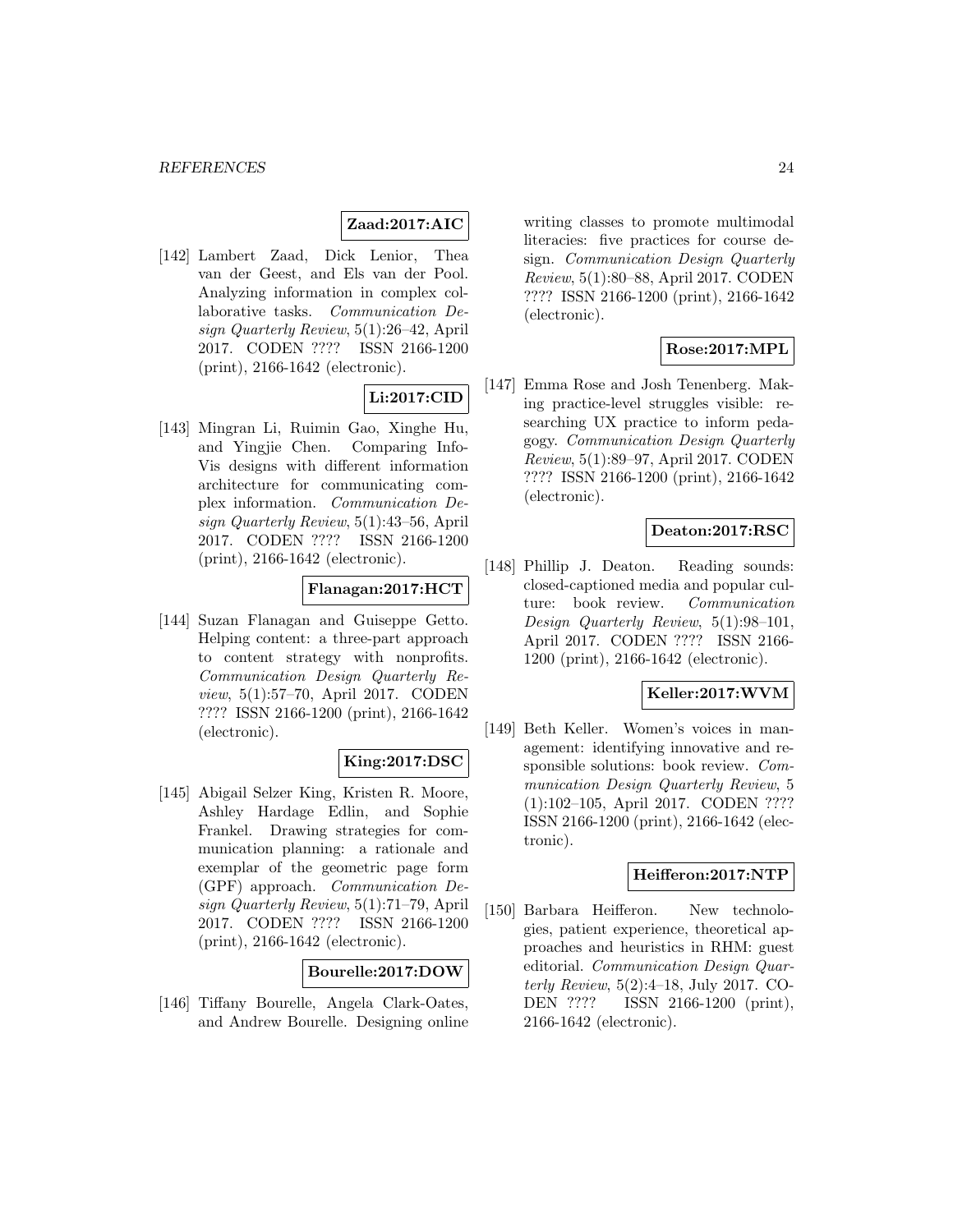**Zaad:2017:AIC**

[142] Lambert Zaad, Dick Lenior, Thea van der Geest, and Els van der Pool. Analyzing information in complex collaborative tasks. *Communication Design Quarterly Review*, 5(1):26–42, April 2017. CODEN ???? ISSN 2166-1200 (print), 2166-1642 (electronic).

**Li:2017:CID**

[143] Mingran Li, Ruimin Gao, Xinghe Hu, and Yingjie Chen. Comparing Info-Vis designs with different information architecture for communicating complex information. *Communication Design Quarterly Review*, 5(1):43–56, April 2017. CODEN ???? ISSN 2166-1200 (print), 2166-1642 (electronic).

**Flanagan:2017:HCT**

[144] Suzan Flanagan and Guiseppe Getto. Helping content: a three-part approach to content strategy with nonprofits. *Communication Design Quarterly Review*, 5(1):57–70, April 2017. CODEN ???? ISSN 2166-1200 (print), 2166-1642 (electronic).

**King:2017:DSC**

[145] Abigail Selzer King, Kristen R. Moore, Ashley Hardage Edlin, and Sophie Frankel. Drawing strategies for communication planning: a rationale and exemplar of the geometric page form (GPF) approach. *Communication Design Quarterly Review*, 5(1):71–79, April 2017. CODEN ???? ISSN 2166-1200 (print), 2166-1642 (electronic).

**Bourelle:2017:DOW**

[146] Tiffany Bourelle, Angela Clark-Oates, and Andrew Bourelle. Designing online writing classes to promote multimodal literacies: five practices for course design. *Communication Design Quarterly Review*, 5(1):80–88, April 2017. CODEN ???? ISSN 2166-1200 (print), 2166-1642 (electronic).

**Rose:2017:MPL**

[147] Emma Rose and Josh Tenenberg. Making practice-level struggles visible: researching UX practice to inform pedagogy. *Communication Design Quarterly Review*, 5(1):89–97, April 2017. CODEN ???? ISSN 2166-1200 (print), 2166-1642 (electronic).

**Deaton:2017:RSC**

[148] Phillip J. Deaton. Reading sounds: closed-captioned media and popular culture: book review. *Communication Design Quarterly Review*, 5(1):98–101, April 2017. CODEN ???? ISSN 2166-1200 (print), 2166-1642 (electronic).

**Keller:2017:WVM**

[149] Beth Keller. Women's voices in management: identifying innovative and responsible solutions: book review. *Communication Design Quarterly Review*, 5 (1):102–105, April 2017. CODEN ???? ISSN 2166-1200 (print), 2166-1642 (electronic).

**Heifferon:2017:NTP**

[150] Barbara Heifferon. New technologies, patient experience, theoretical approaches and heuristics in RHM: guest editorial. *Communication Design Quarterly Review*, 5(2):4–18, July 2017. CODEN ???? ISSN 2166-1200 (print), 2166-1642 (electronic).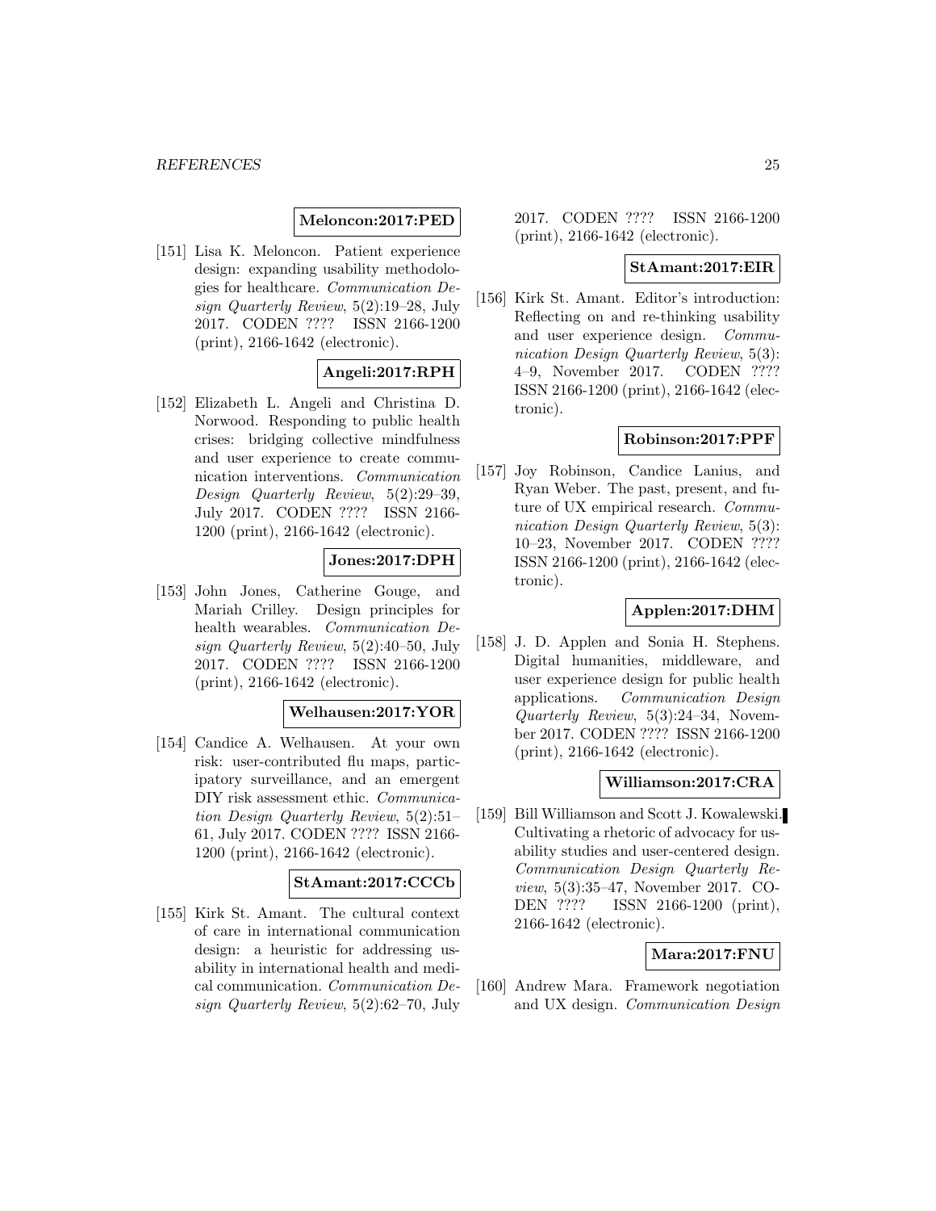**Meloncon:2017:PED**

[151] Lisa K. Meloncon. Patient experience design: expanding usability methodologies for healthcare. *Communication Design Quarterly Review*, 5(2):19–28, July 2017. CODEN ???? ISSN 2166-1200 (print), 2166-1642 (electronic).

**Angeli:2017:RPH**

[152] Elizabeth L. Angeli and Christina D. Norwood. Responding to public health crises: bridging collective mindfulness and user experience to create communication interventions. *Communication Design Quarterly Review*, 5(2):29–39, July 2017. CODEN ???? ISSN 2166-1200 (print), 2166-1642 (electronic).

**Jones:2017:DPH**

[153] John Jones, Catherine Gouge, and Mariah Crilley. Design principles for health wearables. *Communication Design Quarterly Review*, 5(2):40–50, July 2017. CODEN ???? ISSN 2166-1200 (print), 2166-1642 (electronic).

**Welhausen:2017:YOR**

[154] Candice A. Welhausen. At your own risk: user-contributed flu maps, participatory surveillance, and an emergent DIY risk assessment ethic. *Communication Design Quarterly Review*, 5(2):51–61, July 2017. CODEN ???? ISSN 2166-1200 (print), 2166-1642 (electronic).

**StAmant:2017:CCCb**

[155] Kirk St. Amant. The cultural context of care in international communication design: a heuristic for addressing usability in international health and medical communication. *Communication Design Quarterly Review*, 5(2):62–70, July 2017. CODEN ???? ISSN 2166-1200 (print), 2166-1642 (electronic).

**StAmant:2017:EIR**

[156] Kirk St. Amant. Editor's introduction: Reflecting on and re-thinking usability and user experience design. *Communication Design Quarterly Review*, 5(3): 4–9, November 2017. CODEN ???? ISSN 2166-1200 (print), 2166-1642 (electronic).

**Robinson:2017:PPF**

[157] Joy Robinson, Candice Lanius, and Ryan Weber. The past, present, and future of UX empirical research. *Communication Design Quarterly Review*, 5(3): 10–23, November 2017. CODEN ???? ISSN 2166-1200 (print), 2166-1642 (electronic).

**Applen:2017:DHM**

[158] J. D. Applen and Sonia H. Stephens. Digital humanities, middleware, and user experience design for public health applications. *Communication Design Quarterly Review*, 5(3):24–34, November 2017. CODEN ???? ISSN 2166-1200 (print), 2166-1642 (electronic).

**Williamson:2017:CRA**

[159] Bill Williamson and Scott J. Kowalewski. Cultivating a rhetoric of advocacy for usability studies and user-centered design. *Communication Design Quarterly Review*, 5(3):35–47, November 2017. CODEN ???? ISSN 2166-1200 (print), 2166-1642 (electronic).

**Mara:2017:FNU**

[160] Andrew Mara. Framework negotiation and UX design. *Communication Design*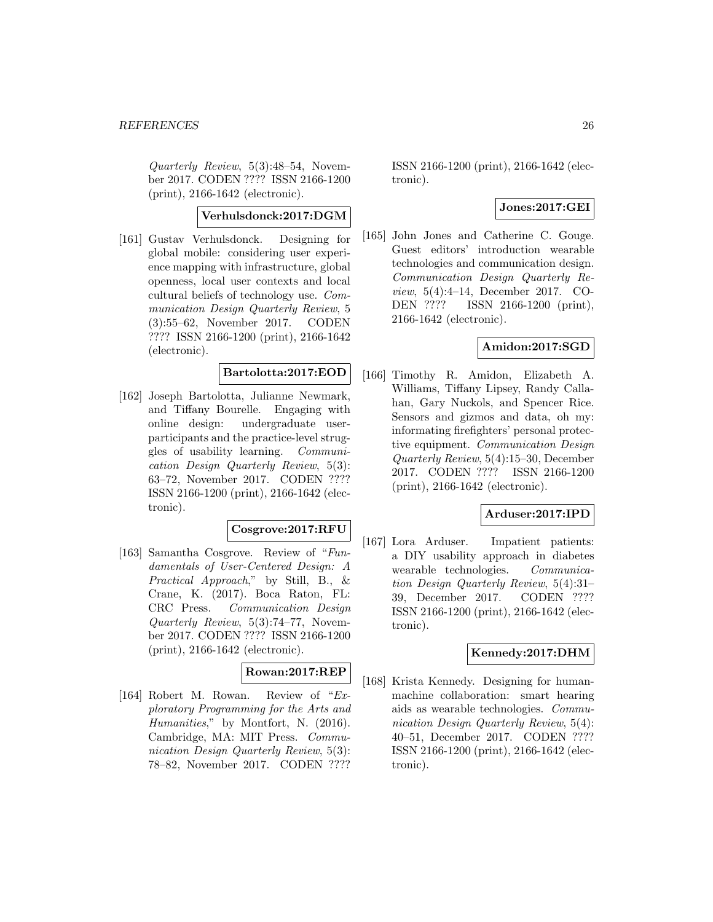*Quarterly Review*, 5(3):48–54, November 2017. CODEN ???? ISSN 2166-1200 (print), 2166-1642 (electronic).

**Verhulsdonck:2017:DGM**

[161] Gustav Verhulsdonck. Designing for global mobile: considering user experience mapping with infrastructure, global openness, local user contexts and local cultural beliefs of technology use. *Communication Design Quarterly Review*, 5 (3):55–62, November 2017. CODEN ???? ISSN 2166-1200 (print), 2166-1642 (electronic).

**Bartolotta:2017:EOD**

[162] Joseph Bartolotta, Julianne Newmark, and Tiffany Bourelle. Engaging with online design: undergraduate user-participants and the practice-level struggles of usability learning. *Communication Design Quarterly Review*, 5(3): 63–72, November 2017. CODEN ???? ISSN 2166-1200 (print), 2166-1642 (electronic).

**Cosgrove:2017:RFU**

[163] Samantha Cosgrove. Review of "*Fundamentals of User-Centered Design: A Practical Approach*," by Still, B., & Crane, K. (2017). Boca Raton, FL: CRC Press. *Communication Design Quarterly Review*, 5(3):74–77, November 2017. CODEN ???? ISSN 2166-1200 (print), 2166-1642 (electronic).

**Rowan:2017:REP**

[164] Robert M. Rowan. Review of "*Exploratory Programming for the Arts and Humanities*," by Montfort, N. (2016). Cambridge, MA: MIT Press. *Communication Design Quarterly Review*, 5(3): 78–82, November 2017. CODEN ???? ISSN 2166-1200 (print), 2166-1642 (electronic).

**Jones:2017:GEI**

[165] John Jones and Catherine C. Gouge. Guest editors' introduction wearable technologies and communication design. *Communication Design Quarterly Review*, 5(4):4–14, December 2017. CODEN ???? ISSN 2166-1200 (print), 2166-1642 (electronic).

**Amidon:2017:SGD**

[166] Timothy R. Amidon, Elizabeth A. Williams, Tiffany Lipsey, Randy Callahan, Gary Nuckols, and Spencer Rice. Sensors and gizmos and data, oh my: informating firefighters' personal protective equipment. *Communication Design Quarterly Review*, 5(4):15–30, December 2017. CODEN ???? ISSN 2166-1200 (print), 2166-1642 (electronic).

**Arduser:2017:IPD**

[167] Lora Arduser. Impatient patients: a DIY usability approach in diabetes wearable technologies. *Communication Design Quarterly Review*, 5(4):31–39, December 2017. CODEN ???? ISSN 2166-1200 (print), 2166-1642 (electronic).

**Kennedy:2017:DHM**

[168] Krista Kennedy. Designing for human-machine collaboration: smart hearing aids as wearable technologies. *Communication Design Quarterly Review*, 5(4): 40–51, December 2017. CODEN ???? ISSN 2166-1200 (print), 2166-1642 (electronic).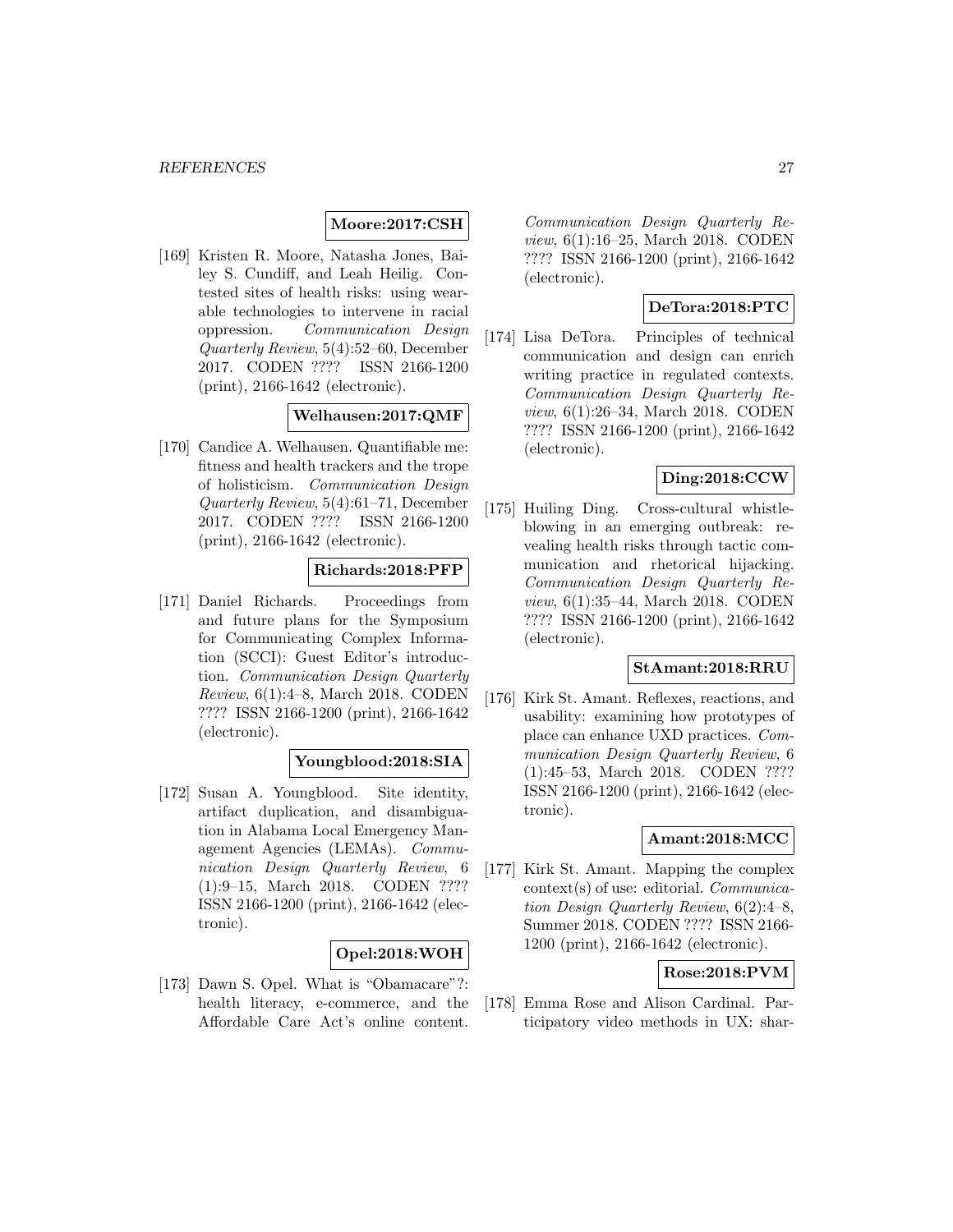**Moore:2017:CSH**

[169] Kristen R. Moore, Natasha Jones, Bailey S. Cundiff, and Leah Heilig. Contested sites of health risks: using wearable technologies to intervene in racial oppression. *Communication Design Quarterly Review*, 5(4):52–60, December 2017. CODEN ???? ISSN 2166-1200 (print), 2166-1642 (electronic).

**Welhausen:2017:QMF**

[170] Candice A. Welhausen. Quantifiable me: fitness and health trackers and the trope of holisticism. *Communication Design Quarterly Review*, 5(4):61–71, December 2017. CODEN ???? ISSN 2166-1200 (print), 2166-1642 (electronic).

**Richards:2018:PFP**

[171] Daniel Richards. Proceedings from and future plans for the Symposium for Communicating Complex Information (SCCI): Guest Editor's introduction. *Communication Design Quarterly Review*, 6(1):4–8, March 2018. CODEN ???? ISSN 2166-1200 (print), 2166-1642 (electronic).

**Youngblood:2018:SIA**

[172] Susan A. Youngblood. Site identity, artifact duplication, and disambiguation in Alabama Local Emergency Management Agencies (LEMAs). *Communication Design Quarterly Review*, 6 (1):9–15, March 2018. CODEN ???? ISSN 2166-1200 (print), 2166-1642 (electronic).

**Opel:2018:WOH**

[173] Dawn S. Opel. What is "Obamacare"?: health literacy, e-commerce, and the Affordable Care Act's online content. *Communication Design Quarterly Review*, 6(1):16–25, March 2018. CODEN ???? ISSN 2166-1200 (print), 2166-1642 (electronic).

**DeTora:2018:PTC**

[174] Lisa DeTora. Principles of technical communication and design can enrich writing practice in regulated contexts. *Communication Design Quarterly Review*, 6(1):26–34, March 2018. CODEN ???? ISSN 2166-1200 (print), 2166-1642 (electronic).

**Ding:2018:CCW**

[175] Huiling Ding. Cross-cultural whistleblowing in an emerging outbreak: revealing health risks through tactic communication and rhetorical hijacking. *Communication Design Quarterly Review*, 6(1):35–44, March 2018. CODEN ???? ISSN 2166-1200 (print), 2166-1642 (electronic).

**StAmant:2018:RRU**

[176] Kirk St. Amant. Reflexes, reactions, and usability: examining how prototypes of place can enhance UXD practices. *Communication Design Quarterly Review*, 6 (1):45–53, March 2018. CODEN ???? ISSN 2166-1200 (print), 2166-1642 (electronic).

**Amant:2018:MCC**

[177] Kirk St. Amant. Mapping the complex context(s) of use: editorial. *Communication Design Quarterly Review*, 6(2):4–8, Summer 2018. CODEN ???? ISSN 2166-1200 (print), 2166-1642 (electronic).

**Rose:2018:PVM**

[178] Emma Rose and Alison Cardinal. Participatory video methods in UX: shar-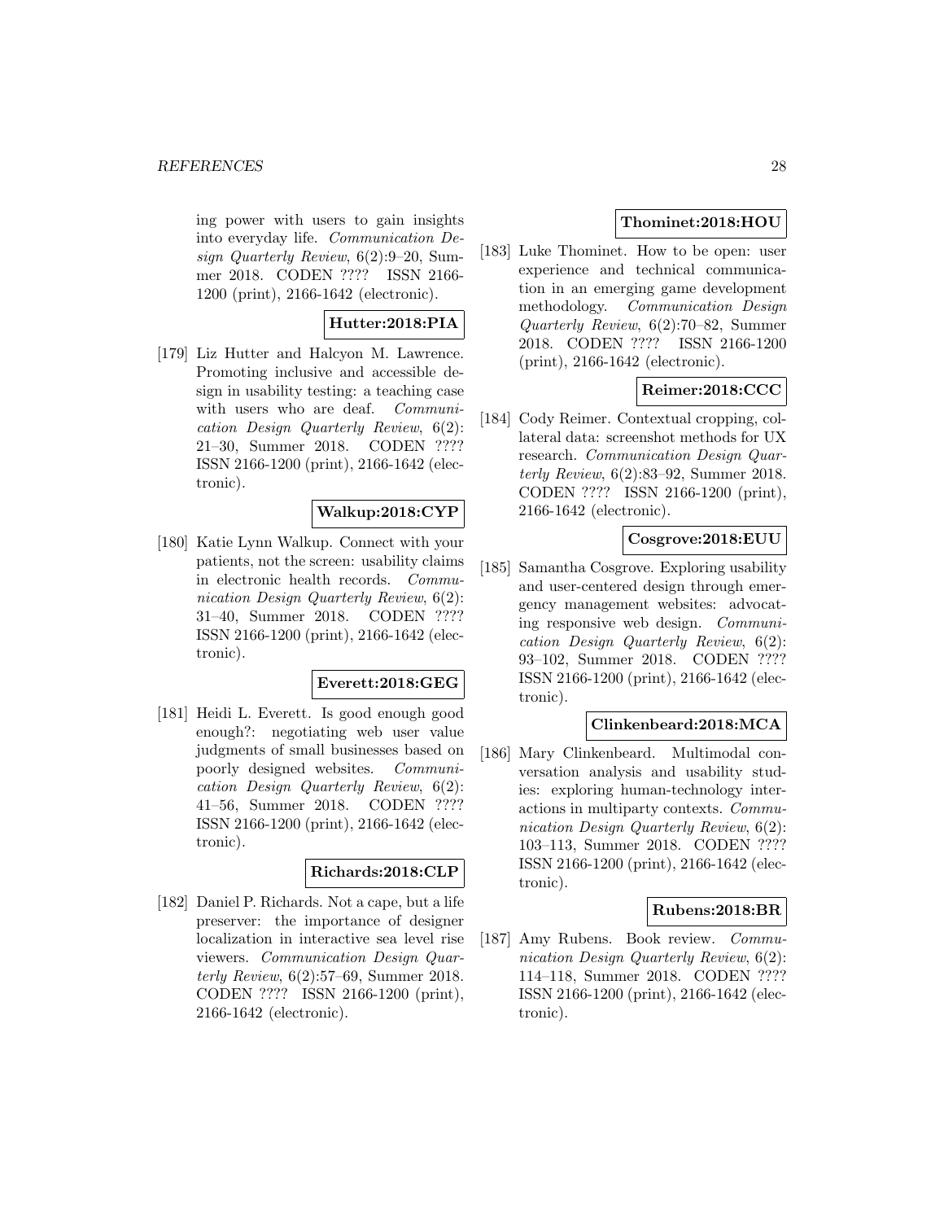ing power with users to gain insights into everyday life. *Communication Design Quarterly Review*, 6(2):9–20, Summer 2018. CODEN ???? ISSN 2166-1200 (print), 2166-1642 (electronic).

**Hutter:2018:PIA**

[179] Liz Hutter and Halcyon M. Lawrence. Promoting inclusive and accessible design in usability testing: a teaching case with users who are deaf. *Communication Design Quarterly Review*, 6(2): 21–30, Summer 2018. CODEN ???? ISSN 2166-1200 (print), 2166-1642 (electronic).

**Walkup:2018:CYP**

[180] Katie Lynn Walkup. Connect with your patients, not the screen: usability claims in electronic health records. *Communication Design Quarterly Review*, 6(2): 31–40, Summer 2018. CODEN ???? ISSN 2166-1200 (print), 2166-1642 (electronic).

**Everett:2018:GEG**

[181] Heidi L. Everett. Is good enough good enough?: negotiating web user value judgments of small businesses based on poorly designed websites. *Communication Design Quarterly Review*, 6(2): 41–56, Summer 2018. CODEN ???? ISSN 2166-1200 (print), 2166-1642 (electronic).

**Richards:2018:CLP**

[182] Daniel P. Richards. Not a cape, but a life preserver: the importance of designer localization in interactive sea level rise viewers. *Communication Design Quarterly Review*, 6(2):57–69, Summer 2018. CODEN ???? ISSN 2166-1200 (print), 2166-1642 (electronic).

**Thominet:2018:HOU**

[183] Luke Thominet. How to be open: user experience and technical communication in an emerging game development methodology. *Communication Design Quarterly Review*, 6(2):70–82, Summer 2018. CODEN ???? ISSN 2166-1200 (print), 2166-1642 (electronic).

**Reimer:2018:CCC**

[184] Cody Reimer. Contextual cropping, collateral data: screenshot methods for UX research. *Communication Design Quarterly Review*, 6(2):83–92, Summer 2018. CODEN ???? ISSN 2166-1200 (print), 2166-1642 (electronic).

**Cosgrove:2018:EUU**

[185] Samantha Cosgrove. Exploring usability and user-centered design through emergency management websites: advocating responsive web design. *Communication Design Quarterly Review*, 6(2): 93–102, Summer 2018. CODEN ???? ISSN 2166-1200 (print), 2166-1642 (electronic).

**Clinkenbeard:2018:MCA**

[186] Mary Clinkenbeard. Multimodal conversation analysis and usability studies: exploring human-technology interactions in multiparty contexts. *Communication Design Quarterly Review*, 6(2): 103–113, Summer 2018. CODEN ???? ISSN 2166-1200 (print), 2166-1642 (electronic).

**Rubens:2018:BR**

[187] Amy Rubens. Book review. *Communication Design Quarterly Review*, 6(2): 114–118, Summer 2018. CODEN ???? ISSN 2166-1200 (print), 2166-1642 (electronic).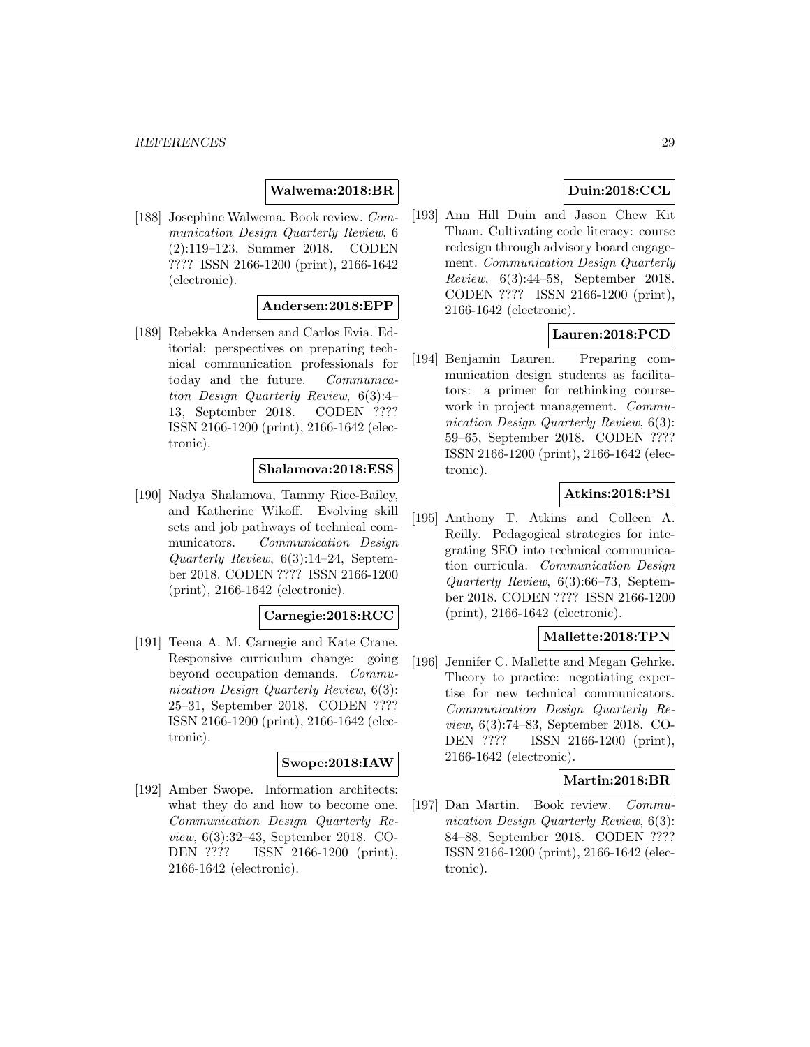**Walwema:2018:BR**

[188] Josephine Walwema. Book review. *Communication Design Quarterly Review*, 6 (2):119–123, Summer 2018. CODEN ???? ISSN 2166-1200 (print), 2166-1642 (electronic).

**Andersen:2018:EPP**

[189] Rebekka Andersen and Carlos Evia. Editorial: perspectives on preparing technical communication professionals for today and the future. *Communication Design Quarterly Review*, 6(3):4–13, September 2018. CODEN ???? ISSN 2166-1200 (print), 2166-1642 (electronic).

**Shalamova:2018:ESS**

[190] Nadya Shalamova, Tammy Rice-Bailey, and Katherine Wikoff. Evolving skill sets and job pathways of technical communicators. *Communication Design Quarterly Review*, 6(3):14–24, September 2018. CODEN ???? ISSN 2166-1200 (print), 2166-1642 (electronic).

**Carnegie:2018:RCC**

[191] Teena A. M. Carnegie and Kate Crane. Responsive curriculum change: going beyond occupation demands. *Communication Design Quarterly Review*, 6(3): 25–31, September 2018. CODEN ???? ISSN 2166-1200 (print), 2166-1642 (electronic).

**Swope:2018:IAW**

[192] Amber Swope. Information architects: what they do and how to become one. *Communication Design Quarterly Review*, 6(3):32–43, September 2018. CODEN ???? ISSN 2166-1200 (print), 2166-1642 (electronic).

**Duin:2018:CCL**

[193] Ann Hill Duin and Jason Chew Kit Tham. Cultivating code literacy: course redesign through advisory board engagement. *Communication Design Quarterly Review*, 6(3):44–58, September 2018. CODEN ???? ISSN 2166-1200 (print), 2166-1642 (electronic).

**Lauren:2018:PCD**

[194] Benjamin Lauren. Preparing communication design students as facilitators: a primer for rethinking coursework in project management. *Communication Design Quarterly Review*, 6(3): 59–65, September 2018. CODEN ???? ISSN 2166-1200 (print), 2166-1642 (electronic).

**Atkins:2018:PSI**

[195] Anthony T. Atkins and Colleen A. Reilly. Pedagogical strategies for integrating SEO into technical communication curricula. *Communication Design Quarterly Review*, 6(3):66–73, September 2018. CODEN ???? ISSN 2166-1200 (print), 2166-1642 (electronic).

**Mallette:2018:TPN**

[196] Jennifer C. Mallette and Megan Gehrke. Theory to practice: negotiating expertise for new technical communicators. *Communication Design Quarterly Review*, 6(3):74–83, September 2018. CODEN ???? ISSN 2166-1200 (print), 2166-1642 (electronic).

**Martin:2018:BR**

[197] Dan Martin. Book review. *Communication Design Quarterly Review*, 6(3): 84–88, September 2018. CODEN ???? ISSN 2166-1200 (print), 2166-1642 (electronic).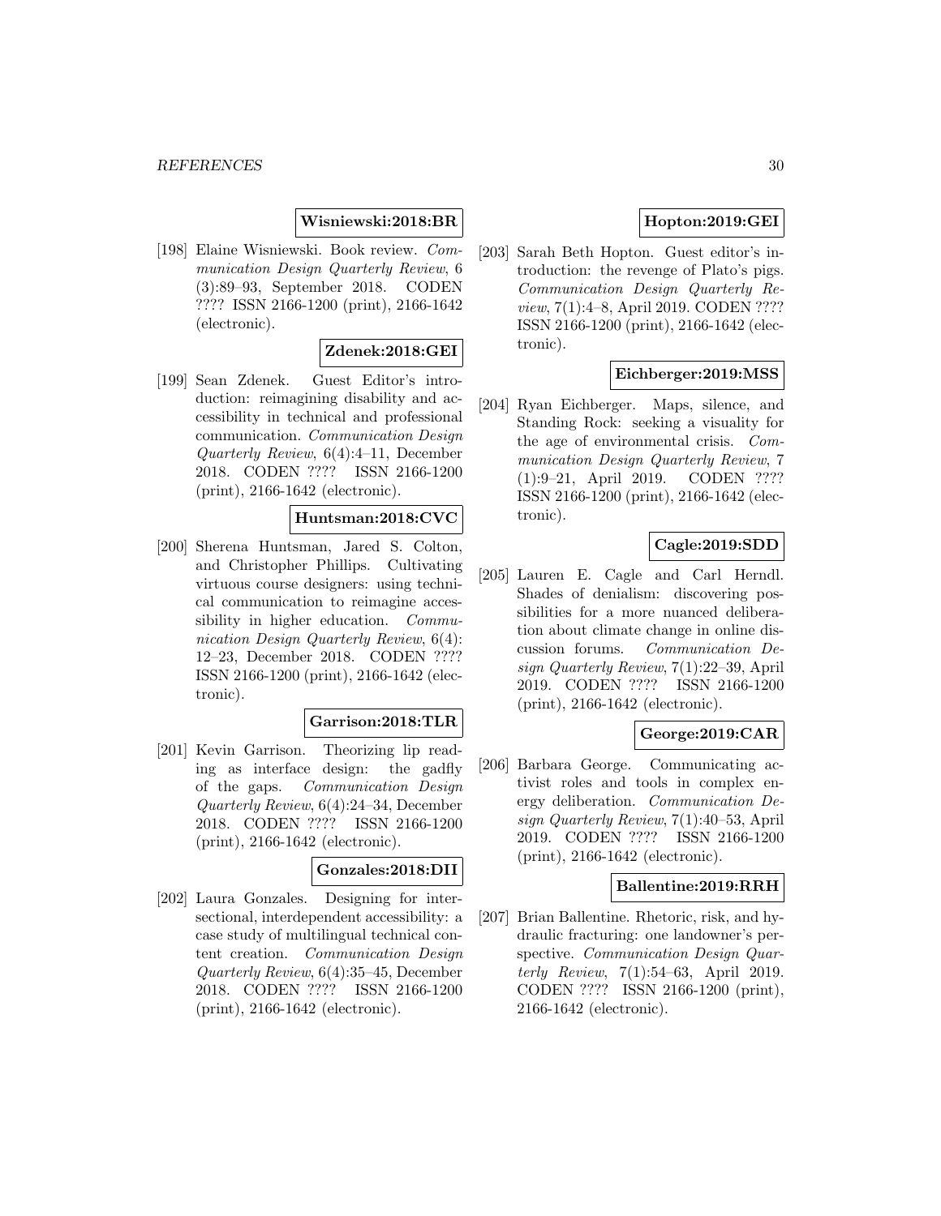**Wisniewski:2018:BR**

[198] Elaine Wisniewski. Book review. *Communication Design Quarterly Review*, 6 (3):89–93, September 2018. CODEN ???? ISSN 2166-1200 (print), 2166-1642 (electronic).

**Zdenek:2018:GEI**

[199] Sean Zdenek. Guest Editor's introduction: reimagining disability and accessibility in technical and professional communication. *Communication Design Quarterly Review*, 6(4):4–11, December 2018. CODEN ???? ISSN 2166-1200 (print), 2166-1642 (electronic).

**Huntsman:2018:CVC**

[200] Sherena Huntsman, Jared S. Colton, and Christopher Phillips. Cultivating virtuous course designers: using technical communication to reimagine accessibility in higher education. *Communication Design Quarterly Review*, 6(4): 12–23, December 2018. CODEN ???? ISSN 2166-1200 (print), 2166-1642 (electronic).

**Garrison:2018:TLR**

[201] Kevin Garrison. Theorizing lip reading as interface design: the gadfly of the gaps. *Communication Design Quarterly Review*, 6(4):24–34, December 2018. CODEN ???? ISSN 2166-1200 (print), 2166-1642 (electronic).

**Gonzales:2018:DII**

[202] Laura Gonzales. Designing for intersectional, interdependent accessibility: a case study of multilingual technical content creation. *Communication Design Quarterly Review*, 6(4):35–45, December 2018. CODEN ???? ISSN 2166-1200 (print), 2166-1642 (electronic).

**Hopton:2019:GEI**

[203] Sarah Beth Hopton. Guest editor's introduction: the revenge of Plato's pigs. *Communication Design Quarterly Review*, 7(1):4–8, April 2019. CODEN ???? ISSN 2166-1200 (print), 2166-1642 (electronic).

**Eichberger:2019:MSS**

[204] Ryan Eichberger. Maps, silence, and Standing Rock: seeking a visuality for the age of environmental crisis. *Communication Design Quarterly Review*, 7 (1):9–21, April 2019. CODEN ???? ISSN 2166-1200 (print), 2166-1642 (electronic).

**Cagle:2019:SDD**

[205] Lauren E. Cagle and Carl Herndl. Shades of denialism: discovering possibilities for a more nuanced deliberation about climate change in online discussion forums. *Communication Design Quarterly Review*, 7(1):22–39, April 2019. CODEN ???? ISSN 2166-1200 (print), 2166-1642 (electronic).

**George:2019:CAR**

[206] Barbara George. Communicating activist roles and tools in complex energy deliberation. *Communication Design Quarterly Review*, 7(1):40–53, April 2019. CODEN ???? ISSN 2166-1200 (print), 2166-1642 (electronic).

**Ballentine:2019:RRH**

[207] Brian Ballentine. Rhetoric, risk, and hydraulic fracturing: one landowner's perspective. *Communication Design Quarterly Review*, 7(1):54–63, April 2019. CODEN ???? ISSN 2166-1200 (print), 2166-1642 (electronic).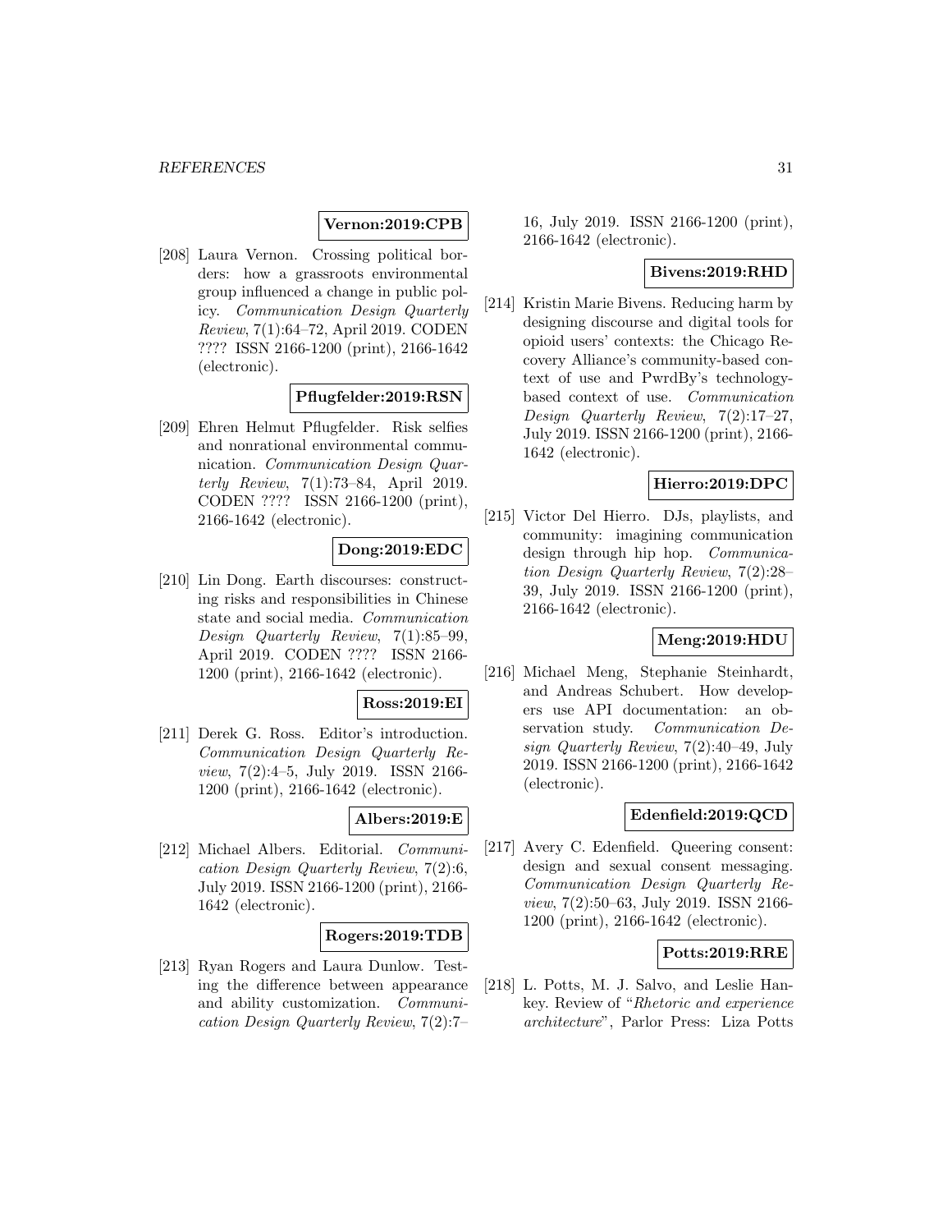**Vernon:2019:CPB**

[208] Laura Vernon. Crossing political borders: how a grassroots environmental group influenced a change in public policy. *Communication Design Quarterly Review*, 7(1):64–72, April 2019. CODEN ???? ISSN 2166-1200 (print), 2166-1642 (electronic).

**Pflugfelder:2019:RSN**

[209] Ehren Helmut Pflugfelder. Risk selfies and nonrational environmental communication. *Communication Design Quarterly Review*, 7(1):73–84, April 2019. CODEN ???? ISSN 2166-1200 (print), 2166-1642 (electronic).

**Dong:2019:EDC**

[210] Lin Dong. Earth discourses: constructing risks and responsibilities in Chinese state and social media. *Communication Design Quarterly Review*, 7(1):85–99, April 2019. CODEN ???? ISSN 2166-1200 (print), 2166-1642 (electronic).

**Ross:2019:EI**

[211] Derek G. Ross. Editor's introduction. *Communication Design Quarterly Review*, 7(2):4–5, July 2019. ISSN 2166-1200 (print), 2166-1642 (electronic).

**Albers:2019:E**

[212] Michael Albers. Editorial. *Communication Design Quarterly Review*, 7(2):6, July 2019. ISSN 2166-1200 (print), 2166-1642 (electronic).

**Rogers:2019:TDB**

[213] Ryan Rogers and Laura Dunlow. Testing the difference between appearance and ability customization. *Communication Design Quarterly Review*, 7(2):7–16, July 2019. ISSN 2166-1200 (print), 2166-1642 (electronic).

**Bivens:2019:RHD**

[214] Kristin Marie Bivens. Reducing harm by designing discourse and digital tools for opioid users' contexts: the Chicago Recovery Alliance's community-based context of use and PwrdBy's technology-based context of use. *Communication Design Quarterly Review*, 7(2):17–27, July 2019. ISSN 2166-1200 (print), 2166-1642 (electronic).

**Hierro:2019:DPC**

[215] Victor Del Hierro. DJs, playlists, and community: imagining communication design through hip hop. *Communication Design Quarterly Review*, 7(2):28–39, July 2019. ISSN 2166-1200 (print), 2166-1642 (electronic).

**Meng:2019:HDU**

[216] Michael Meng, Stephanie Steinhardt, and Andreas Schubert. How developers use API documentation: an observation study. *Communication Design Quarterly Review*, 7(2):40–49, July 2019. ISSN 2166-1200 (print), 2166-1642 (electronic).

**Edenfield:2019:QCD**

[217] Avery C. Edenfield. Queering consent: design and sexual consent messaging. *Communication Design Quarterly Review*, 7(2):50–63, July 2019. ISSN 2166-1200 (print), 2166-1642 (electronic).

**Potts:2019:RRE**

[218] L. Potts, M. J. Salvo, and Leslie Hankey. Review of "*Rhetoric and experience architecture*", Parlor Press: Liza Potts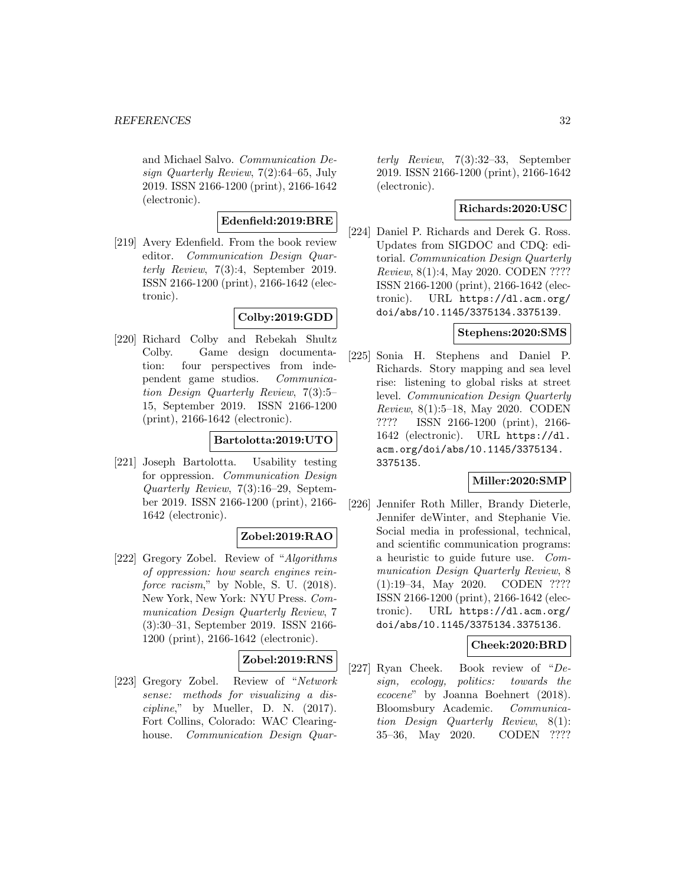and Michael Salvo. *Communication Design Quarterly Review*, 7(2):64–65, July 2019. ISSN 2166-1200 (print), 2166-1642 (electronic).

**Edenfield:2019:BRE**

[219] Avery Edenfield. From the book review editor. *Communication Design Quarterly Review*, 7(3):4, September 2019. ISSN 2166-1200 (print), 2166-1642 (electronic).

**Colby:2019:GDD**

[220] Richard Colby and Rebekah Shultz Colby. Game design documentation: four perspectives from independent game studios. *Communication Design Quarterly Review*, 7(3):5–15, September 2019. ISSN 2166-1200 (print), 2166-1642 (electronic).

**Bartolotta:2019:UTO**

[221] Joseph Bartolotta. Usability testing for oppression. *Communication Design Quarterly Review*, 7(3):16–29, September 2019. ISSN 2166-1200 (print), 2166-1642 (electronic).

**Zobel:2019:RAO**

[222] Gregory Zobel. Review of "*Algorithms of oppression: how search engines reinforce racism*," by Noble, S. U. (2018). New York, New York: NYU Press. *Communication Design Quarterly Review*, 7 (3):30–31, September 2019. ISSN 2166-1200 (print), 2166-1642 (electronic).

**Zobel:2019:RNS**

[223] Gregory Zobel. Review of "*Network sense: methods for visualizing a discipline*," by Mueller, D. N. (2017). Fort Collins, Colorado: WAC Clearinghouse. *Communication Design Quarterly Review*, 7(3):32–33, September 2019. ISSN 2166-1200 (print), 2166-1642 (electronic).

**Richards:2020:USC**

[224] Daniel P. Richards and Derek G. Ross. Updates from SIGDOC and CDQ: editorial. *Communication Design Quarterly Review*, 8(1):4, May 2020. CODEN ???? ISSN 2166-1200 (print), 2166-1642 (electronic). URL `https://dl.acm.org/doi/abs/10.1145/3375134.3375139`.

**Stephens:2020:SMS**

[225] Sonia H. Stephens and Daniel P. Richards. Story mapping and sea level rise: listening to global risks at street level. *Communication Design Quarterly Review*, 8(1):5–18, May 2020. CODEN ???? ISSN 2166-1200 (print), 2166-1642 (electronic). URL `https://dl.acm.org/doi/abs/10.1145/3375134.3375135`.

**Miller:2020:SMP**

[226] Jennifer Roth Miller, Brandy Dieterle, Jennifer deWinter, and Stephanie Vie. Social media in professional, technical, and scientific communication programs: a heuristic to guide future use. *Communication Design Quarterly Review*, 8 (1):19–34, May 2020. CODEN ???? ISSN 2166-1200 (print), 2166-1642 (electronic). URL `https://dl.acm.org/doi/abs/10.1145/3375134.3375136`.

**Cheek:2020:BRD**

[227] Ryan Cheek. Book review of "*Design, ecology, politics: towards the ecocene*" by Joanna Boehnert (2018). Bloomsbury Academic. *Communication Design Quarterly Review*, 8(1): 35–36, May 2020. CODEN ????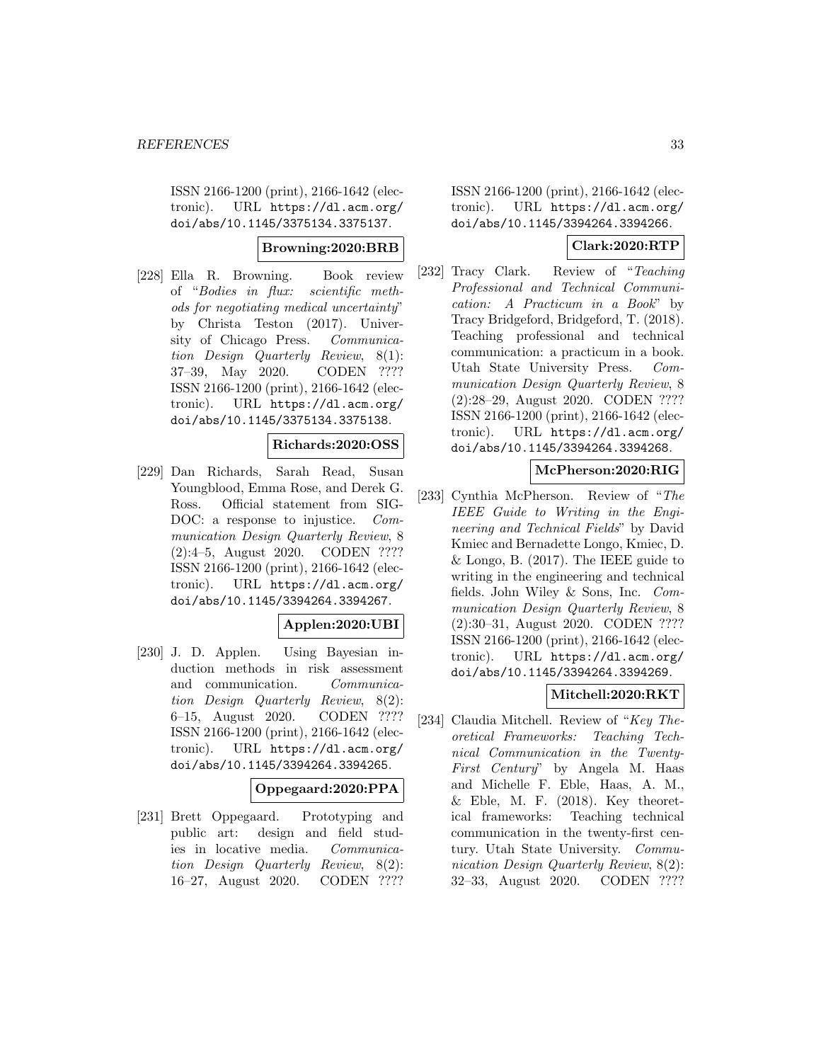ISSN 2166-1200 (print), 2166-1642 (electronic). URL https://dl.acm.org/doi/abs/10.1145/3375134.3375137.

**Browning:2020:BRB**

[228] Ella R. Browning. Book review of "*Bodies in flux: scientific methods for negotiating medical uncertainty*" by Christa Teston (2017). University of Chicago Press. *Communication Design Quarterly Review*, 8(1): 37–39, May 2020. CODEN ???? ISSN 2166-1200 (print), 2166-1642 (electronic). URL https://dl.acm.org/doi/abs/10.1145/3375134.3375138.

**Richards:2020:OSS**

[229] Dan Richards, Sarah Read, Susan Youngblood, Emma Rose, and Derek G. Ross. Official statement from SIGDOC: a response to injustice. *Communication Design Quarterly Review*, 8 (2):4–5, August 2020. CODEN ???? ISSN 2166-1200 (print), 2166-1642 (electronic). URL https://dl.acm.org/doi/abs/10.1145/3394264.3394267.

**Applen:2020:UBI**

[230] J. D. Applen. Using Bayesian induction methods in risk assessment and communication. *Communication Design Quarterly Review*, 8(2): 6–15, August 2020. CODEN ???? ISSN 2166-1200 (print), 2166-1642 (electronic). URL https://dl.acm.org/doi/abs/10.1145/3394264.3394265.

**Oppegaard:2020:PPA**

[231] Brett Oppegaard. Prototyping and public art: design and field studies in locative media. *Communication Design Quarterly Review*, 8(2): 16–27, August 2020. CODEN ???? ISSN 2166-1200 (print), 2166-1642 (electronic). URL https://dl.acm.org/doi/abs/10.1145/3394264.3394266.

**Clark:2020:RTP**

[232] Tracy Clark. Review of "*Teaching Professional and Technical Communication: A Practicum in a Book*" by Tracy Bridgeford, Bridgeford, T. (2018). Teaching professional and technical communication: a practicum in a book. Utah State University Press. *Communication Design Quarterly Review*, 8 (2):28–29, August 2020. CODEN ???? ISSN 2166-1200 (print), 2166-1642 (electronic). URL https://dl.acm.org/doi/abs/10.1145/3394264.3394268.

**McPherson:2020:RIG**

[233] Cynthia McPherson. Review of "*The IEEE Guide to Writing in the Engineering and Technical Fields*" by David Kmiec and Bernadette Longo, Kmiec, D. & Longo, B. (2017). The IEEE guide to writing in the engineering and technical fields. John Wiley & Sons, Inc. *Communication Design Quarterly Review*, 8 (2):30–31, August 2020. CODEN ???? ISSN 2166-1200 (print), 2166-1642 (electronic). URL https://dl.acm.org/doi/abs/10.1145/3394264.3394269.

**Mitchell:2020:RKT**

[234] Claudia Mitchell. Review of "*Key Theoretical Frameworks: Teaching Technical Communication in the Twenty-First Century*" by Angela M. Haas and Michelle F. Eble, Haas, A. M., & Eble, M. F. (2018). Key theoretical frameworks: Teaching technical communication in the twenty-first century. Utah State University. *Communication Design Quarterly Review*, 8(2): 32–33, August 2020. CODEN ????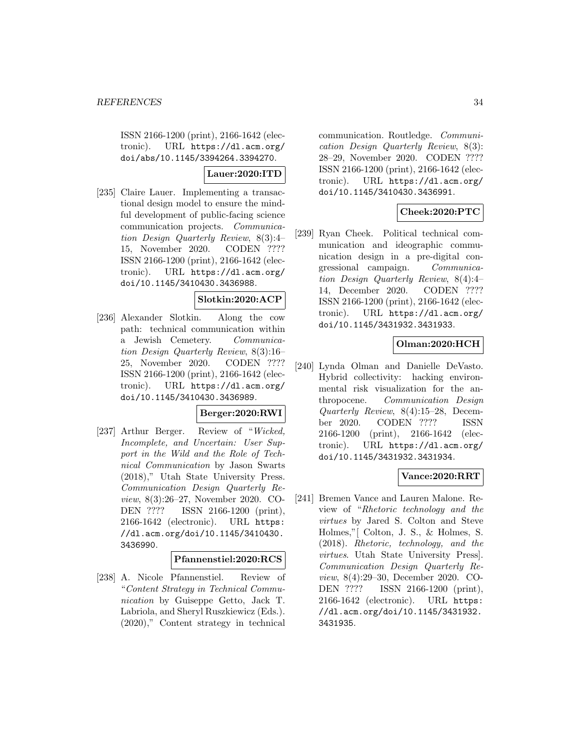ISSN 2166-1200 (print), 2166-1642 (electronic). URL https://dl.acm.org/doi/abs/10.1145/3394264.3394270.

**Lauer:2020:ITD**

[235] Claire Lauer. Implementing a transactional design model to ensure the mindful development of public-facing science communication projects. *Communication Design Quarterly Review*, 8(3):4–15, November 2020. CODEN ???? ISSN 2166-1200 (print), 2166-1642 (electronic). URL https://dl.acm.org/doi/10.1145/3410430.3436988.

**Slotkin:2020:ACP**

[236] Alexander Slotkin. Along the cow path: technical communication within a Jewish Cemetery. *Communication Design Quarterly Review*, 8(3):16–25, November 2020. CODEN ???? ISSN 2166-1200 (print), 2166-1642 (electronic). URL https://dl.acm.org/doi/10.1145/3410430.3436989.

**Berger:2020:RWI**

[237] Arthur Berger. Review of "*Wicked, Incomplete, and Uncertain: User Support in the Wild and the Role of Technical Communication* by Jason Swarts (2018)," Utah State University Press. *Communication Design Quarterly Review*, 8(3):26–27, November 2020. CODEN ???? ISSN 2166-1200 (print), 2166-1642 (electronic). URL https://dl.acm.org/doi/10.1145/3410430.3436990.

**Pfannenstiel:2020:RCS**

[238] A. Nicole Pfannenstiel. Review of "*Content Strategy in Technical Communication* by Guiseppe Getto, Jack T. Labriola, and Sheryl Ruszkiewicz (Eds.). (2020)," Content strategy in technical communication. Routledge. *Communication Design Quarterly Review*, 8(3):28–29, November 2020. CODEN ???? ISSN 2166-1200 (print), 2166-1642 (electronic). URL https://dl.acm.org/doi/10.1145/3410430.3436991.

**Cheek:2020:PTC**

[239] Ryan Cheek. Political technical communication and ideographic communication design in a pre-digital congressional campaign. *Communication Design Quarterly Review*, 8(4):4–14, December 2020. CODEN ???? ISSN 2166-1200 (print), 2166-1642 (electronic). URL https://dl.acm.org/doi/10.1145/3431932.3431933.

**Olman:2020:HCH**

[240] Lynda Olman and Danielle DeVasto. Hybrid collectivity: hacking environmental risk visualization for the anthropocene. *Communication Design Quarterly Review*, 8(4):15–28, December 2020. CODEN ???? ISSN 2166-1200 (print), 2166-1642 (electronic). URL https://dl.acm.org/doi/10.1145/3431932.3431934.

**Vance:2020:RRT**

[241] Bremen Vance and Lauren Malone. Review of "*Rhetoric technology and the virtues* by Jared S. Colton and Steve Holmes,"[ Colton, J. S., & Holmes, S. (2018). *Rhetoric, technology, and the virtues*. Utah State University Press]. *Communication Design Quarterly Review*, 8(4):29–30, December 2020. CODEN ???? ISSN 2166-1200 (print), 2166-1642 (electronic). URL https://dl.acm.org/doi/10.1145/3431932.3431935.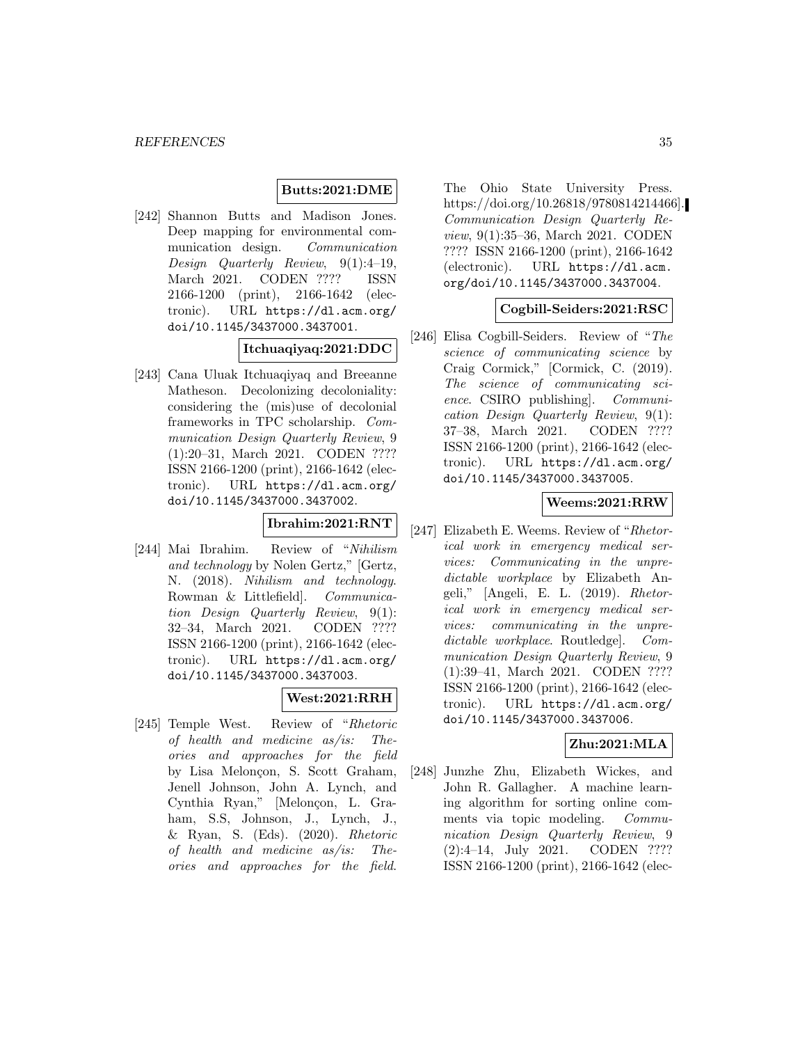**Butts:2021:DME**

[242] Shannon Butts and Madison Jones. Deep mapping for environmental communication design. *Communication Design Quarterly Review*, 9(1):4–19, March 2021. CODEN ???? ISSN 2166-1200 (print), 2166-1642 (electronic). URL `https://dl.acm.org/doi/10.1145/3437000.3437001`.

**Itchuaqiyaq:2021:DDC**

[243] Cana Uluak Itchuaqiyaq and Breeanne Matheson. Decolonizing decoloniality: considering the (mis)use of decolonial frameworks in TPC scholarship. *Communication Design Quarterly Review*, 9 (1):20–31, March 2021. CODEN ???? ISSN 2166-1200 (print), 2166-1642 (electronic). URL `https://dl.acm.org/doi/10.1145/3437000.3437002`.

**Ibrahim:2021:RNT**

[244] Mai Ibrahim. Review of "*Nihilism and technology* by Nolen Gertz," [Gertz, N. (2018). *Nihilism and technology*. Rowman & Littlefield]. *Communication Design Quarterly Review*, 9(1): 32–34, March 2021. CODEN ???? ISSN 2166-1200 (print), 2166-1642 (electronic). URL `https://dl.acm.org/doi/10.1145/3437000.3437003`.

**West:2021:RRH**

[245] Temple West. Review of "*Rhetoric of health and medicine as/is: Theories and approaches for the field* by Lisa Melonçon, S. Scott Graham, Jenell Johnson, John A. Lynch, and Cynthia Ryan," [Melonçon, L. Graham, S.S, Johnson, J., Lynch, J., & Ryan, S. (Eds). (2020). *Rhetoric of health and medicine as/is: Theories and approaches for the field*. The Ohio State University Press. https://doi.org/10.26818/9780814214466]. *Communication Design Quarterly Review*, 9(1):35–36, March 2021. CODEN ???? ISSN 2166-1200 (print), 2166-1642 (electronic). URL `https://dl.acm.org/doi/10.1145/3437000.3437004`.

**Cogbill-Seiders:2021:RSC**

[246] Elisa Cogbill-Seiders. Review of "*The science of communicating science* by Craig Cormick," [Cormick, C. (2019). *The science of communicating science*. CSIRO publishing]. *Communication Design Quarterly Review*, 9(1): 37–38, March 2021. CODEN ???? ISSN 2166-1200 (print), 2166-1642 (electronic). URL `https://dl.acm.org/doi/10.1145/3437000.3437005`.

**Weems:2021:RRW**

[247] Elizabeth E. Weems. Review of "*Rhetorical work in emergency medical services: Communicating in the unpredictable workplace* by Elizabeth Angeli," [Angeli, E. L. (2019). *Rhetorical work in emergency medical services: communicating in the unpredictable workplace*. Routledge]. *Communication Design Quarterly Review*, 9 (1):39–41, March 2021. CODEN ???? ISSN 2166-1200 (print), 2166-1642 (electronic). URL `https://dl.acm.org/doi/10.1145/3437000.3437006`.

**Zhu:2021:MLA**

[248] Junzhe Zhu, Elizabeth Wickes, and John R. Gallagher. A machine learning algorithm for sorting online comments via topic modeling. *Communication Design Quarterly Review*, 9 (2):4–14, July 2021. CODEN ???? ISSN 2166-1200 (print), 2166-1642 (elec-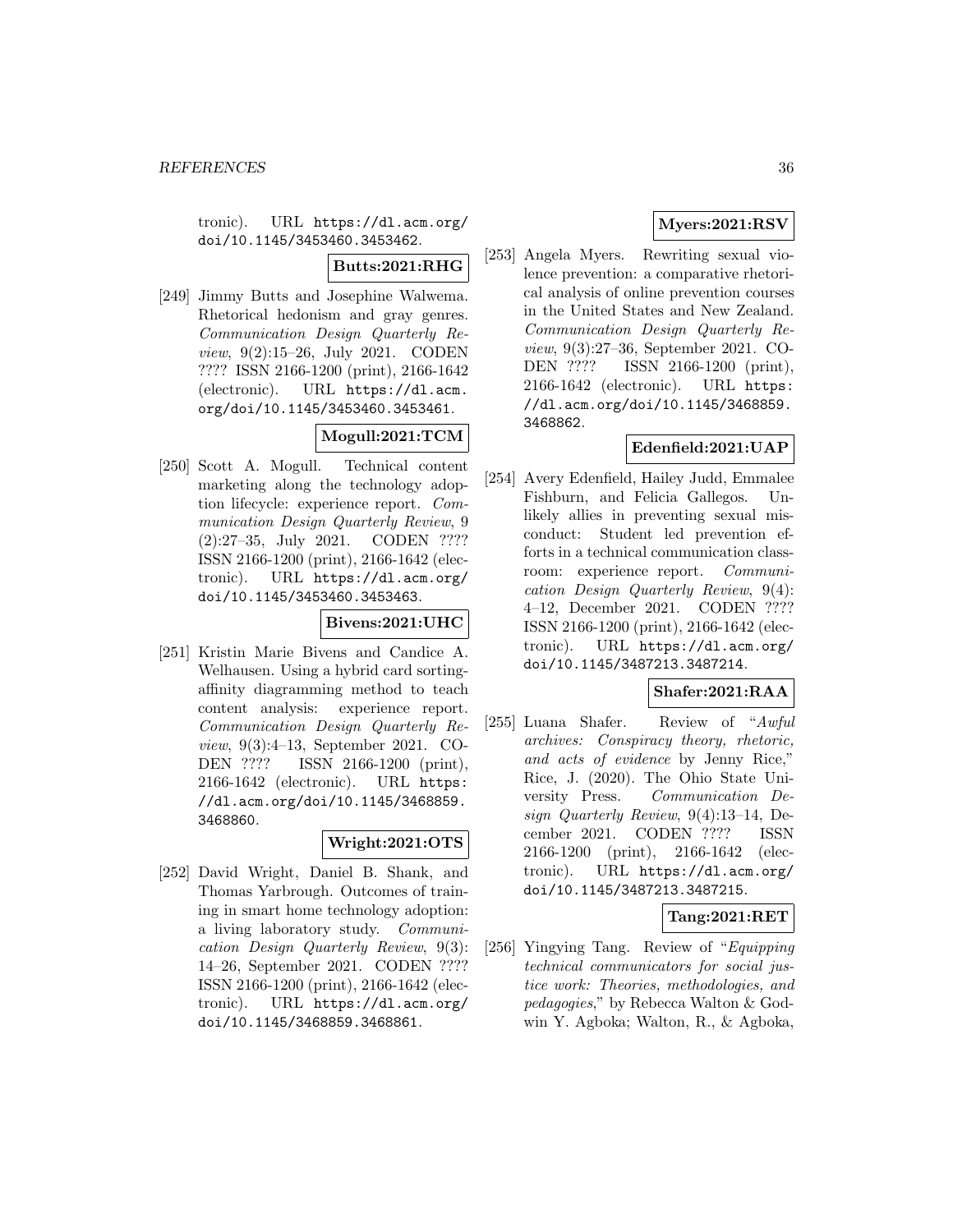tronic). URL https://dl.acm.org/doi/10.1145/3453460.3453462.

**Butts:2021:RHG**

[249] Jimmy Butts and Josephine Walwema. Rhetorical hedonism and gray genres. *Communication Design Quarterly Review*, 9(2):15–26, July 2021. CODEN ???? ISSN 2166-1200 (print), 2166-1642 (electronic). URL https://dl.acm.org/doi/10.1145/3453460.3453461.

**Mogull:2021:TCM**

[250] Scott A. Mogull. Technical content marketing along the technology adoption lifecycle: experience report. *Communication Design Quarterly Review*, 9 (2):27–35, July 2021. CODEN ???? ISSN 2166-1200 (print), 2166-1642 (electronic). URL https://dl.acm.org/doi/10.1145/3453460.3453463.

**Bivens:2021:UHC**

[251] Kristin Marie Bivens and Candice A. Welhausen. Using a hybrid card sorting-affinity diagramming method to teach content analysis: experience report. *Communication Design Quarterly Review*, 9(3):4–13, September 2021. CODEN ???? ISSN 2166-1200 (print), 2166-1642 (electronic). URL https://dl.acm.org/doi/10.1145/3468859.3468860.

**Wright:2021:OTS**

[252] David Wright, Daniel B. Shank, and Thomas Yarbrough. Outcomes of training in smart home technology adoption: a living laboratory study. *Communication Design Quarterly Review*, 9(3): 14–26, September 2021. CODEN ???? ISSN 2166-1200 (print), 2166-1642 (electronic). URL https://dl.acm.org/doi/10.1145/3468859.3468861.

**Myers:2021:RSV**

[253] Angela Myers. Rewriting sexual violence prevention: a comparative rhetorical analysis of online prevention courses in the United States and New Zealand. *Communication Design Quarterly Review*, 9(3):27–36, September 2021. CODEN ???? ISSN 2166-1200 (print), 2166-1642 (electronic). URL https://dl.acm.org/doi/10.1145/3468859.3468862.

**Edenfield:2021:UAP**

[254] Avery Edenfield, Hailey Judd, Emmalee Fishburn, and Felicia Gallegos. Unlikely allies in preventing sexual misconduct: Student led prevention efforts in a technical communication classroom: experience report. *Communication Design Quarterly Review*, 9(4): 4–12, December 2021. CODEN ???? ISSN 2166-1200 (print), 2166-1642 (electronic). URL https://dl.acm.org/doi/10.1145/3487213.3487214.

**Shafer:2021:RAA**

[255] Luana Shafer. Review of "*Awful archives: Conspiracy theory, rhetoric, and acts of evidence* by Jenny Rice," Rice, J. (2020). The Ohio State University Press. *Communication Design Quarterly Review*, 9(4):13–14, December 2021. CODEN ???? ISSN 2166-1200 (print), 2166-1642 (electronic). URL https://dl.acm.org/doi/10.1145/3487213.3487215.

**Tang:2021:RET**

[256] Yingying Tang. Review of "*Equipping technical communicators for social justice work: Theories, methodologies, and pedagogies*," by Rebecca Walton & Godwin Y. Agboka; Walton, R., & Agboka,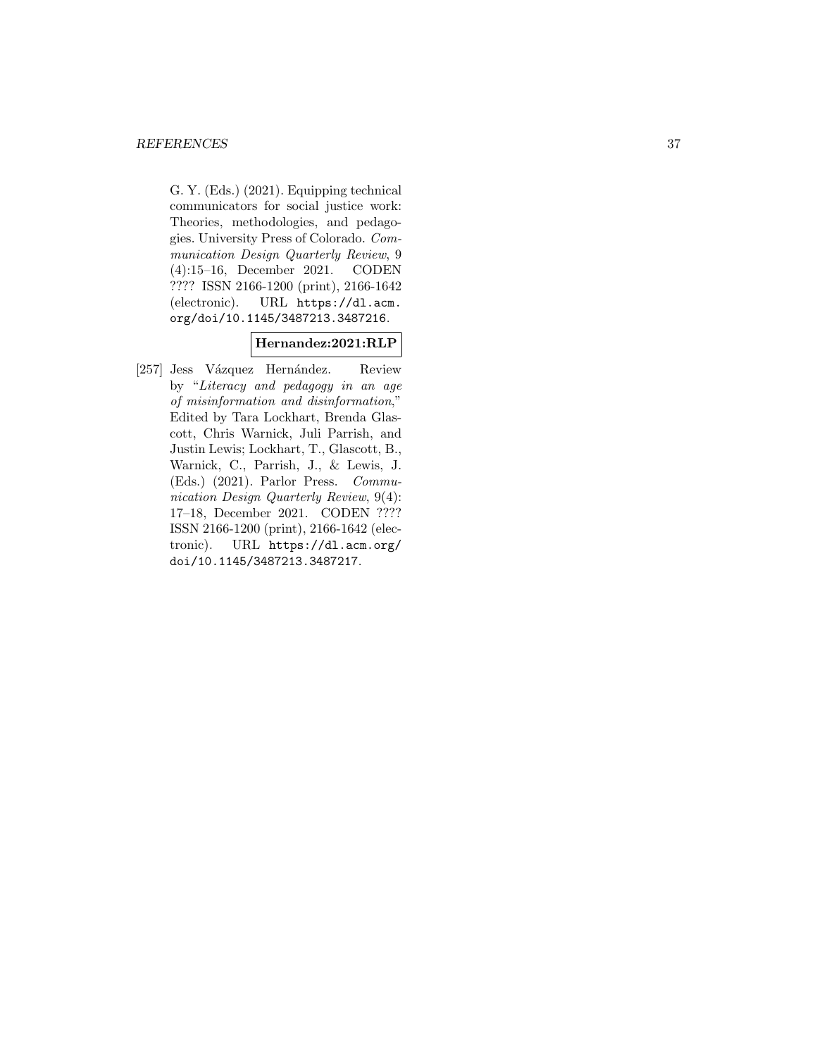G. Y. (Eds.) (2021). Equipping technical communicators for social justice work: Theories, methodologies, and pedagogies. University Press of Colorado. *Communication Design Quarterly Review*, 9 (4):15–16, December 2021. CODEN ???? ISSN 2166-1200 (print), 2166-1642 (electronic). URL `https://dl.acm.org/doi/10.1145/3487213.3487216`.

**Hernandez:2021:RLP**

[257] Jess Vázquez Hernández. Review by "*Literacy and pedagogy in an age of misinformation and disinformation*," Edited by Tara Lockhart, Brenda Glascott, Chris Warnick, Juli Parrish, and Justin Lewis; Lockhart, T., Glascott, B., Warnick, C., Parrish, J., & Lewis, J. (Eds.) (2021). Parlor Press. *Communication Design Quarterly Review*, 9(4): 17–18, December 2021. CODEN ???? ISSN 2166-1200 (print), 2166-1642 (electronic). URL `https://dl.acm.org/doi/10.1145/3487213.3487217`.